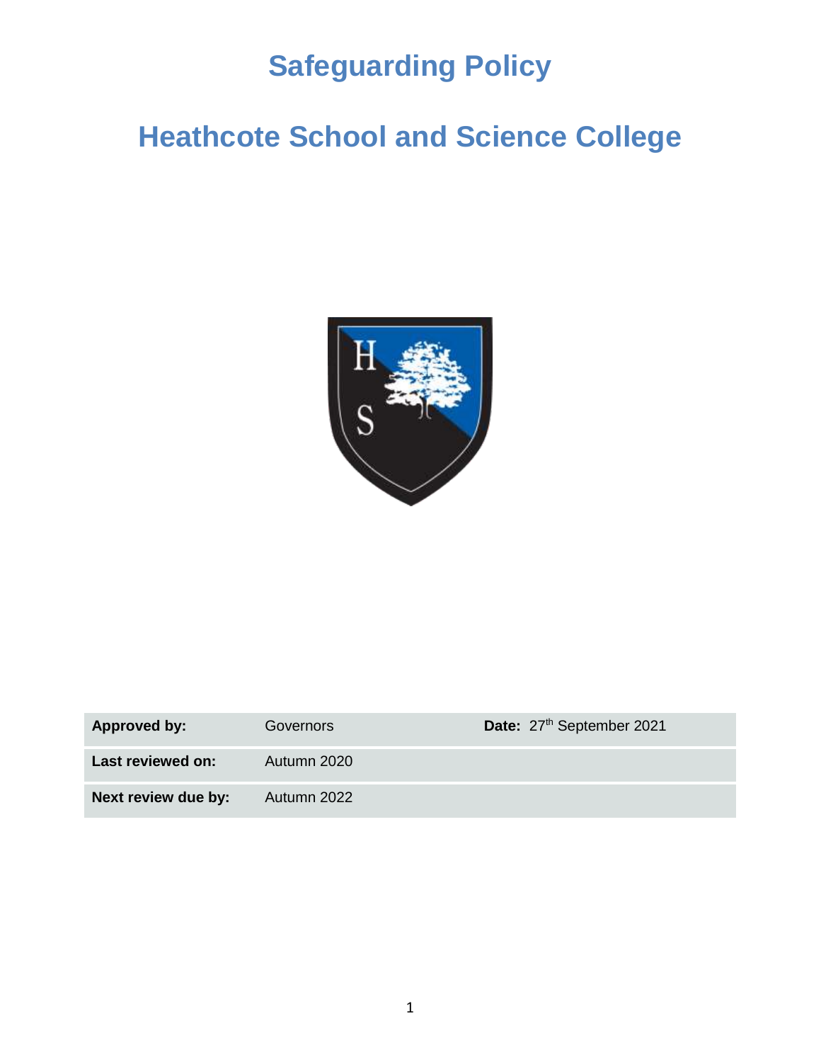# Safeguarding Policy

# Heathcote School and Science College

| Approved by: | Governors | Date: 27th September 2021 |
|---|---|---|
| Last reviewed on: | Autumn 2020 | |
| Next review due by: | Autumn 2022 | |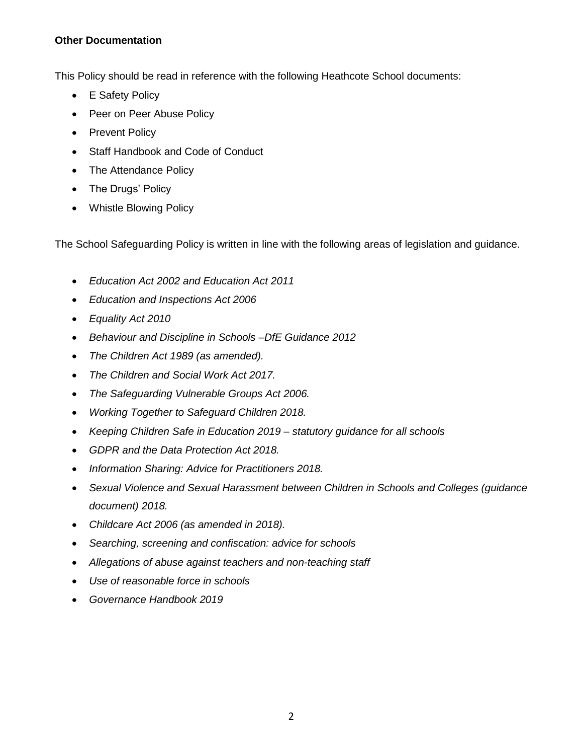**Other Documentation**

This Policy should be read in reference with the following Heathcote School documents:

- E Safety Policy
- Peer on Peer Abuse Policy
- Prevent Policy
- Staff Handbook and Code of Conduct
- The Attendance Policy
- The Drugs' Policy
- Whistle Blowing Policy

The School Safeguarding Policy is written in line with the following areas of legislation and guidance.

- *Education Act 2002 and Education Act 2011*
- *Education and Inspections Act 2006*
- *Equality Act 2010*
- *Behaviour and Discipline in Schools –DfE Guidance 2012*
- *The Children Act 1989 (as amended).*
- *The Children and Social Work Act 2017.*
- *The Safeguarding Vulnerable Groups Act 2006.*
- *Working Together to Safeguard Children 2018.*
- *Keeping Children Safe in Education 2019 – statutory guidance for all schools*
- *GDPR and the Data Protection Act 2018.*
- *Information Sharing: Advice for Practitioners 2018.*
- *Sexual Violence and Sexual Harassment between Children in Schools and Colleges (guidance document) 2018.*
- *Childcare Act 2006 (as amended in 2018).*
- *Searching, screening and confiscation: advice for schools*
- *Allegations of abuse against teachers and non-teaching staff*
- *Use of reasonable force in schools*
- *Governance Handbook 2019*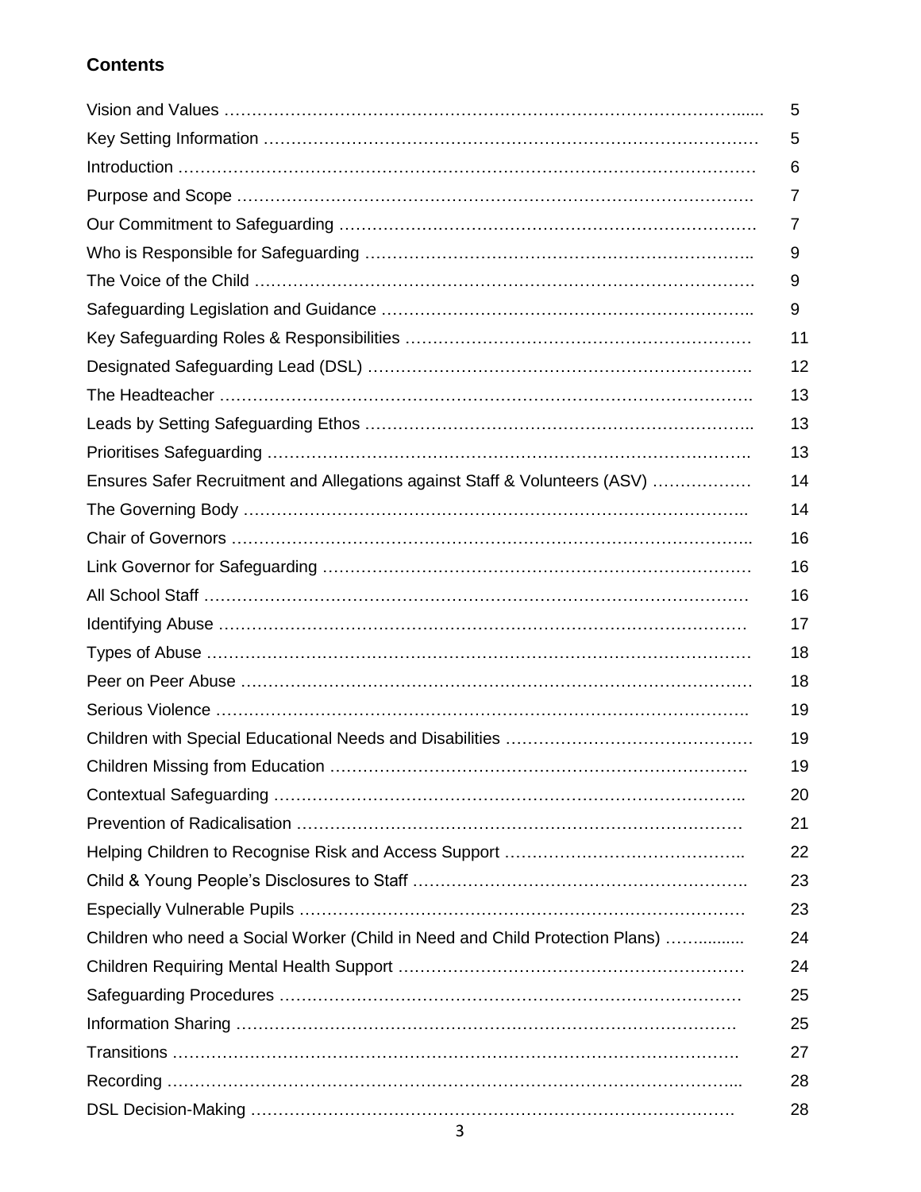## Contents

| | |
|---|---|
| Vision and Values | 5 |
| Key Setting Information | 5 |
| Introduction | 6 |
| Purpose and Scope | 7 |
| Our Commitment to Safeguarding | 7 |
| Who is Responsible for Safeguarding | 9 |
| The Voice of the Child | 9 |
| Safeguarding Legislation and Guidance | 9 |
| Key Safeguarding Roles & Responsibilities | 11 |
| Designated Safeguarding Lead (DSL) | 12 |
| The Headteacher | 13 |
| Leads by Setting Safeguarding Ethos | 13 |
| Prioritises Safeguarding | 13 |
| Ensures Safer Recruitment and Allegations against Staff & Volunteers (ASV) | 14 |
| The Governing Body | 14 |
| Chair of Governors | 16 |
| Link Governor for Safeguarding | 16 |
| All School Staff | 16 |
| Identifying Abuse | 17 |
| Types of Abuse | 18 |
| Peer on Peer Abuse | 18 |
| Serious Violence | 19 |
| Children with Special Educational Needs and Disabilities | 19 |
| Children Missing from Education | 19 |
| Contextual Safeguarding | 20 |
| Prevention of Radicalisation | 21 |
| Helping Children to Recognise Risk and Access Support | 22 |
| Child & Young People's Disclosures to Staff | 23 |
| Especially Vulnerable Pupils | 23 |
| Children who need a Social Worker (Child in Need and Child Protection Plans) | 24 |
| Children Requiring Mental Health Support | 24 |
| Safeguarding Procedures | 25 |
| Information Sharing | 25 |
| Transitions | 27 |
| Recording | 28 |
| DSL Decision-Making | 28 |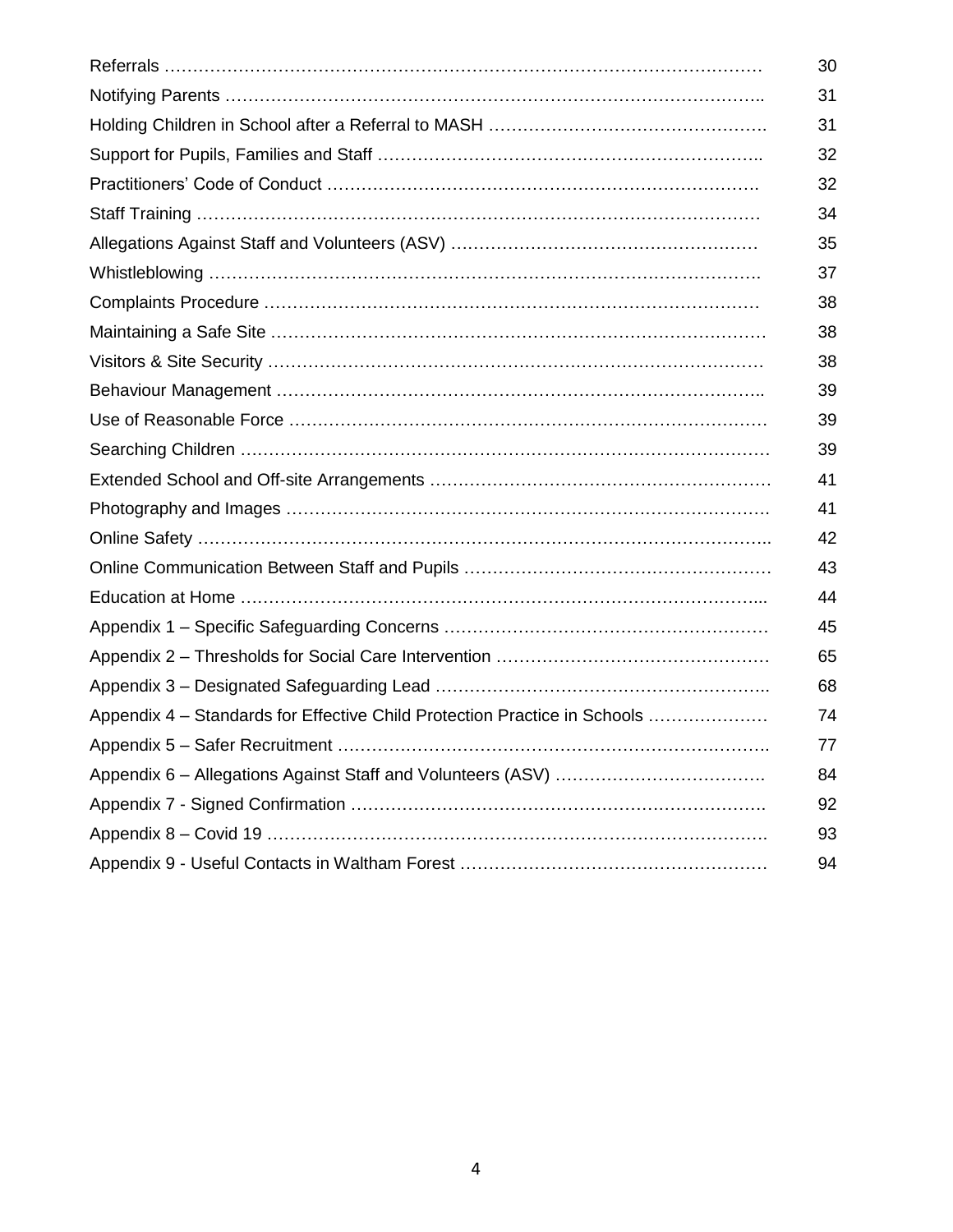| | |
|---|---|
| Referrals ……………………………………………………………………………………………… | 30 |
| Notifying Parents …………………………………………………………………………………….. | 31 |
| Holding Children in School after a Referral to MASH …………………………………………. | 31 |
| Support for Pupils, Families and Staff ………………………………………………………….. | 32 |
| Practitioners' Code of Conduct ………………………………………………………………. | 32 |
| Staff Training ………………………………………………………………………………………. | 34 |
| Allegations Against Staff and Volunteers (ASV) ……………………………………………… | 35 |
| Whistleblowing …………………………………………………………………………………. | 37 |
| Complaints Procedure …………………………………………………………………………… | 38 |
| Maintaining a Safe Site …………………………………………………………………………… | 38 |
| Visitors & Site Security …………………………………………………………………………… | 38 |
| Behaviour Management ………………………………………………………………………….. | 39 |
| Use of Reasonable Force ………………………………………………………………………… | 39 |
| Searching Children ………………………………………………………………………………… | 39 |
| Extended School and Off-site Arrangements …………………………………………………… | 41 |
| Photography and Images …………………………………………………………………………. | 41 |
| Online Safety ………………………………………………………………………………………... | 42 |
| Online Communication Between Staff and Pupils ……………………………………………… | 43 |
| Education at Home ……………………………………………………………………………….... | 44 |
| Appendix 1 – Specific Safeguarding Concerns ………………………………………………… | 45 |
| Appendix 2 – Thresholds for Social Care Intervention ………………………………………… | 65 |
| Appendix 3 – Designated Safeguarding Lead ………………………………………………….. | 68 |
| Appendix 4 – Standards for Effective Child Protection Practice in Schools ………………… | 74 |
| Appendix 5 – Safer Recruitment …………………………………………………………………. | 77 |
| Appendix 6 – Allegations Against Staff and Volunteers (ASV) ………………………………. | 84 |
| Appendix 7 - Signed Confirmation ………………………………………………………………. | 92 |
| Appendix 8 – Covid 19 ……………………………………………………………………………. | 93 |
| Appendix 9 - Useful Contacts in Waltham Forest ……………………………………………… | 94 |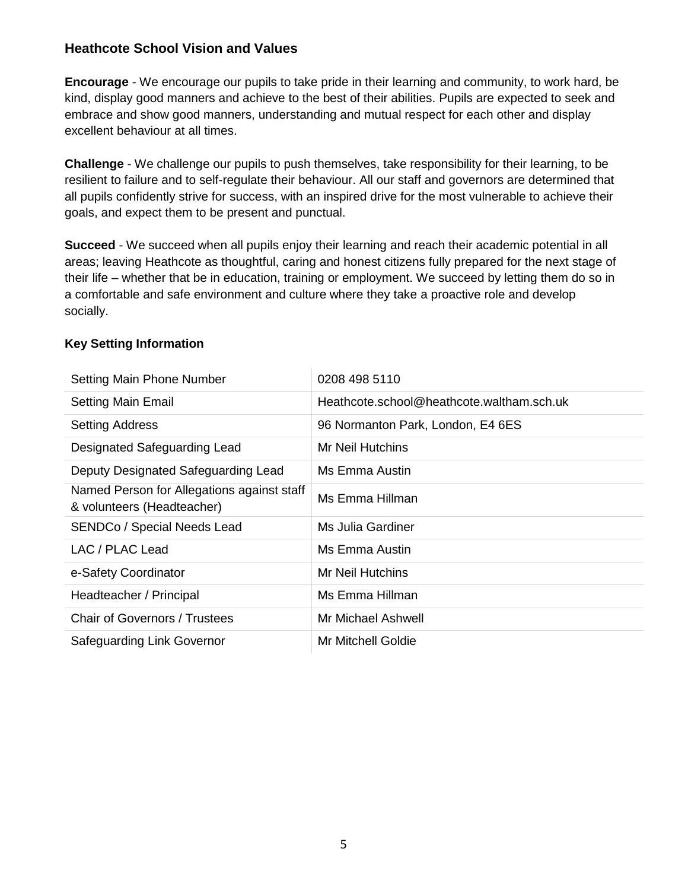## Heathcote School Vision and Values

**Encourage** - We encourage our pupils to take pride in their learning and community, to work hard, be kind, display good manners and achieve to the best of their abilities. Pupils are expected to seek and embrace and show good manners, understanding and mutual respect for each other and display excellent behaviour at all times.

**Challenge** - We challenge our pupils to push themselves, take responsibility for their learning, to be resilient to failure and to self-regulate their behaviour. All our staff and governors are determined that all pupils confidently strive for success, with an inspired drive for the most vulnerable to achieve their goals, and expect them to be present and punctual.

**Succeed** - We succeed when all pupils enjoy their learning and reach their academic potential in all areas; leaving Heathcote as thoughtful, caring and honest citizens fully prepared for the next stage of their life – whether that be in education, training or employment. We succeed by letting them do so in a comfortable and safe environment and culture where they take a proactive role and develop socially.

### Key Setting Information

| | |
|---|---|
| Setting Main Phone Number | 0208 498 5110 |
| Setting Main Email | Heathcote.school@heathcote.waltham.sch.uk |
| Setting Address | 96 Normanton Park, London, E4 6ES |
| Designated Safeguarding Lead | Mr Neil Hutchins |
| Deputy Designated Safeguarding Lead | Ms Emma Austin |
| Named Person for Allegations against staff & volunteers (Headteacher) | Ms Emma Hillman |
| SENDCo / Special Needs Lead | Ms Julia Gardiner |
| LAC / PLAC Lead | Ms Emma Austin |
| e-Safety Coordinator | Mr Neil Hutchins |
| Headteacher / Principal | Ms Emma Hillman |
| Chair of Governors / Trustees | Mr Michael Ashwell |
| Safeguarding Link Governor | Mr Mitchell Goldie |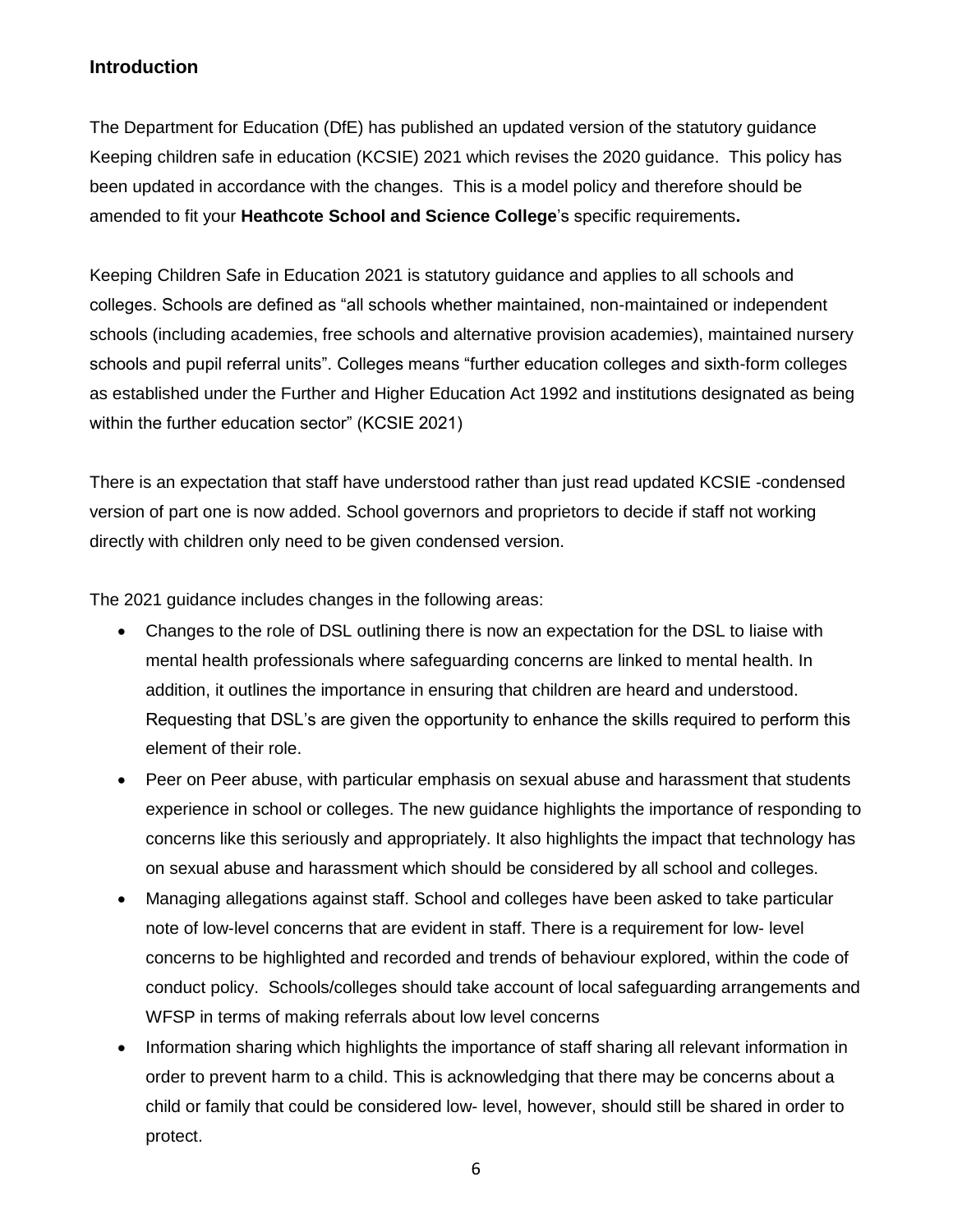## Introduction

The Department for Education (DfE) has published an updated version of the statutory guidance Keeping children safe in education (KCSIE) 2021 which revises the 2020 guidance. This policy has been updated in accordance with the changes. This is a model policy and therefore should be amended to fit your **Heathcote School and Science College**'s specific requirements**.**

Keeping Children Safe in Education 2021 is statutory guidance and applies to all schools and colleges. Schools are defined as "all schools whether maintained, non-maintained or independent schools (including academies, free schools and alternative provision academies), maintained nursery schools and pupil referral units". Colleges means "further education colleges and sixth-form colleges as established under the Further and Higher Education Act 1992 and institutions designated as being within the further education sector" (KCSIE 2021)

There is an expectation that staff have understood rather than just read updated KCSIE -condensed version of part one is now added. School governors and proprietors to decide if staff not working directly with children only need to be given condensed version.

The 2021 guidance includes changes in the following areas:

- Changes to the role of DSL outlining there is now an expectation for the DSL to liaise with mental health professionals where safeguarding concerns are linked to mental health. In addition, it outlines the importance in ensuring that children are heard and understood. Requesting that DSL's are given the opportunity to enhance the skills required to perform this element of their role.
- Peer on Peer abuse, with particular emphasis on sexual abuse and harassment that students experience in school or colleges. The new guidance highlights the importance of responding to concerns like this seriously and appropriately. It also highlights the impact that technology has on sexual abuse and harassment which should be considered by all school and colleges.
- Managing allegations against staff. School and colleges have been asked to take particular note of low-level concerns that are evident in staff. There is a requirement for low- level concerns to be highlighted and recorded and trends of behaviour explored, within the code of conduct policy. Schools/colleges should take account of local safeguarding arrangements and WFSP in terms of making referrals about low level concerns
- Information sharing which highlights the importance of staff sharing all relevant information in order to prevent harm to a child. This is acknowledging that there may be concerns about a child or family that could be considered low- level, however, should still be shared in order to protect.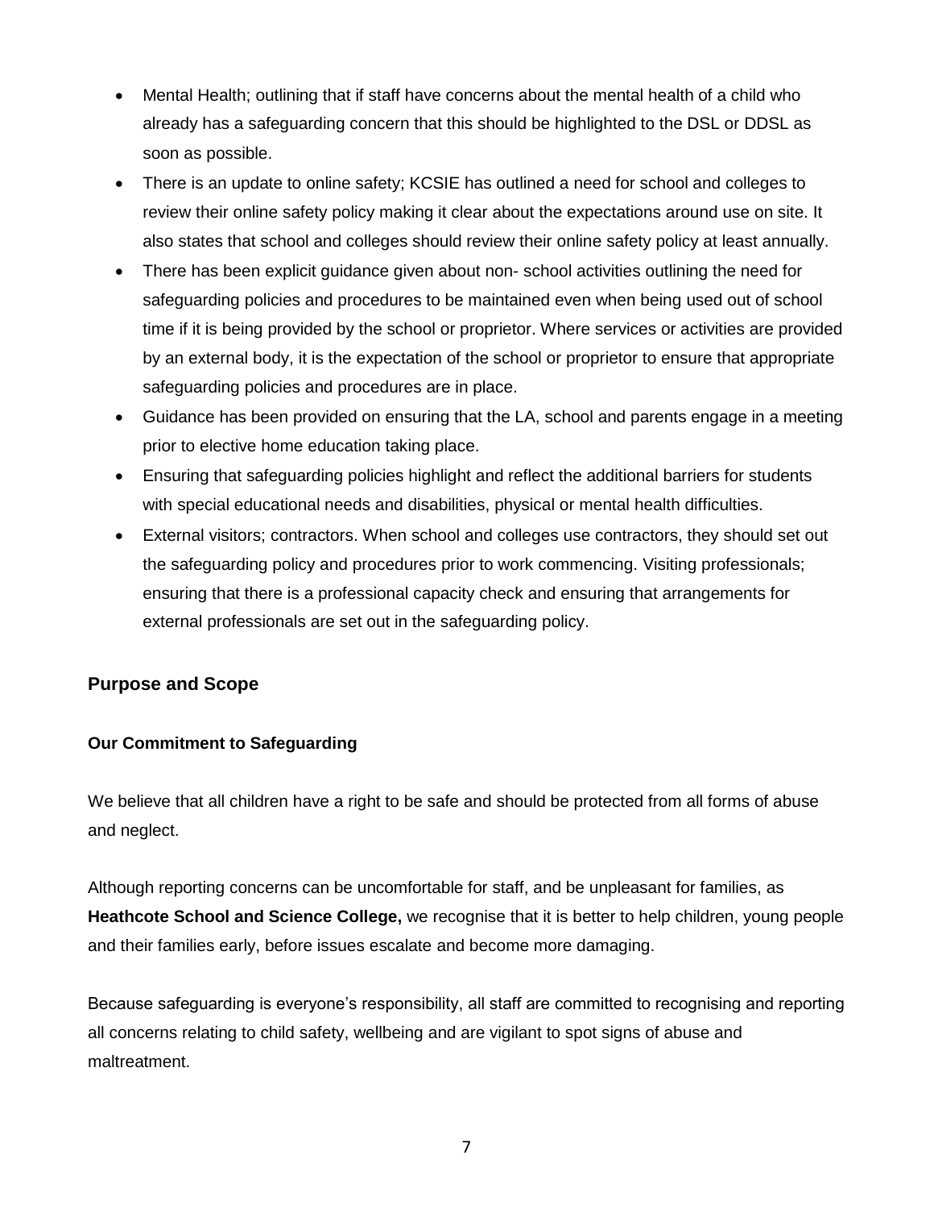- Mental Health; outlining that if staff have concerns about the mental health of a child who already has a safeguarding concern that this should be highlighted to the DSL or DDSL as soon as possible.
- There is an update to online safety; KCSIE has outlined a need for school and colleges to review their online safety policy making it clear about the expectations around use on site. It also states that school and colleges should review their online safety policy at least annually.
- There has been explicit guidance given about non- school activities outlining the need for safeguarding policies and procedures to be maintained even when being used out of school time if it is being provided by the school or proprietor. Where services or activities are provided by an external body, it is the expectation of the school or proprietor to ensure that appropriate safeguarding policies and procedures are in place.
- Guidance has been provided on ensuring that the LA, school and parents engage in a meeting prior to elective home education taking place.
- Ensuring that safeguarding policies highlight and reflect the additional barriers for students with special educational needs and disabilities, physical or mental health difficulties.
- External visitors; contractors. When school and colleges use contractors, they should set out the safeguarding policy and procedures prior to work commencing. Visiting professionals; ensuring that there is a professional capacity check and ensuring that arrangements for external professionals are set out in the safeguarding policy.

## Purpose and Scope

### Our Commitment to Safeguarding

We believe that all children have a right to be safe and should be protected from all forms of abuse and neglect.

Although reporting concerns can be uncomfortable for staff, and be unpleasant for families, as **Heathcote School and Science College,** we recognise that it is better to help children, young people and their families early, before issues escalate and become more damaging.

Because safeguarding is everyone's responsibility, all staff are committed to recognising and reporting all concerns relating to child safety, wellbeing and are vigilant to spot signs of abuse and maltreatment.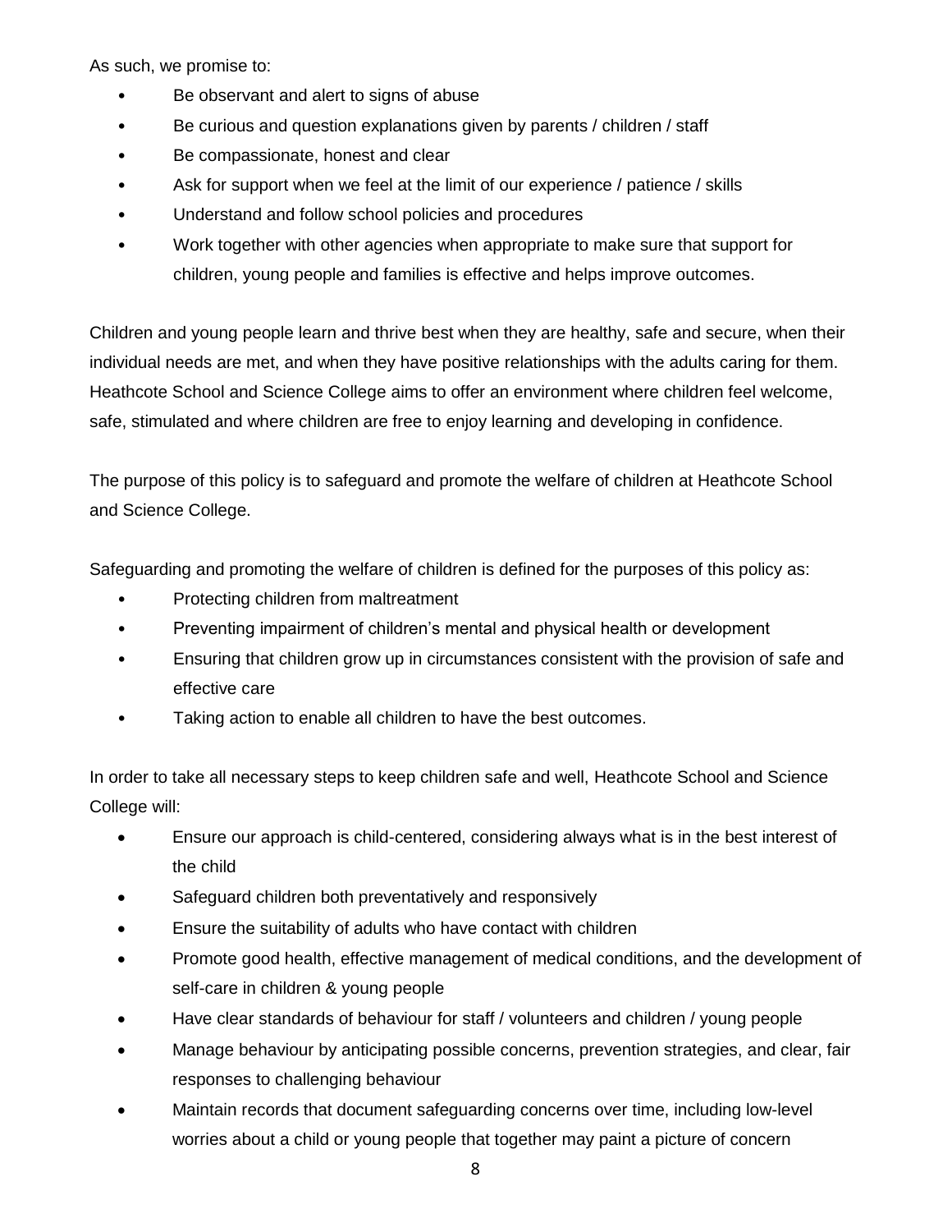As such, we promise to:

- Be observant and alert to signs of abuse
- Be curious and question explanations given by parents / children / staff
- Be compassionate, honest and clear
- Ask for support when we feel at the limit of our experience / patience / skills
- Understand and follow school policies and procedures
- Work together with other agencies when appropriate to make sure that support for children, young people and families is effective and helps improve outcomes.

Children and young people learn and thrive best when they are healthy, safe and secure, when their individual needs are met, and when they have positive relationships with the adults caring for them. Heathcote School and Science College aims to offer an environment where children feel welcome, safe, stimulated and where children are free to enjoy learning and developing in confidence.

The purpose of this policy is to safeguard and promote the welfare of children at Heathcote School and Science College.

Safeguarding and promoting the welfare of children is defined for the purposes of this policy as:

- Protecting children from maltreatment
- Preventing impairment of children's mental and physical health or development
- Ensuring that children grow up in circumstances consistent with the provision of safe and effective care
- Taking action to enable all children to have the best outcomes.

In order to take all necessary steps to keep children safe and well, Heathcote School and Science College will:

- Ensure our approach is child-centered, considering always what is in the best interest of the child
- Safeguard children both preventatively and responsively
- Ensure the suitability of adults who have contact with children
- Promote good health, effective management of medical conditions, and the development of self-care in children & young people
- Have clear standards of behaviour for staff / volunteers and children / young people
- Manage behaviour by anticipating possible concerns, prevention strategies, and clear, fair responses to challenging behaviour
- Maintain records that document safeguarding concerns over time, including low-level worries about a child or young people that together may paint a picture of concern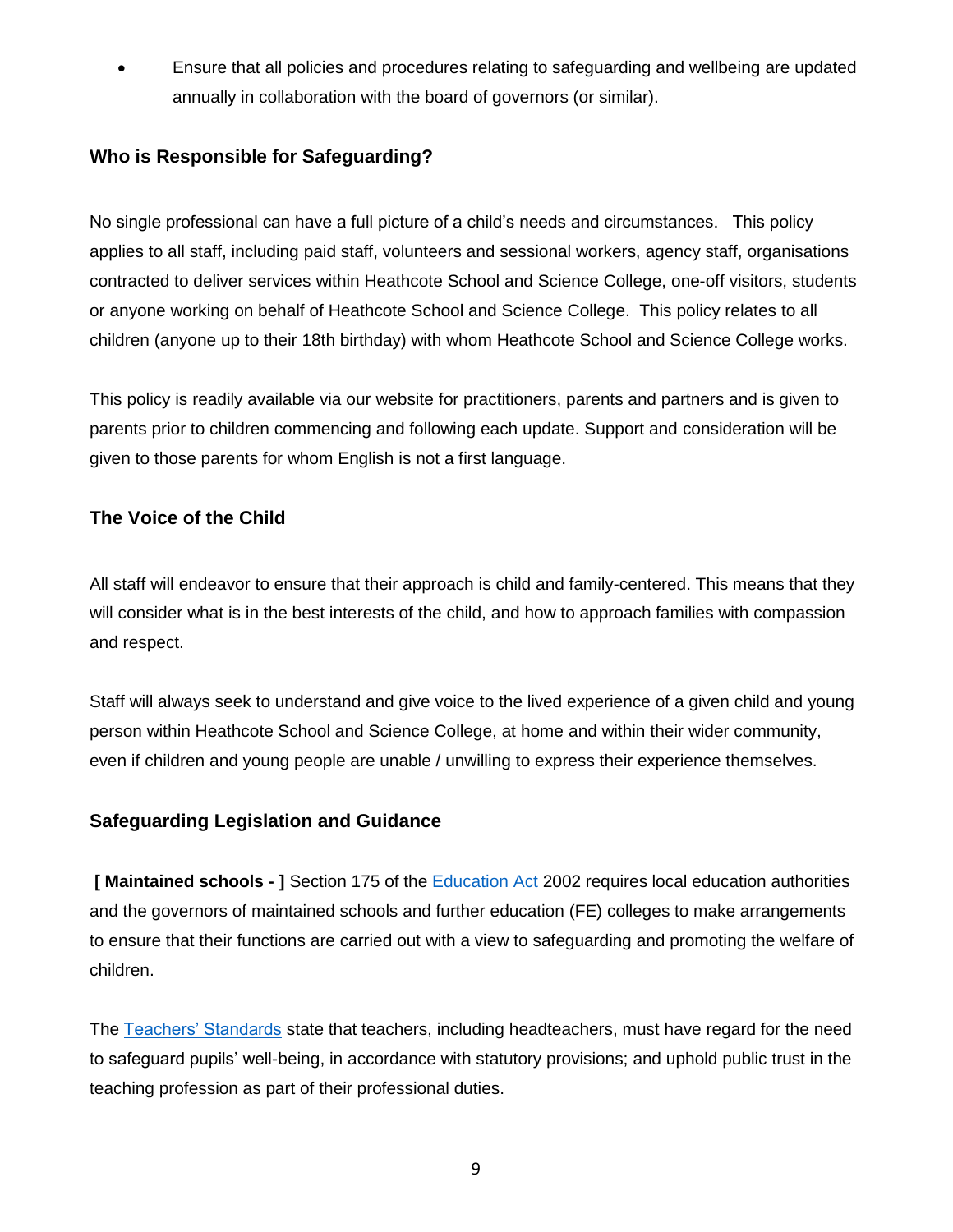- Ensure that all policies and procedures relating to safeguarding and wellbeing are updated annually in collaboration with the board of governors (or similar).

### Who is Responsible for Safeguarding?

No single professional can have a full picture of a child's needs and circumstances. This policy applies to all staff, including paid staff, volunteers and sessional workers, agency staff, organisations contracted to deliver services within Heathcote School and Science College, one-off visitors, students or anyone working on behalf of Heathcote School and Science College. This policy relates to all children (anyone up to their 18th birthday) with whom Heathcote School and Science College works.

This policy is readily available via our website for practitioners, parents and partners and is given to parents prior to children commencing and following each update. Support and consideration will be given to those parents for whom English is not a first language.

### The Voice of the Child

All staff will endeavor to ensure that their approach is child and family-centered. This means that they will consider what is in the best interests of the child, and how to approach families with compassion and respect.

Staff will always seek to understand and give voice to the lived experience of a given child and young person within Heathcote School and Science College, at home and within their wider community, even if children and young people are unable / unwilling to express their experience themselves.

### Safeguarding Legislation and Guidance

**[ Maintained schools - ]** Section 175 of the Education Act 2002 requires local education authorities and the governors of maintained schools and further education (FE) colleges to make arrangements to ensure that their functions are carried out with a view to safeguarding and promoting the welfare of children.

The Teachers' Standards state that teachers, including headteachers, must have regard for the need to safeguard pupils' well-being, in accordance with statutory provisions; and uphold public trust in the teaching profession as part of their professional duties.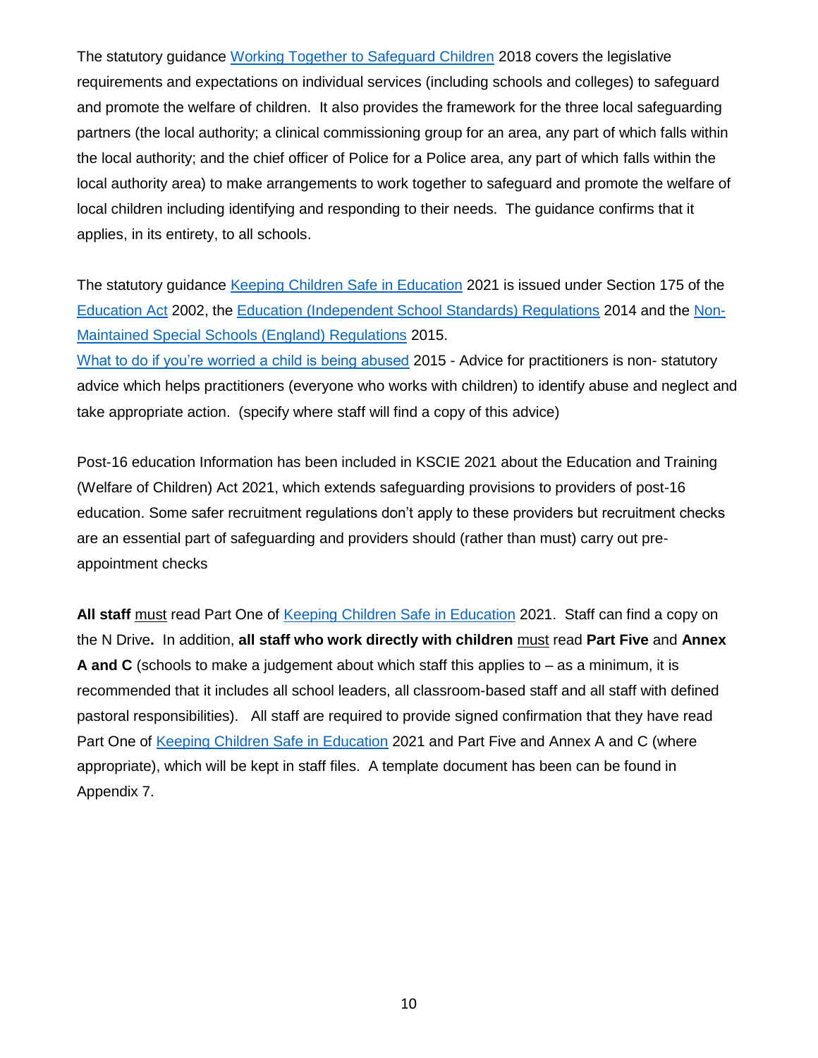The statutory guidance Working Together to Safeguard Children 2018 covers the legislative requirements and expectations on individual services (including schools and colleges) to safeguard and promote the welfare of children. It also provides the framework for the three local safeguarding partners (the local authority; a clinical commissioning group for an area, any part of which falls within the local authority; and the chief officer of Police for a Police area, any part of which falls within the local authority area) to make arrangements to work together to safeguard and promote the welfare of local children including identifying and responding to their needs. The guidance confirms that it applies, in its entirety, to all schools.

The statutory guidance Keeping Children Safe in Education 2021 is issued under Section 175 of the Education Act 2002, the Education (Independent School Standards) Regulations 2014 and the Non-Maintained Special Schools (England) Regulations 2015.
What to do if you're worried a child is being abused 2015 - Advice for practitioners is non- statutory advice which helps practitioners (everyone who works with children) to identify abuse and neglect and take appropriate action. (specify where staff will find a copy of this advice)

Post-16 education Information has been included in KSCIE 2021 about the Education and Training (Welfare of Children) Act 2021, which extends safeguarding provisions to providers of post-16 education. Some safer recruitment regulations don't apply to these providers but recruitment checks are an essential part of safeguarding and providers should (rather than must) carry out pre-appointment checks

**All staff** must read Part One of Keeping Children Safe in Education 2021. Staff can find a copy on the N Drive**.** In addition, **all staff who work directly with children** must read **Part Five** and **Annex A and C** (schools to make a judgement about which staff this applies to – as a minimum, it is recommended that it includes all school leaders, all classroom-based staff and all staff with defined pastoral responsibilities). All staff are required to provide signed confirmation that they have read Part One of Keeping Children Safe in Education 2021 and Part Five and Annex A and C (where appropriate), which will be kept in staff files. A template document has been can be found in Appendix 7.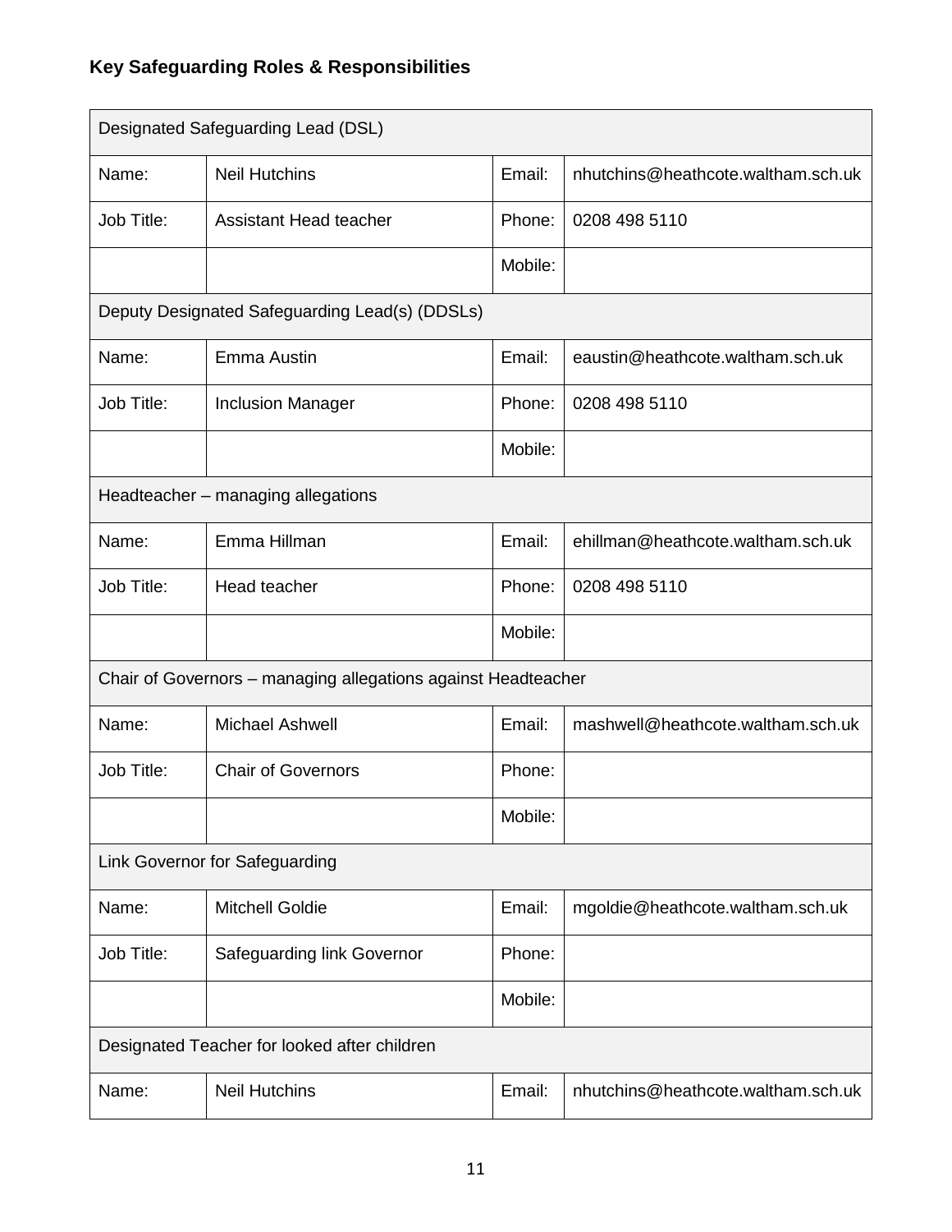**Key Safeguarding Roles & Responsibilities**

| Designated Safeguarding Lead (DSL) | | | |
|---|---|---|---|
| Name: | Neil Hutchins | Email: | nhutchins@heathcote.waltham.sch.uk |
| Job Title: | Assistant Head teacher | Phone: | 0208 498 5110 |
| | | Mobile: | |
| **Deputy Designated Safeguarding Lead(s) (DDSLs)** | | | |
| Name: | Emma Austin | Email: | eaustin@heathcote.waltham.sch.uk |
| Job Title: | Inclusion Manager | Phone: | 0208 498 5110 |
| | | Mobile: | |
| **Headteacher – managing allegations** | | | |
| Name: | Emma Hillman | Email: | ehillman@heathcote.waltham.sch.uk |
| Job Title: | Head teacher | Phone: | 0208 498 5110 |
| | | Mobile: | |
| **Chair of Governors – managing allegations against Headteacher** | | | |
| Name: | Michael Ashwell | Email: | mashwell@heathcote.waltham.sch.uk |
| Job Title: | Chair of Governors | Phone: | |
| | | Mobile: | |
| **Link Governor for Safeguarding** | | | |
| Name: | Mitchell Goldie | Email: | mgoldie@heathcote.waltham.sch.uk |
| Job Title: | Safeguarding link Governor | Phone: | |
| | | Mobile: | |
| **Designated Teacher for looked after children** | | | |
| Name: | Neil Hutchins | Email: | nhutchins@heathcote.waltham.sch.uk |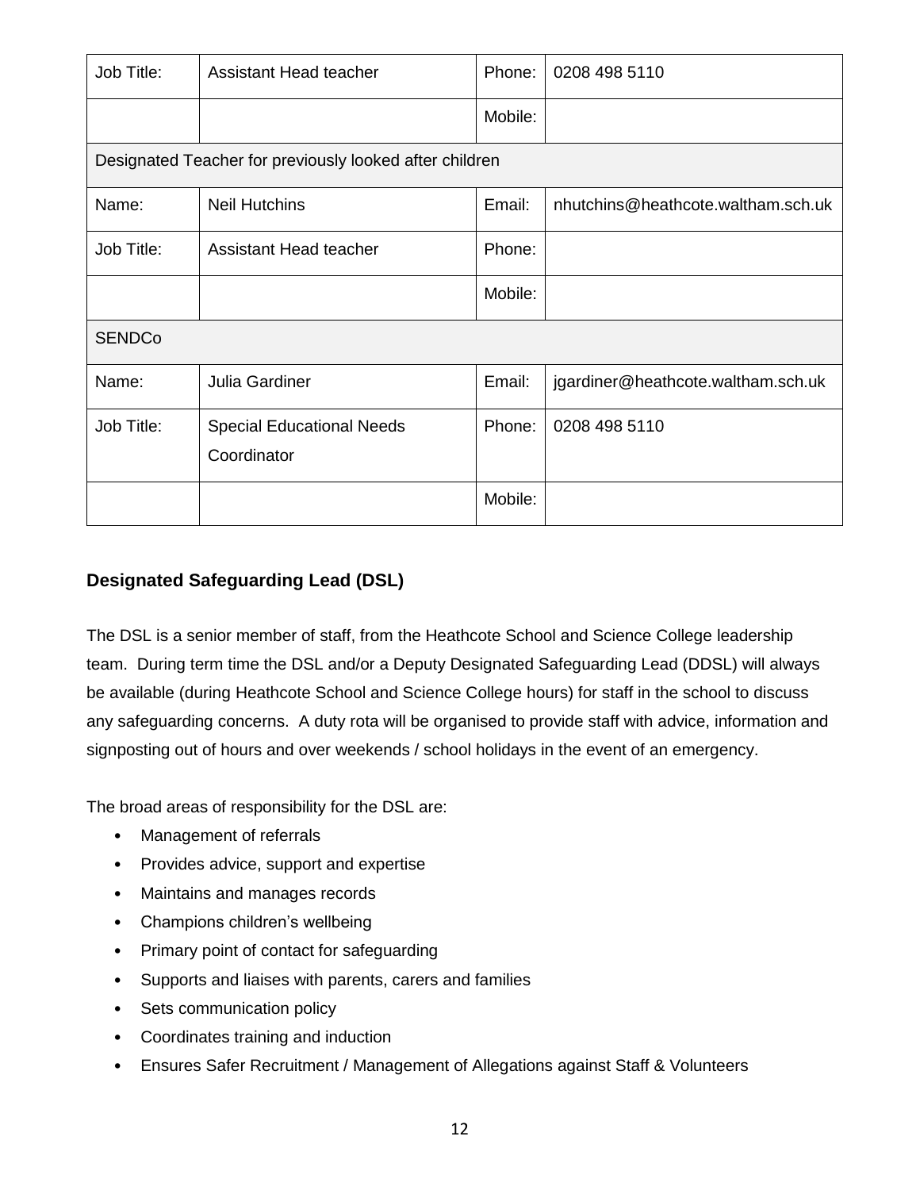| Job Title: | Assistant Head teacher | Phone: | 0208 498 5110 |
|---|---|---|---|
| | | Mobile: | |
| Designated Teacher for previously looked after children | | | |
| Name: | Neil Hutchins | Email: | nhutchins@heathcote.waltham.sch.uk |
| Job Title: | Assistant Head teacher | Phone: | |
| | | Mobile: | |
| SENDCo | | | |
| Name: | Julia Gardiner | Email: | jgardiner@heathcote.waltham.sch.uk |
| Job Title: | Special Educational Needs Coordinator | Phone: | 0208 498 5110 |
| | | Mobile: | |

### Designated Safeguarding Lead (DSL)

The DSL is a senior member of staff, from the Heathcote School and Science College leadership team. During term time the DSL and/or a Deputy Designated Safeguarding Lead (DDSL) will always be available (during Heathcote School and Science College hours) for staff in the school to discuss any safeguarding concerns. A duty rota will be organised to provide staff with advice, information and signposting out of hours and over weekends / school holidays in the event of an emergency.

The broad areas of responsibility for the DSL are:

- Management of referrals
- Provides advice, support and expertise
- Maintains and manages records
- Champions children's wellbeing
- Primary point of contact for safeguarding
- Supports and liaises with parents, carers and families
- Sets communication policy
- Coordinates training and induction
- Ensures Safer Recruitment / Management of Allegations against Staff & Volunteers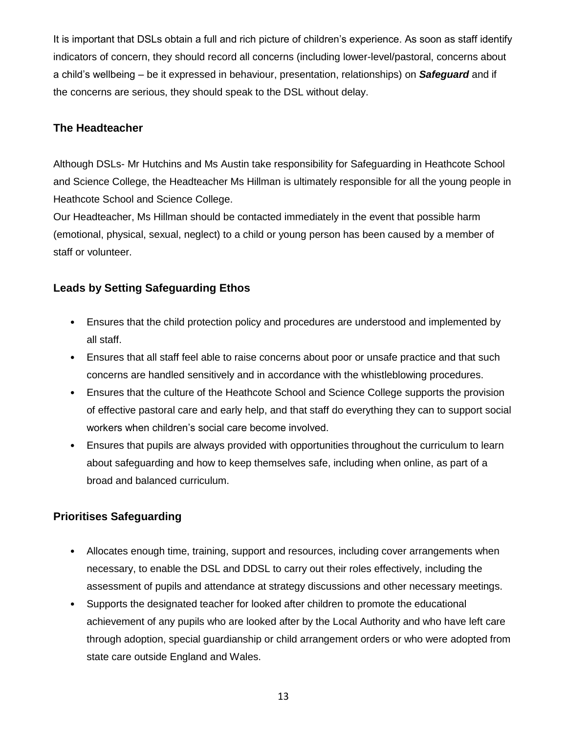It is important that DSLs obtain a full and rich picture of children's experience. As soon as staff identify indicators of concern, they should record all concerns (including lower-level/pastoral, concerns about a child's wellbeing – be it expressed in behaviour, presentation, relationships) on ***Safeguard*** and if the concerns are serious, they should speak to the DSL without delay.

### The Headteacher

Although DSLs- Mr Hutchins and Ms Austin take responsibility for Safeguarding in Heathcote School and Science College, the Headteacher Ms Hillman is ultimately responsible for all the young people in Heathcote School and Science College.
Our Headteacher, Ms Hillman should be contacted immediately in the event that possible harm (emotional, physical, sexual, neglect) to a child or young person has been caused by a member of staff or volunteer.

### Leads by Setting Safeguarding Ethos

- Ensures that the child protection policy and procedures are understood and implemented by all staff.
- Ensures that all staff feel able to raise concerns about poor or unsafe practice and that such concerns are handled sensitively and in accordance with the whistleblowing procedures.
- Ensures that the culture of the Heathcote School and Science College supports the provision of effective pastoral care and early help, and that staff do everything they can to support social workers when children's social care become involved.
- Ensures that pupils are always provided with opportunities throughout the curriculum to learn about safeguarding and how to keep themselves safe, including when online, as part of a broad and balanced curriculum.

### Prioritises Safeguarding

- Allocates enough time, training, support and resources, including cover arrangements when necessary, to enable the DSL and DDSL to carry out their roles effectively, including the assessment of pupils and attendance at strategy discussions and other necessary meetings.
- Supports the designated teacher for looked after children to promote the educational achievement of any pupils who are looked after by the Local Authority and who have left care through adoption, special guardianship or child arrangement orders or who were adopted from state care outside England and Wales.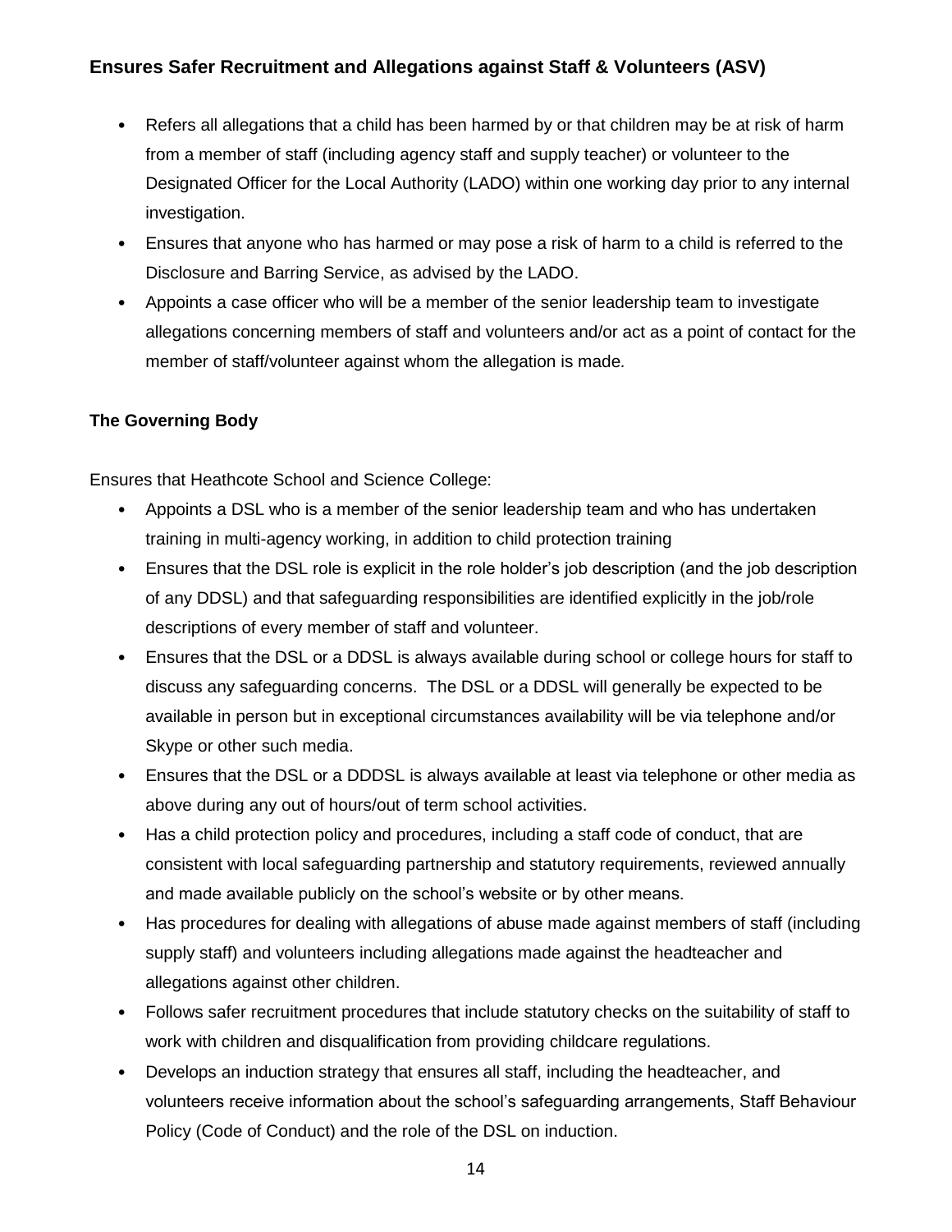### Ensures Safer Recruitment and Allegations against Staff & Volunteers (ASV)

- Refers all allegations that a child has been harmed by or that children may be at risk of harm from a member of staff (including agency staff and supply teacher) or volunteer to the Designated Officer for the Local Authority (LADO) within one working day prior to any internal investigation.
- Ensures that anyone who has harmed or may pose a risk of harm to a child is referred to the Disclosure and Barring Service, as advised by the LADO.
- Appoints a case officer who will be a member of the senior leadership team to investigate allegations concerning members of staff and volunteers and/or act as a point of contact for the member of staff/volunteer against whom the allegation is made*.*

#### The Governing Body

Ensures that Heathcote School and Science College:

- Appoints a DSL who is a member of the senior leadership team and who has undertaken training in multi-agency working, in addition to child protection training
- Ensures that the DSL role is explicit in the role holder's job description (and the job description of any DDSL) and that safeguarding responsibilities are identified explicitly in the job/role descriptions of every member of staff and volunteer.
- Ensures that the DSL or a DDSL is always available during school or college hours for staff to discuss any safeguarding concerns. The DSL or a DDSL will generally be expected to be available in person but in exceptional circumstances availability will be via telephone and/or Skype or other such media.
- Ensures that the DSL or a DDDSL is always available at least via telephone or other media as above during any out of hours/out of term school activities.
- Has a child protection policy and procedures, including a staff code of conduct, that are consistent with local safeguarding partnership and statutory requirements, reviewed annually and made available publicly on the school's website or by other means.
- Has procedures for dealing with allegations of abuse made against members of staff (including supply staff) and volunteers including allegations made against the headteacher and allegations against other children.
- Follows safer recruitment procedures that include statutory checks on the suitability of staff to work with children and disqualification from providing childcare regulations.
- Develops an induction strategy that ensures all staff, including the headteacher, and volunteers receive information about the school's safeguarding arrangements, Staff Behaviour Policy (Code of Conduct) and the role of the DSL on induction.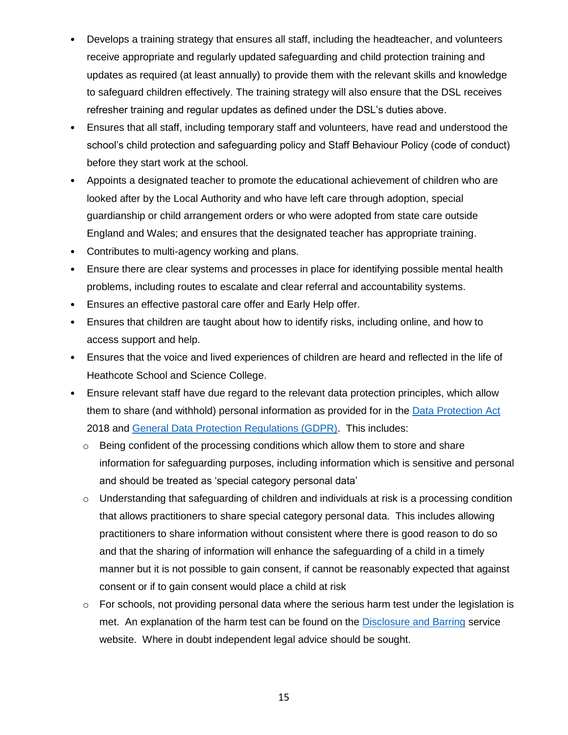- Develops a training strategy that ensures all staff, including the headteacher, and volunteers receive appropriate and regularly updated safeguarding and child protection training and updates as required (at least annually) to provide them with the relevant skills and knowledge to safeguard children effectively. The training strategy will also ensure that the DSL receives refresher training and regular updates as defined under the DSL's duties above.
- Ensures that all staff, including temporary staff and volunteers, have read and understood the school's child protection and safeguarding policy and Staff Behaviour Policy (code of conduct) before they start work at the school.
- Appoints a designated teacher to promote the educational achievement of children who are looked after by the Local Authority and who have left care through adoption, special guardianship or child arrangement orders or who were adopted from state care outside England and Wales; and ensures that the designated teacher has appropriate training.
- Contributes to multi-agency working and plans.
- Ensure there are clear systems and processes in place for identifying possible mental health problems, including routes to escalate and clear referral and accountability systems.
- Ensures an effective pastoral care offer and Early Help offer.
- Ensures that children are taught about how to identify risks, including online, and how to access support and help.
- Ensures that the voice and lived experiences of children are heard and reflected in the life of Heathcote School and Science College.
- Ensure relevant staff have due regard to the relevant data protection principles, which allow them to share (and withhold) personal information as provided for in the Data Protection Act 2018 and General Data Protection Regulations (GDPR). This includes:
  - Being confident of the processing conditions which allow them to store and share information for safeguarding purposes, including information which is sensitive and personal and should be treated as 'special category personal data'
  - Understanding that safeguarding of children and individuals at risk is a processing condition that allows practitioners to share special category personal data. This includes allowing practitioners to share information without consistent where there is good reason to do so and that the sharing of information will enhance the safeguarding of a child in a timely manner but it is not possible to gain consent, if cannot be reasonably expected that against consent or if to gain consent would place a child at risk
  - For schools, not providing personal data where the serious harm test under the legislation is met. An explanation of the harm test can be found on the Disclosure and Barring service website. Where in doubt independent legal advice should be sought.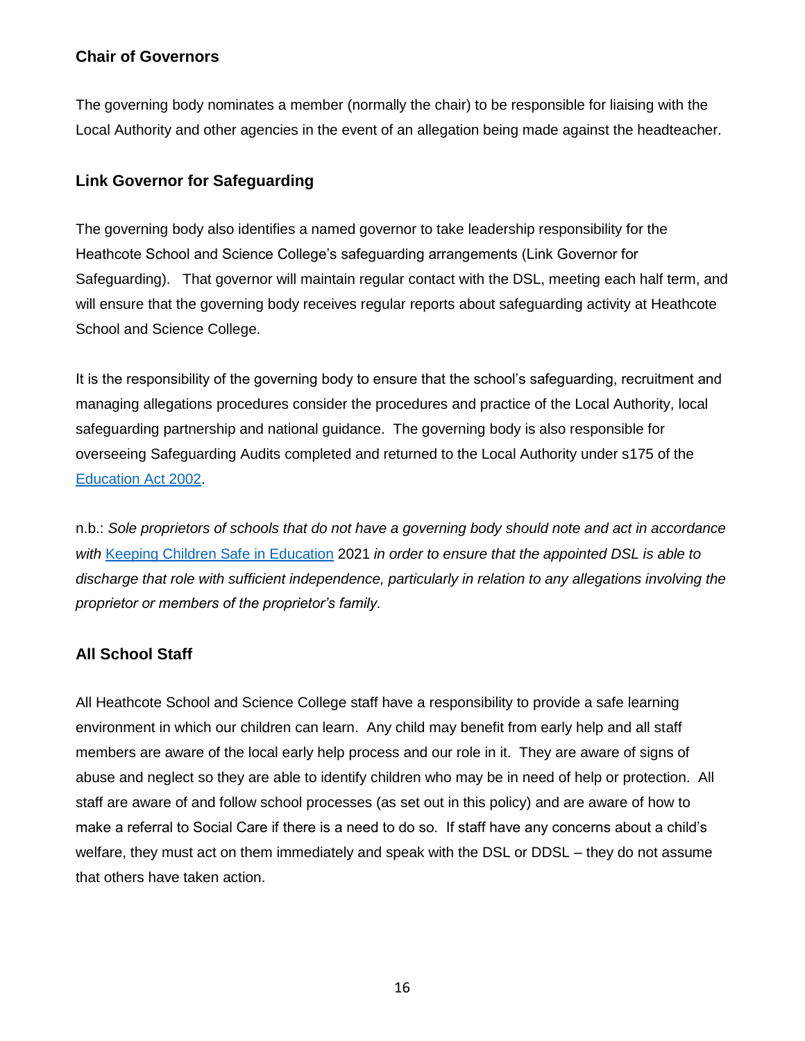### Chair of Governors

The governing body nominates a member (normally the chair) to be responsible for liaising with the Local Authority and other agencies in the event of an allegation being made against the headteacher.

### Link Governor for Safeguarding

The governing body also identifies a named governor to take leadership responsibility for the Heathcote School and Science College's safeguarding arrangements (Link Governor for Safeguarding). That governor will maintain regular contact with the DSL, meeting each half term, and will ensure that the governing body receives regular reports about safeguarding activity at Heathcote School and Science College.

It is the responsibility of the governing body to ensure that the school's safeguarding, recruitment and managing allegations procedures consider the procedures and practice of the Local Authority, local safeguarding partnership and national guidance. The governing body is also responsible for overseeing Safeguarding Audits completed and returned to the Local Authority under s175 of the Education Act 2002.

n.b.: *Sole proprietors of schools that do not have a governing body should note and act in accordance with* Keeping Children Safe in Education 2021 *in order to ensure that the appointed DSL is able to discharge that role with sufficient independence, particularly in relation to any allegations involving the proprietor or members of the proprietor's family.*

### All School Staff

All Heathcote School and Science College staff have a responsibility to provide a safe learning environment in which our children can learn. Any child may benefit from early help and all staff members are aware of the local early help process and our role in it. They are aware of signs of abuse and neglect so they are able to identify children who may be in need of help or protection. All staff are aware of and follow school processes (as set out in this policy) and are aware of how to make a referral to Social Care if there is a need to do so. If staff have any concerns about a child's welfare, they must act on them immediately and speak with the DSL or DDSL – they do not assume that others have taken action.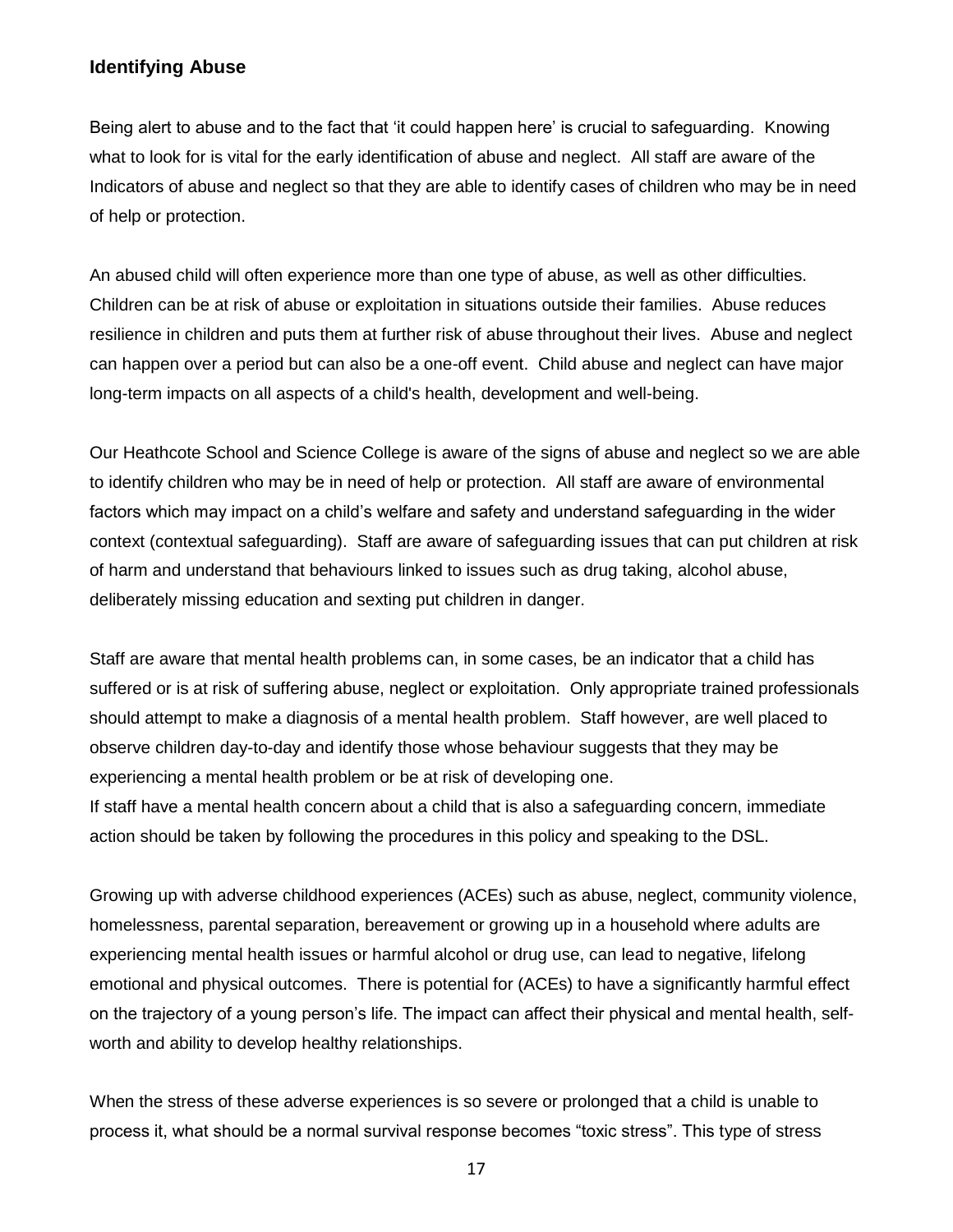## Identifying Abuse

Being alert to abuse and to the fact that 'it could happen here' is crucial to safeguarding. Knowing what to look for is vital for the early identification of abuse and neglect. All staff are aware of the Indicators of abuse and neglect so that they are able to identify cases of children who may be in need of help or protection.

An abused child will often experience more than one type of abuse, as well as other difficulties. Children can be at risk of abuse or exploitation in situations outside their families. Abuse reduces resilience in children and puts them at further risk of abuse throughout their lives. Abuse and neglect can happen over a period but can also be a one-off event. Child abuse and neglect can have major long-term impacts on all aspects of a child's health, development and well-being.

Our Heathcote School and Science College is aware of the signs of abuse and neglect so we are able to identify children who may be in need of help or protection. All staff are aware of environmental factors which may impact on a child's welfare and safety and understand safeguarding in the wider context (contextual safeguarding). Staff are aware of safeguarding issues that can put children at risk of harm and understand that behaviours linked to issues such as drug taking, alcohol abuse, deliberately missing education and sexting put children in danger.

Staff are aware that mental health problems can, in some cases, be an indicator that a child has suffered or is at risk of suffering abuse, neglect or exploitation. Only appropriate trained professionals should attempt to make a diagnosis of a mental health problem. Staff however, are well placed to observe children day-to-day and identify those whose behaviour suggests that they may be experiencing a mental health problem or be at risk of developing one.
If staff have a mental health concern about a child that is also a safeguarding concern, immediate action should be taken by following the procedures in this policy and speaking to the DSL.

Growing up with adverse childhood experiences (ACEs) such as abuse, neglect, community violence, homelessness, parental separation, bereavement or growing up in a household where adults are experiencing mental health issues or harmful alcohol or drug use, can lead to negative, lifelong emotional and physical outcomes. There is potential for (ACEs) to have a significantly harmful effect on the trajectory of a young person's life. The impact can affect their physical and mental health, self-worth and ability to develop healthy relationships.

When the stress of these adverse experiences is so severe or prolonged that a child is unable to process it, what should be a normal survival response becomes "toxic stress". This type of stress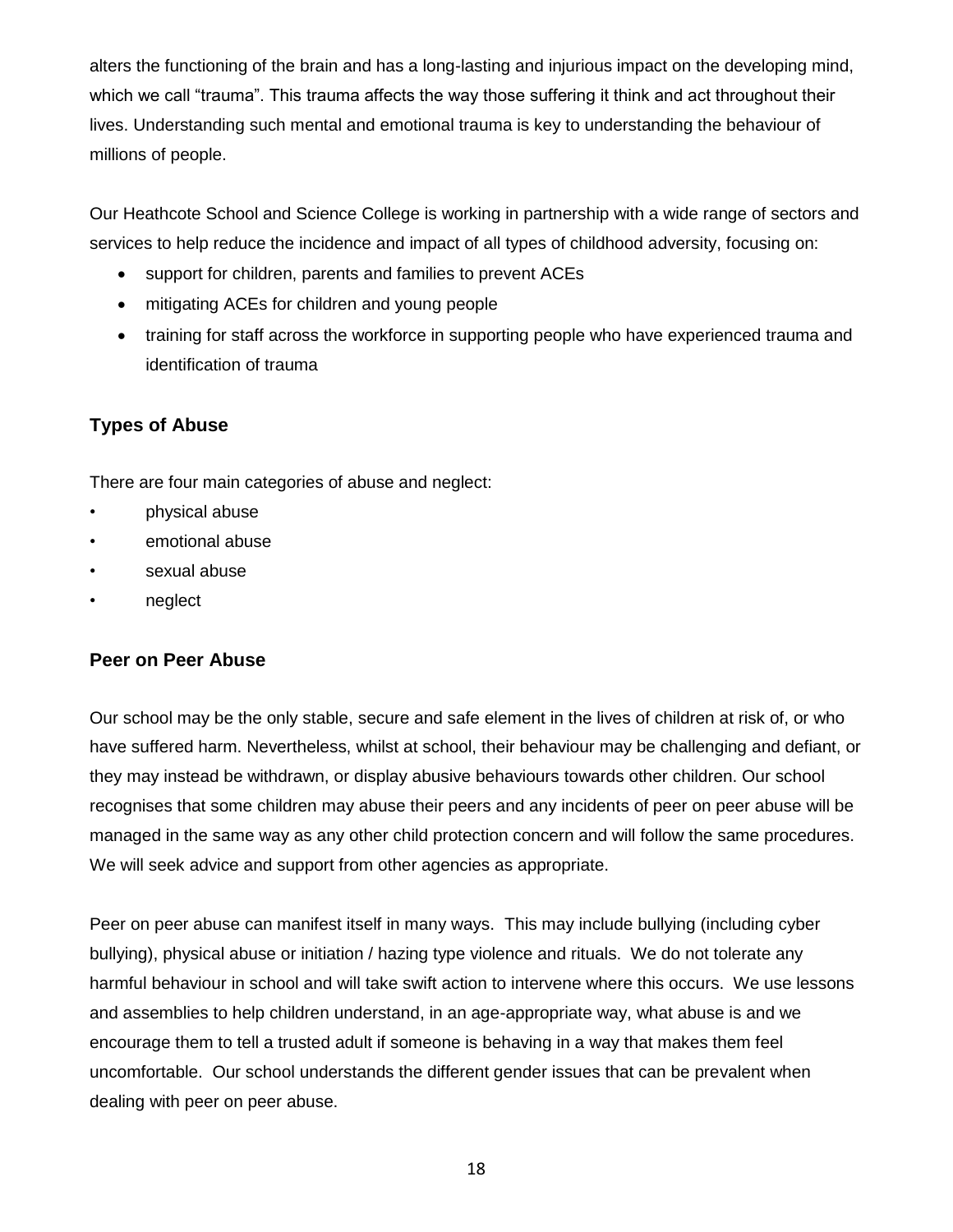alters the functioning of the brain and has a long-lasting and injurious impact on the developing mind, which we call "trauma". This trauma affects the way those suffering it think and act throughout their lives. Understanding such mental and emotional trauma is key to understanding the behaviour of millions of people.

Our Heathcote School and Science College is working in partnership with a wide range of sectors and services to help reduce the incidence and impact of all types of childhood adversity, focusing on:

- support for children, parents and families to prevent ACEs
- mitigating ACEs for children and young people
- training for staff across the workforce in supporting people who have experienced trauma and identification of trauma

### Types of Abuse

There are four main categories of abuse and neglect:

- physical abuse
- emotional abuse
- sexual abuse
- neglect

### Peer on Peer Abuse

Our school may be the only stable, secure and safe element in the lives of children at risk of, or who have suffered harm. Nevertheless, whilst at school, their behaviour may be challenging and defiant, or they may instead be withdrawn, or display abusive behaviours towards other children. Our school recognises that some children may abuse their peers and any incidents of peer on peer abuse will be managed in the same way as any other child protection concern and will follow the same procedures. We will seek advice and support from other agencies as appropriate.

Peer on peer abuse can manifest itself in many ways. This may include bullying (including cyber bullying), physical abuse or initiation / hazing type violence and rituals. We do not tolerate any harmful behaviour in school and will take swift action to intervene where this occurs. We use lessons and assemblies to help children understand, in an age-appropriate way, what abuse is and we encourage them to tell a trusted adult if someone is behaving in a way that makes them feel uncomfortable. Our school understands the different gender issues that can be prevalent when dealing with peer on peer abuse.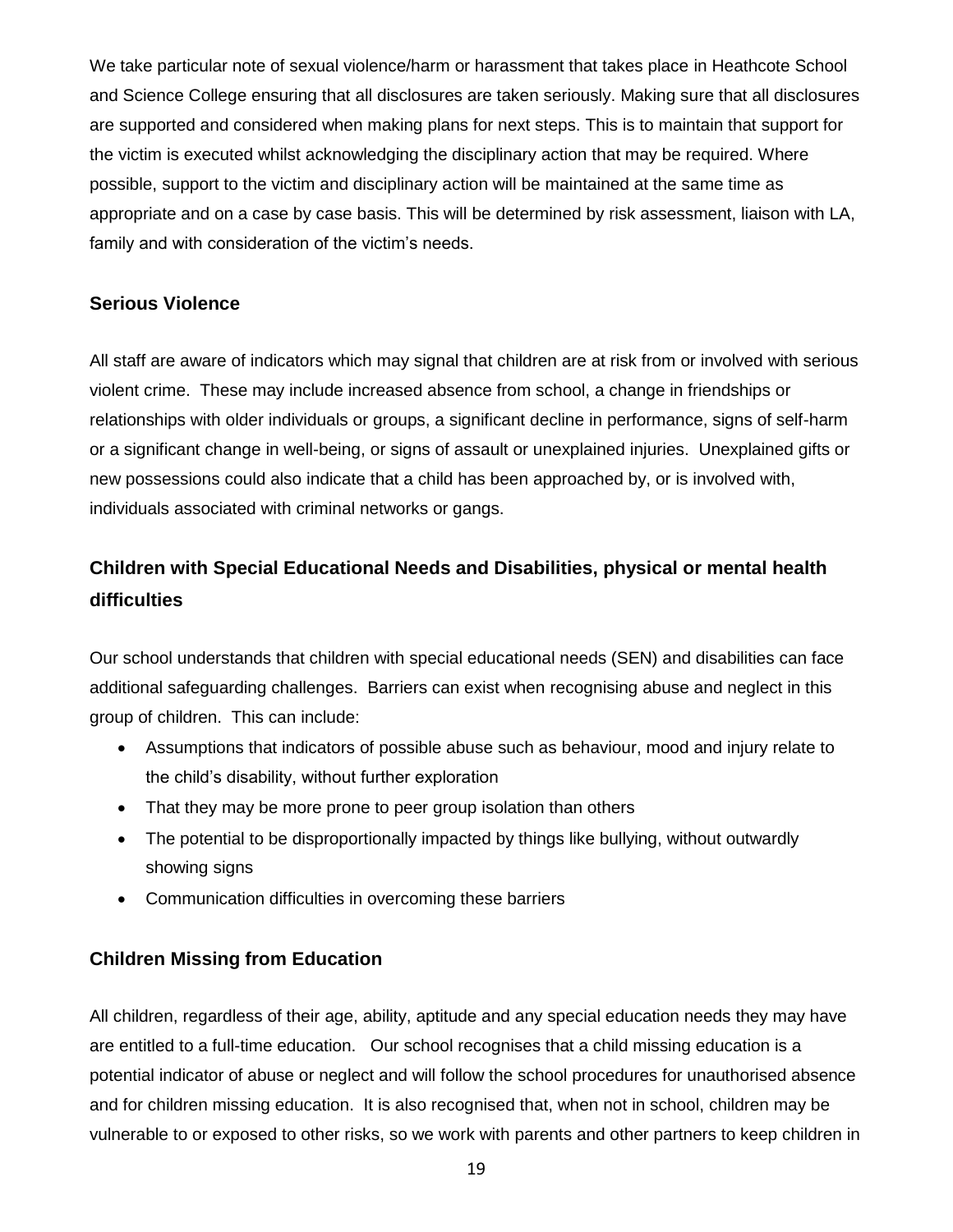We take particular note of sexual violence/harm or harassment that takes place in Heathcote School and Science College ensuring that all disclosures are taken seriously. Making sure that all disclosures are supported and considered when making plans for next steps. This is to maintain that support for the victim is executed whilst acknowledging the disciplinary action that may be required. Where possible, support to the victim and disciplinary action will be maintained at the same time as appropriate and on a case by case basis. This will be determined by risk assessment, liaison with LA, family and with consideration of the victim's needs.

## Serious Violence

All staff are aware of indicators which may signal that children are at risk from or involved with serious violent crime. These may include increased absence from school, a change in friendships or relationships with older individuals or groups, a significant decline in performance, signs of self-harm or a significant change in well-being, or signs of assault or unexplained injuries. Unexplained gifts or new possessions could also indicate that a child has been approached by, or is involved with, individuals associated with criminal networks or gangs.

## Children with Special Educational Needs and Disabilities, physical or mental health difficulties

Our school understands that children with special educational needs (SEN) and disabilities can face additional safeguarding challenges. Barriers can exist when recognising abuse and neglect in this group of children. This can include:

- Assumptions that indicators of possible abuse such as behaviour, mood and injury relate to the child's disability, without further exploration
- That they may be more prone to peer group isolation than others
- The potential to be disproportionally impacted by things like bullying, without outwardly showing signs
- Communication difficulties in overcoming these barriers

## Children Missing from Education

All children, regardless of their age, ability, aptitude and any special education needs they may have are entitled to a full-time education. Our school recognises that a child missing education is a potential indicator of abuse or neglect and will follow the school procedures for unauthorised absence and for children missing education. It is also recognised that, when not in school, children may be vulnerable to or exposed to other risks, so we work with parents and other partners to keep children in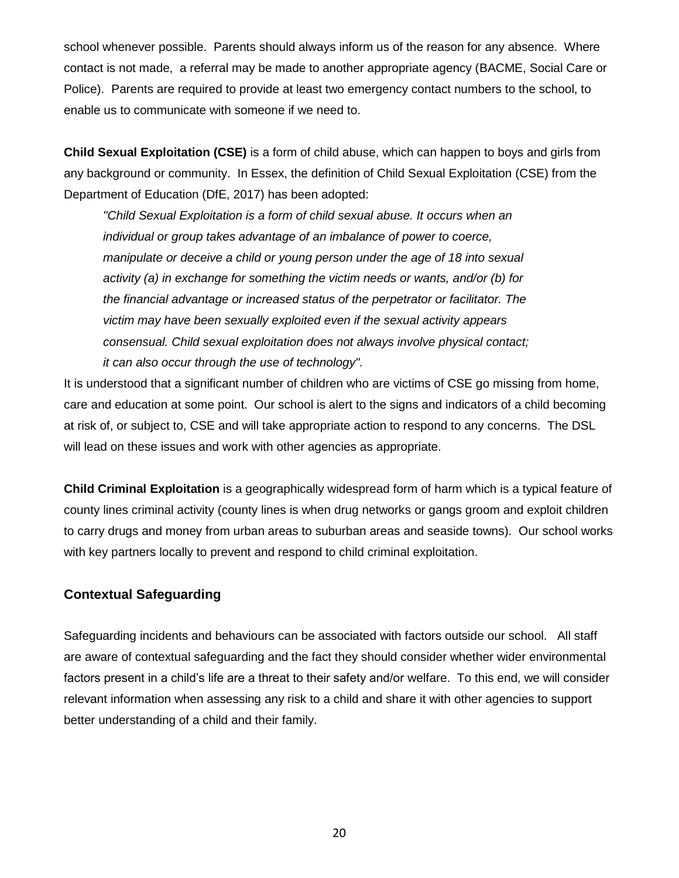school whenever possible.  Parents should always inform us of the reason for any absence.  Where contact is not made,  a referral may be made to another appropriate agency (BACME, Social Care or Police).  Parents are required to provide at least two emergency contact numbers to the school, to enable us to communicate with someone if we need to.

**Child Sexual Exploitation (CSE)** is a form of child abuse, which can happen to boys and girls from any background or community.  In Essex, the definition of Child Sexual Exploitation (CSE) from the Department of Education (DfE, 2017) has been adopted:

> *"Child Sexual Exploitation is a form of child sexual abuse. It occurs when an individual or group takes advantage of an imbalance of power to coerce, manipulate or deceive a child or young person under the age of 18 into sexual activity (a) in exchange for something the victim needs or wants, and/or (b) for the financial advantage or increased status of the perpetrator or facilitator. The victim may have been sexually exploited even if the sexual activity appears consensual. Child sexual exploitation does not always involve physical contact; it can also occur through the use of technology".*

It is understood that a significant number of children who are victims of CSE go missing from home, care and education at some point.  Our school is alert to the signs and indicators of a child becoming at risk of, or subject to, CSE and will take appropriate action to respond to any concerns.  The DSL will lead on these issues and work with other agencies as appropriate.

**Child Criminal Exploitation** is a geographically widespread form of harm which is a typical feature of county lines criminal activity (county lines is when drug networks or gangs groom and exploit children to carry drugs and money from urban areas to suburban areas and seaside towns).  Our school works with key partners locally to prevent and respond to child criminal exploitation.

## Contextual Safeguarding

Safeguarding incidents and behaviours can be associated with factors outside our school.   All staff are aware of contextual safeguarding and the fact they should consider whether wider environmental factors present in a child's life are a threat to their safety and/or welfare.  To this end, we will consider relevant information when assessing any risk to a child and share it with other agencies to support better understanding of a child and their family.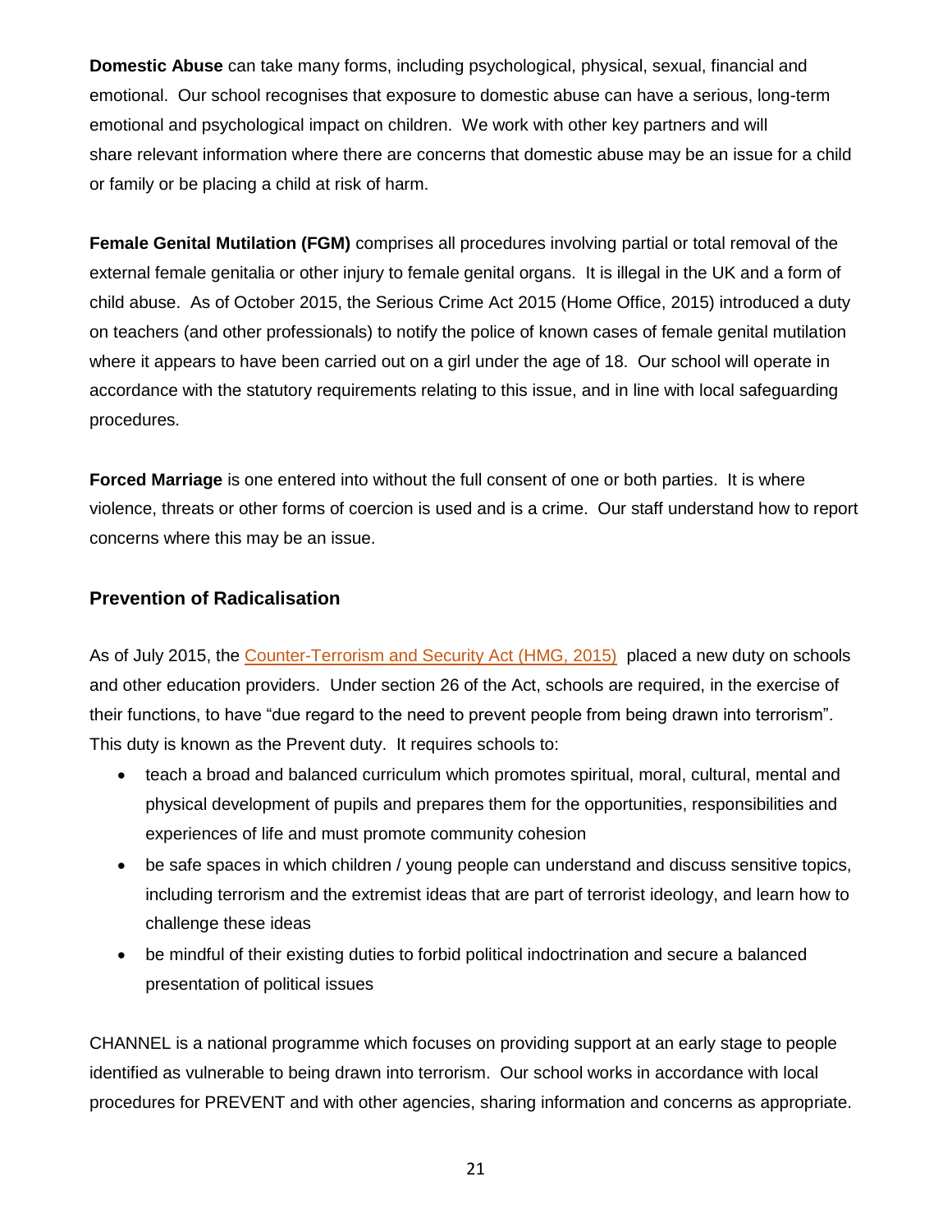**Domestic Abuse** can take many forms, including psychological, physical, sexual, financial and emotional. Our school recognises that exposure to domestic abuse can have a serious, long-term emotional and psychological impact on children. We work with other key partners and will share relevant information where there are concerns that domestic abuse may be an issue for a child or family or be placing a child at risk of harm.

**Female Genital Mutilation (FGM)** comprises all procedures involving partial or total removal of the external female genitalia or other injury to female genital organs. It is illegal in the UK and a form of child abuse. As of October 2015, the Serious Crime Act 2015 (Home Office, 2015) introduced a duty on teachers (and other professionals) to notify the police of known cases of female genital mutilation where it appears to have been carried out on a girl under the age of 18. Our school will operate in accordance with the statutory requirements relating to this issue, and in line with local safeguarding procedures.

**Forced Marriage** is one entered into without the full consent of one or both parties. It is where violence, threats or other forms of coercion is used and is a crime. Our staff understand how to report concerns where this may be an issue.

## Prevention of Radicalisation

As of July 2015, the [Counter-Terrorism and Security Act (HMG, 2015)](#) placed a new duty on schools and other education providers. Under section 26 of the Act, schools are required, in the exercise of their functions, to have "due regard to the need to prevent people from being drawn into terrorism". This duty is known as the Prevent duty. It requires schools to:

- teach a broad and balanced curriculum which promotes spiritual, moral, cultural, mental and physical development of pupils and prepares them for the opportunities, responsibilities and experiences of life and must promote community cohesion
- be safe spaces in which children / young people can understand and discuss sensitive topics, including terrorism and the extremist ideas that are part of terrorist ideology, and learn how to challenge these ideas
- be mindful of their existing duties to forbid political indoctrination and secure a balanced presentation of political issues

CHANNEL is a national programme which focuses on providing support at an early stage to people identified as vulnerable to being drawn into terrorism. Our school works in accordance with local procedures for PREVENT and with other agencies, sharing information and concerns as appropriate.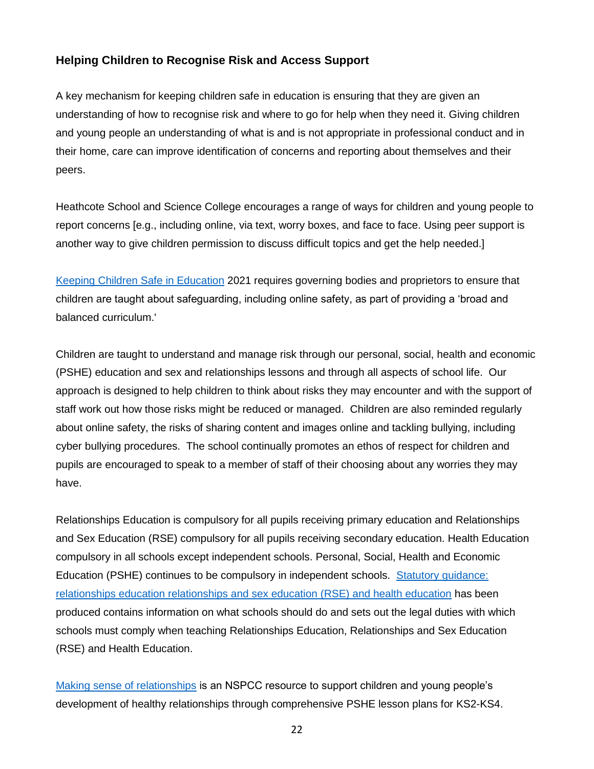### Helping Children to Recognise Risk and Access Support

A key mechanism for keeping children safe in education is ensuring that they are given an understanding of how to recognise risk and where to go for help when they need it. Giving children and young people an understanding of what is and is not appropriate in professional conduct and in their home, care can improve identification of concerns and reporting about themselves and their peers.

Heathcote School and Science College encourages a range of ways for children and young people to report concerns [e.g., including online, via text, worry boxes, and face to face. Using peer support is another way to give children permission to discuss difficult topics and get the help needed.]

Keeping Children Safe in Education 2021 requires governing bodies and proprietors to ensure that children are taught about safeguarding, including online safety, as part of providing a 'broad and balanced curriculum.'

Children are taught to understand and manage risk through our personal, social, health and economic (PSHE) education and sex and relationships lessons and through all aspects of school life. Our approach is designed to help children to think about risks they may encounter and with the support of staff work out how those risks might be reduced or managed. Children are also reminded regularly about online safety, the risks of sharing content and images online and tackling bullying, including cyber bullying procedures. The school continually promotes an ethos of respect for children and pupils are encouraged to speak to a member of staff of their choosing about any worries they may have.

Relationships Education is compulsory for all pupils receiving primary education and Relationships and Sex Education (RSE) compulsory for all pupils receiving secondary education. Health Education compulsory in all schools except independent schools. Personal, Social, Health and Economic Education (PSHE) continues to be compulsory in independent schools. Statutory guidance: relationships education relationships and sex education (RSE) and health education has been produced contains information on what schools should do and sets out the legal duties with which schools must comply when teaching Relationships Education, Relationships and Sex Education (RSE) and Health Education.

Making sense of relationships is an NSPCC resource to support children and young people's development of healthy relationships through comprehensive PSHE lesson plans for KS2-KS4.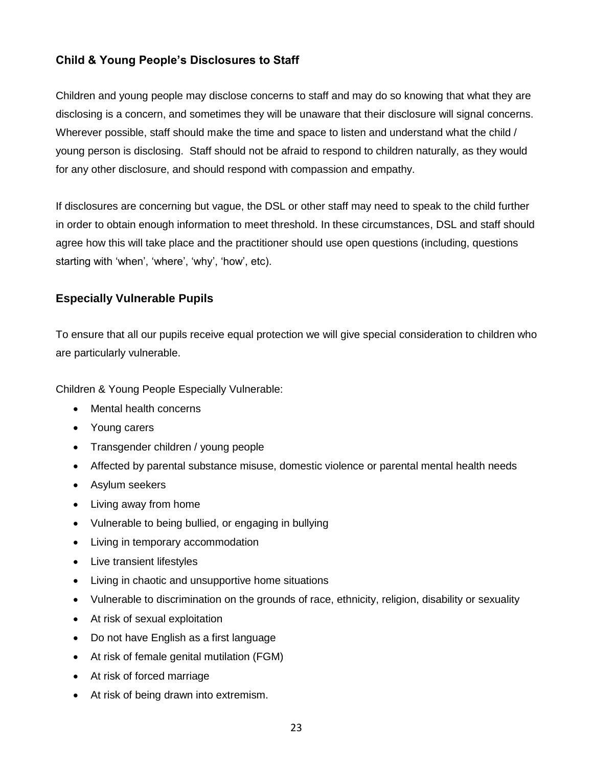### Child & Young People's Disclosures to Staff

Children and young people may disclose concerns to staff and may do so knowing that what they are disclosing is a concern, and sometimes they will be unaware that their disclosure will signal concerns. Wherever possible, staff should make the time and space to listen and understand what the child / young person is disclosing. Staff should not be afraid to respond to children naturally, as they would for any other disclosure, and should respond with compassion and empathy.

If disclosures are concerning but vague, the DSL or other staff may need to speak to the child further in order to obtain enough information to meet threshold. In these circumstances, DSL and staff should agree how this will take place and the practitioner should use open questions (including, questions starting with 'when', 'where', 'why', 'how', etc).

### Especially Vulnerable Pupils

To ensure that all our pupils receive equal protection we will give special consideration to children who are particularly vulnerable.

Children & Young People Especially Vulnerable:

- Mental health concerns
- Young carers
- Transgender children / young people
- Affected by parental substance misuse, domestic violence or parental mental health needs
- Asylum seekers
- Living away from home
- Vulnerable to being bullied, or engaging in bullying
- Living in temporary accommodation
- Live transient lifestyles
- Living in chaotic and unsupportive home situations
- Vulnerable to discrimination on the grounds of race, ethnicity, religion, disability or sexuality
- At risk of sexual exploitation
- Do not have English as a first language
- At risk of female genital mutilation (FGM)
- At risk of forced marriage
- At risk of being drawn into extremism.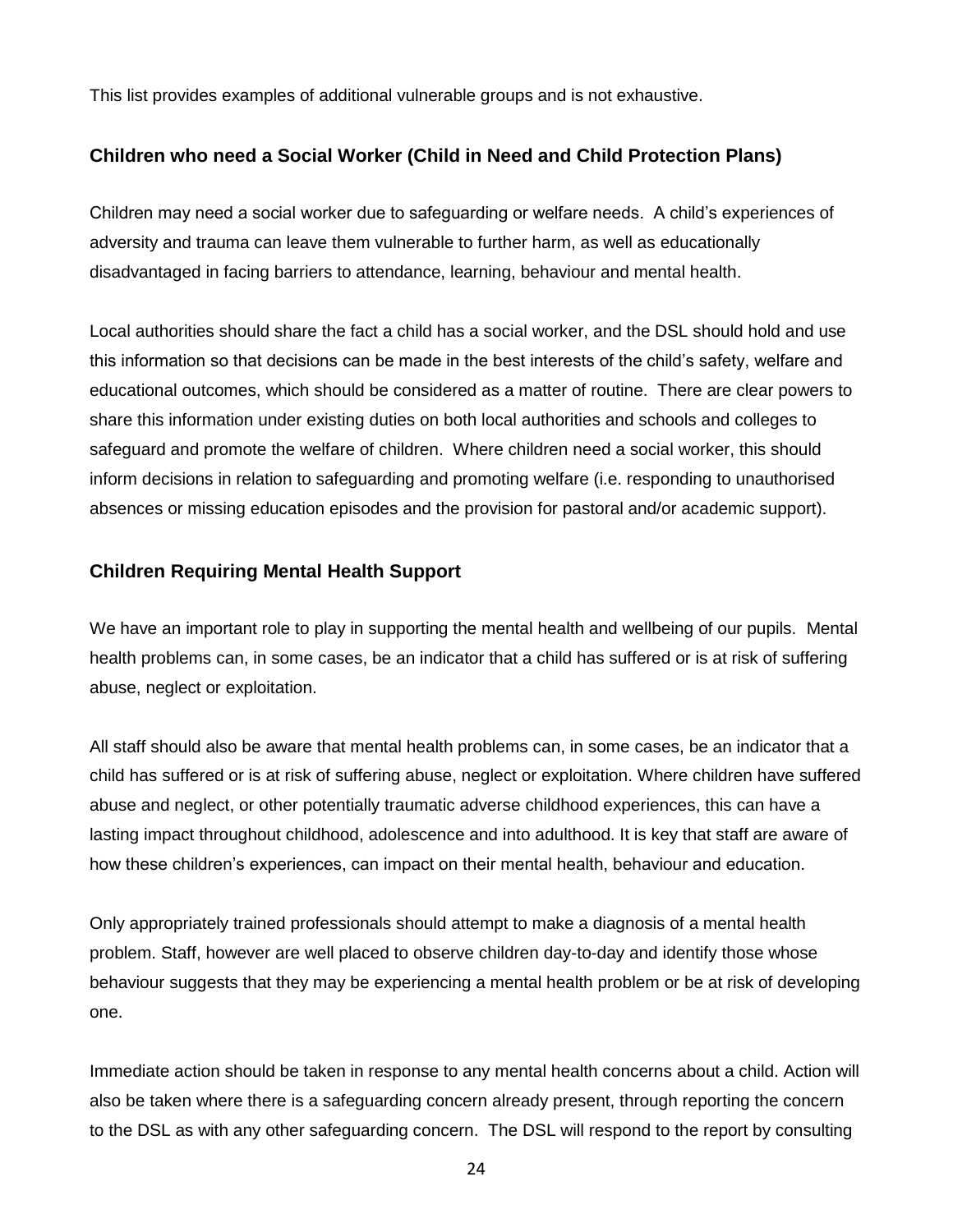This list provides examples of additional vulnerable groups and is not exhaustive.

### Children who need a Social Worker (Child in Need and Child Protection Plans)

Children may need a social worker due to safeguarding or welfare needs. A child's experiences of adversity and trauma can leave them vulnerable to further harm, as well as educationally disadvantaged in facing barriers to attendance, learning, behaviour and mental health.

Local authorities should share the fact a child has a social worker, and the DSL should hold and use this information so that decisions can be made in the best interests of the child's safety, welfare and educational outcomes, which should be considered as a matter of routine. There are clear powers to share this information under existing duties on both local authorities and schools and colleges to safeguard and promote the welfare of children. Where children need a social worker, this should inform decisions in relation to safeguarding and promoting welfare (i.e. responding to unauthorised absences or missing education episodes and the provision for pastoral and/or academic support).

### Children Requiring Mental Health Support

We have an important role to play in supporting the mental health and wellbeing of our pupils. Mental health problems can, in some cases, be an indicator that a child has suffered or is at risk of suffering abuse, neglect or exploitation.

All staff should also be aware that mental health problems can, in some cases, be an indicator that a child has suffered or is at risk of suffering abuse, neglect or exploitation. Where children have suffered abuse and neglect, or other potentially traumatic adverse childhood experiences, this can have a lasting impact throughout childhood, adolescence and into adulthood. It is key that staff are aware of how these children's experiences, can impact on their mental health, behaviour and education.

Only appropriately trained professionals should attempt to make a diagnosis of a mental health problem. Staff, however are well placed to observe children day-to-day and identify those whose behaviour suggests that they may be experiencing a mental health problem or be at risk of developing one.

Immediate action should be taken in response to any mental health concerns about a child. Action will also be taken where there is a safeguarding concern already present, through reporting the concern to the DSL as with any other safeguarding concern. The DSL will respond to the report by consulting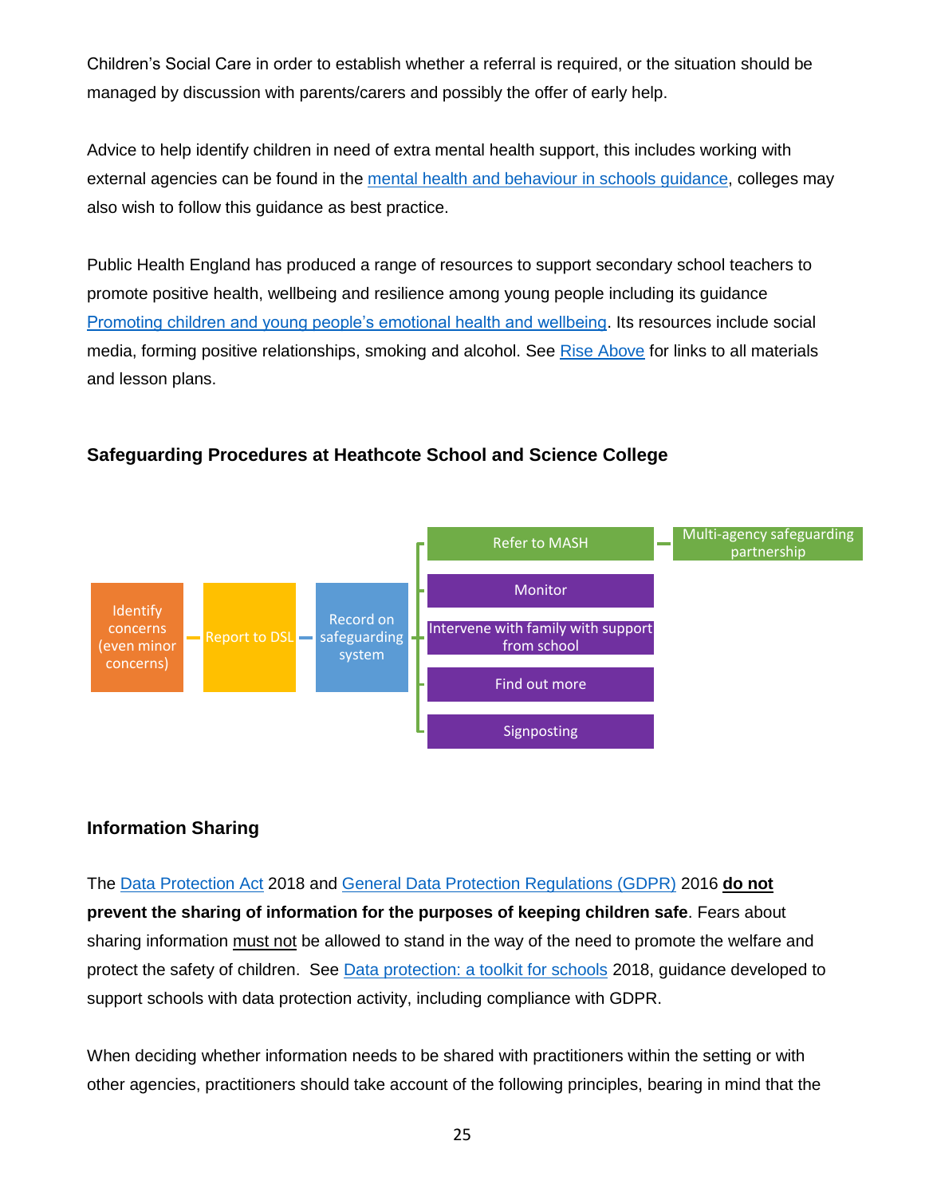Children's Social Care in order to establish whether a referral is required, or the situation should be managed by discussion with parents/carers and possibly the offer of early help.

Advice to help identify children in need of extra mental health support, this includes working with external agencies can be found in the mental health and behaviour in schools guidance, colleges may also wish to follow this guidance as best practice.

Public Health England has produced a range of resources to support secondary school teachers to promote positive health, wellbeing and resilience among young people including its guidance Promoting children and young people's emotional health and wellbeing. Its resources include social media, forming positive relationships, smoking and alcohol. See Rise Above for links to all materials and lesson plans.

### Safeguarding Procedures at Heathcote School and Science College

Identify concerns (even minor concerns) → Report to DSL → Record on safeguarding system →

- Refer to MASH → Multi-agency safeguarding partnership
- Monitor
- Intervene with family with support from school
- Find out more
- Signposting

### Information Sharing

The Data Protection Act 2018 and General Data Protection Regulations (GDPR) 2016 **do not prevent the sharing of information for the purposes of keeping children safe**. Fears about sharing information must not be allowed to stand in the way of the need to promote the welfare and protect the safety of children. See Data protection: a toolkit for schools 2018, guidance developed to support schools with data protection activity, including compliance with GDPR.

When deciding whether information needs to be shared with practitioners within the setting or with other agencies, practitioners should take account of the following principles, bearing in mind that the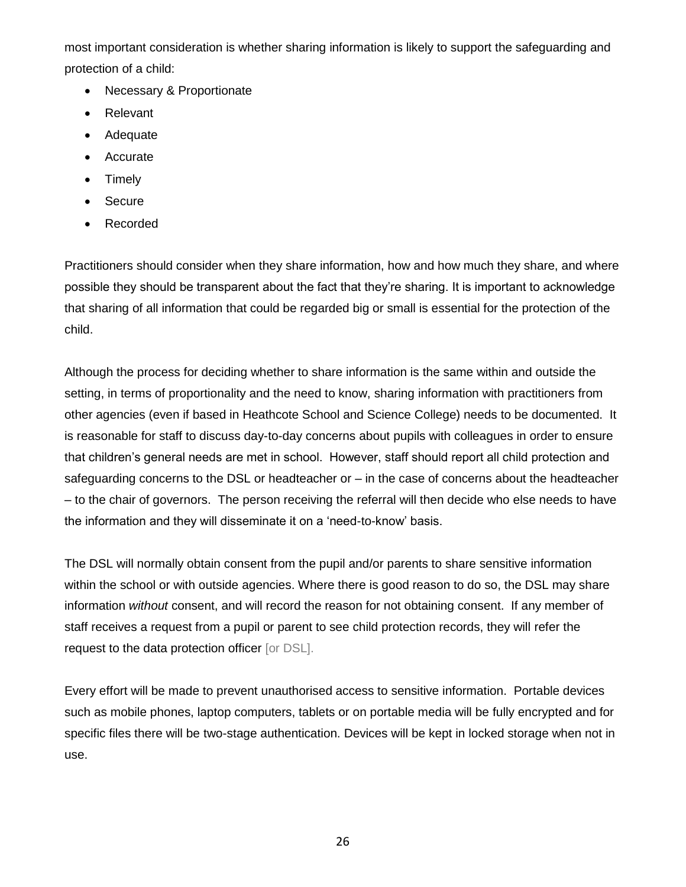most important consideration is whether sharing information is likely to support the safeguarding and protection of a child:

- Necessary & Proportionate
- Relevant
- Adequate
- Accurate
- Timely
- Secure
- Recorded

Practitioners should consider when they share information, how and how much they share, and where possible they should be transparent about the fact that they're sharing. It is important to acknowledge that sharing of all information that could be regarded big or small is essential for the protection of the child.

Although the process for deciding whether to share information is the same within and outside the setting, in terms of proportionality and the need to know, sharing information with practitioners from other agencies (even if based in Heathcote School and Science College) needs to be documented. It is reasonable for staff to discuss day-to-day concerns about pupils with colleagues in order to ensure that children's general needs are met in school. However, staff should report all child protection and safeguarding concerns to the DSL or headteacher or – in the case of concerns about the headteacher – to the chair of governors. The person receiving the referral will then decide who else needs to have the information and they will disseminate it on a 'need-to-know' basis.

The DSL will normally obtain consent from the pupil and/or parents to share sensitive information within the school or with outside agencies. Where there is good reason to do so, the DSL may share information *without* consent, and will record the reason for not obtaining consent. If any member of staff receives a request from a pupil or parent to see child protection records, they will refer the request to the data protection officer [or DSL].

Every effort will be made to prevent unauthorised access to sensitive information. Portable devices such as mobile phones, laptop computers, tablets or on portable media will be fully encrypted and for specific files there will be two-stage authentication. Devices will be kept in locked storage when not in use.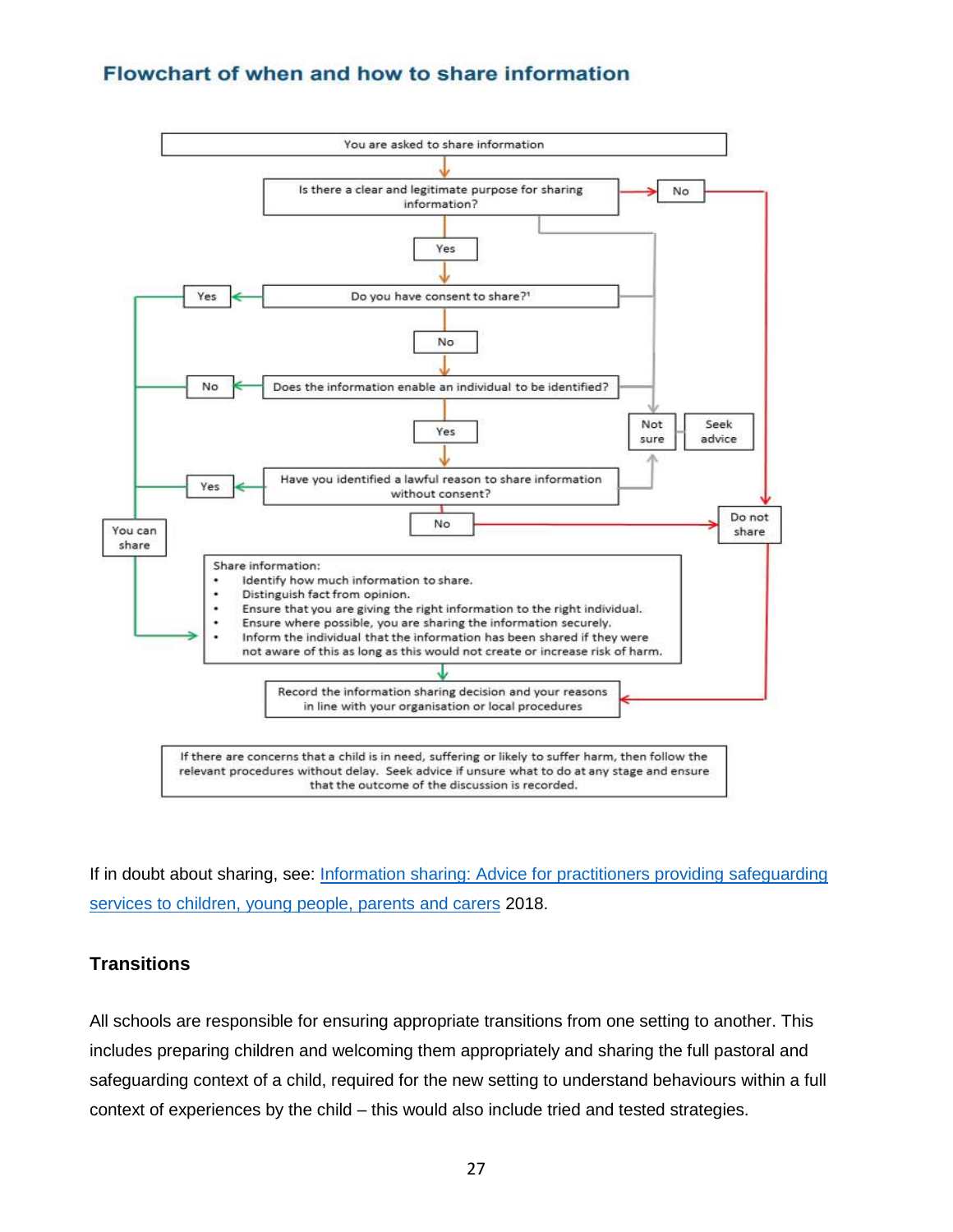## Flowchart of when and how to share information

You are asked to share information

Is there a clear and legitimate purpose for sharing information?
- No → Do not share
- Not sure → Seek advice
- Yes → Do you have consent to share?[1]
  - Yes → You can share
  - Not sure → Seek advice
  - No → Does the information enable an individual to be identified?
    - No → You can share
    - Not sure → Seek advice
    - Yes → Have you identified a lawful reason to share information without consent?
      - Yes → You can share
      - Not sure → Seek advice
      - No → Do not share

You can share → Share information:
- Identify how much information to share.
- Distinguish fact from opinion.
- Ensure that you are giving the right information to the right individual.
- Ensure where possible, you are sharing the information securely.
- Inform the individual that the information has been shared if they were not aware of this as long as this would not create or increase risk of harm.

Share information / Do not share → Record the information sharing decision and your reasons in line with your organisation or local procedures

If there are concerns that a child is in need, suffering or likely to suffer harm, then follow the relevant procedures without delay. Seek advice if unsure what to do at any stage and ensure that the outcome of the discussion is recorded.

If in doubt about sharing, see: [Information sharing: Advice for practitioners providing safeguarding services to children, young people, parents and carers]() 2018.

### Transitions

All schools are responsible for ensuring appropriate transitions from one setting to another. This includes preparing children and welcoming them appropriately and sharing the full pastoral and safeguarding context of a child, required for the new setting to understand behaviours within a full context of experiences by the child – this would also include tried and tested strategies.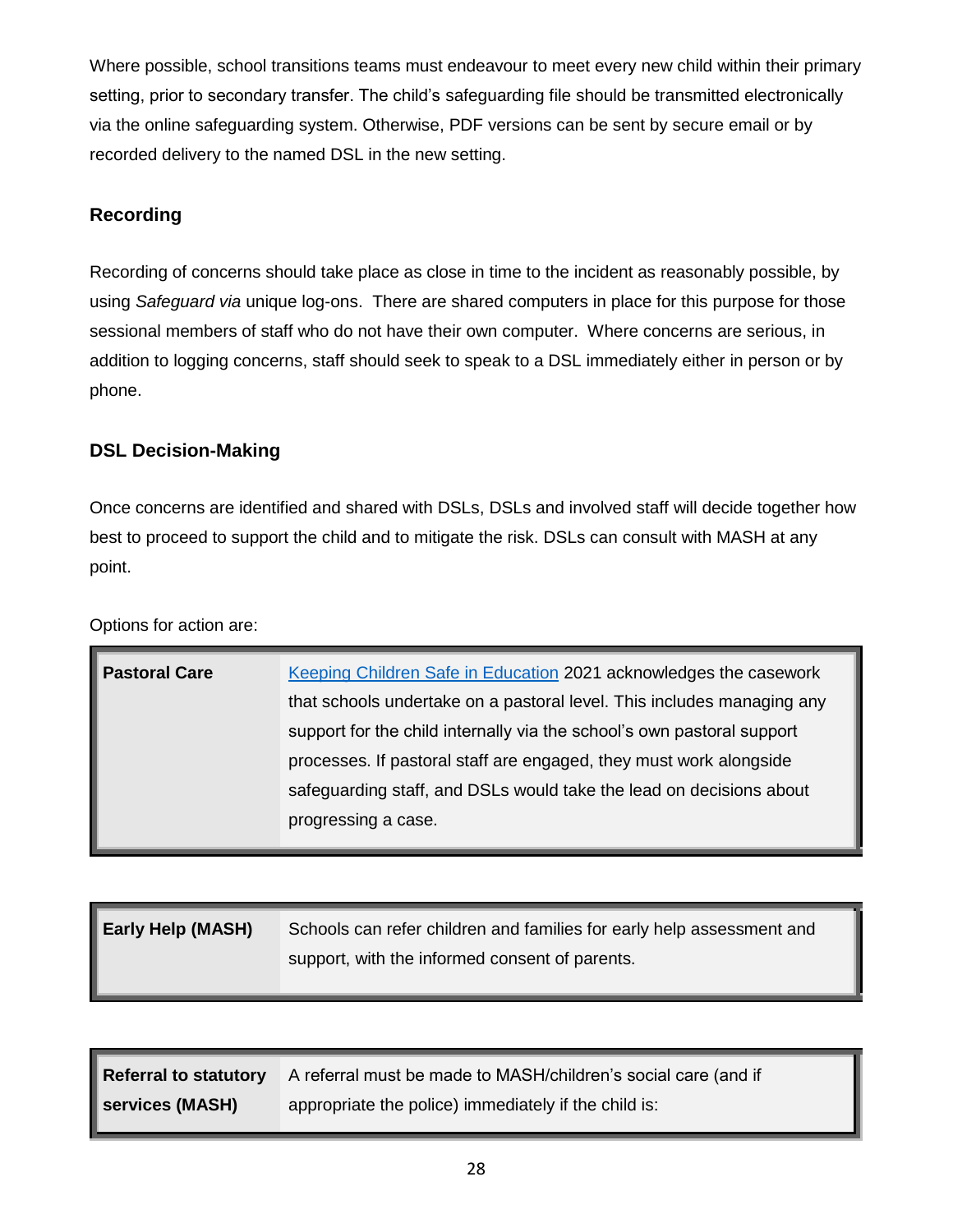Where possible, school transitions teams must endeavour to meet every new child within their primary setting, prior to secondary transfer. The child's safeguarding file should be transmitted electronically via the online safeguarding system. Otherwise, PDF versions can be sent by secure email or by recorded delivery to the named DSL in the new setting.

### Recording

Recording of concerns should take place as close in time to the incident as reasonably possible, by using *Safeguard via* unique log-ons. There are shared computers in place for this purpose for those sessional members of staff who do not have their own computer. Where concerns are serious, in addition to logging concerns, staff should seek to speak to a DSL immediately either in person or by phone.

### DSL Decision-Making

Once concerns are identified and shared with DSLs, DSLs and involved staff will decide together how best to proceed to support the child and to mitigate the risk. DSLs can consult with MASH at any point.

Options for action are:

| | |
|---|---|
| **Pastoral Care** | Keeping Children Safe in Education 2021 acknowledges the casework that schools undertake on a pastoral level. This includes managing any support for the child internally via the school's own pastoral support processes. If pastoral staff are engaged, they must work alongside safeguarding staff, and DSLs would take the lead on decisions about progressing a case. |

| | |
|---|---|
| **Early Help (MASH)** | Schools can refer children and families for early help assessment and support, with the informed consent of parents. |

| | |
|---|---|
| **Referral to statutory services (MASH)** | A referral must be made to MASH/children's social care (and if appropriate the police) immediately if the child is: |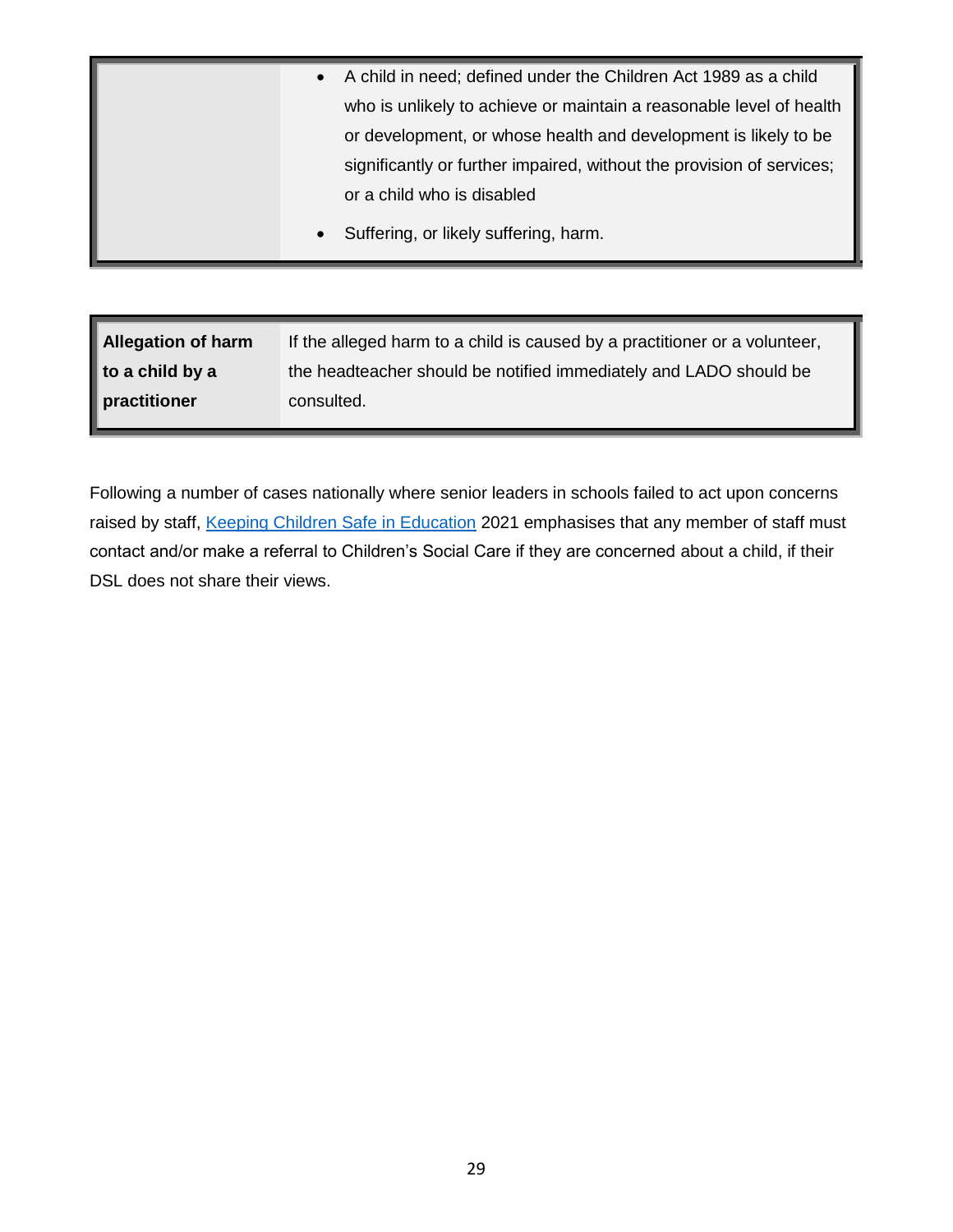|  |  |
|---|---|
|  | • A child in need; defined under the Children Act 1989 as a child who is unlikely to achieve or maintain a reasonable level of health or development, or whose health and development is likely to be significantly or further impaired, without the provision of services; or a child who is disabled<br>• Suffering, or likely suffering, harm. |

|  |  |
|---|---|
| **Allegation of harm to a child by a practitioner** | If the alleged harm to a child is caused by a practitioner or a volunteer, the headteacher should be notified immediately and LADO should be consulted. |

Following a number of cases nationally where senior leaders in schools failed to act upon concerns raised by staff, Keeping Children Safe in Education 2021 emphasises that any member of staff must contact and/or make a referral to Children's Social Care if they are concerned about a child, if their DSL does not share their views.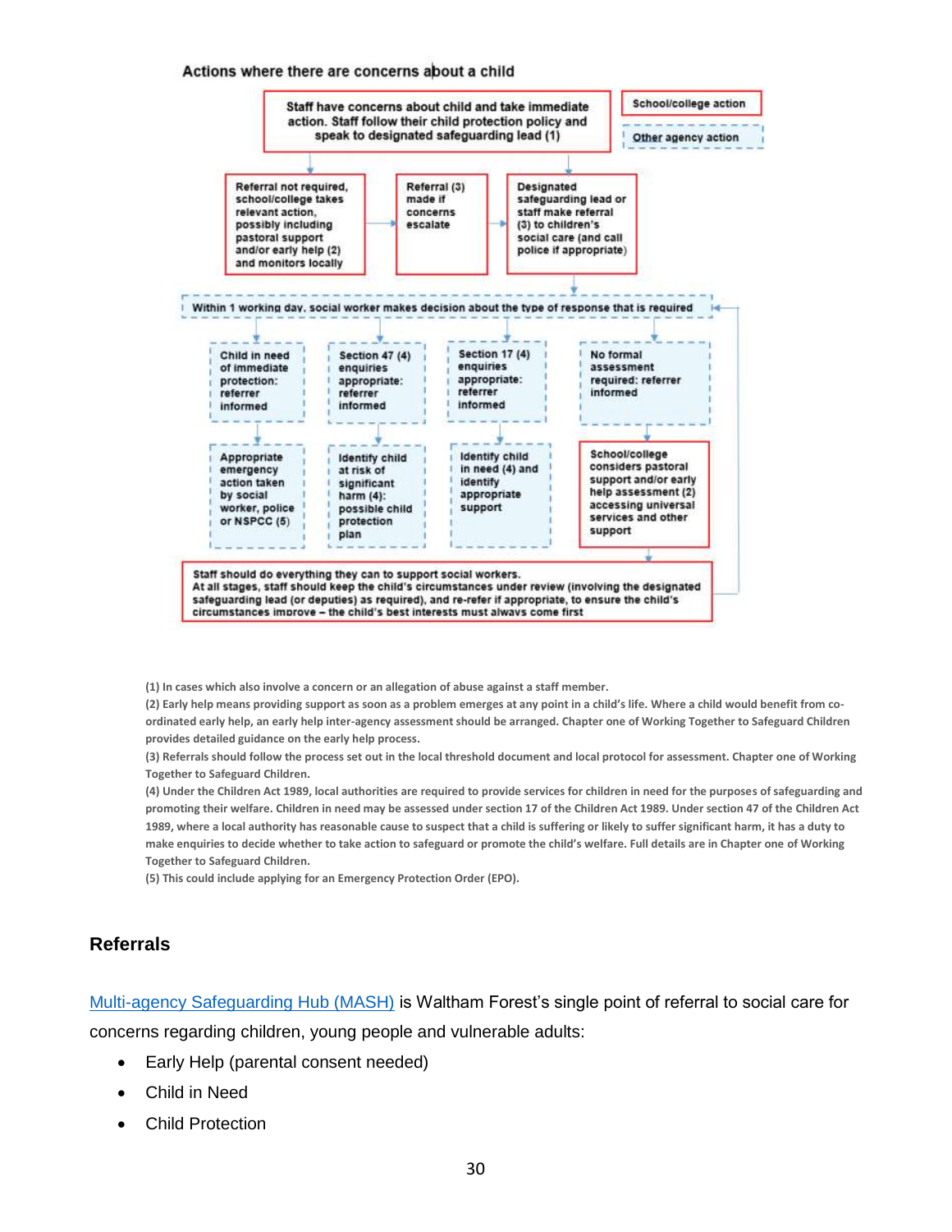Actions where there are concerns about a child

School/college action

Other agency action

Staff have concerns about child and take immediate action. Staff follow their child protection policy and speak to designated safeguarding lead (1)

Referral not required, school/college takes relevant action, possibly including pastoral support and/or early help (2) and monitors locally

Referral (3) made if concerns escalate

Designated safeguarding lead or staff make referral (3) to children's social care (and call police if appropriate)

Within 1 working day, social worker makes decision about the type of response that is required

Child in need of immediate protection: referrer informed

Section 47 (4) enquiries appropriate: referrer informed

Section 17 (4) enquiries appropriate: referrer informed

No formal assessment required: referrer informed

Appropriate emergency action taken by social worker, police or NSPCC (5)

Identify child at risk of significant harm (4): possible child protection plan

Identify child in need (4) and identify appropriate support

School/college considers pastoral support and/or early help assessment (2) accessing universal services and other support

Staff should do everything they can to support social workers.
At all stages, staff should keep the child's circumstances under review (involving the designated safeguarding lead (or deputies) as required), and re-refer if appropriate, to ensure the child's circumstances improve – the child's best interests must always come first

(1) In cases which also involve a concern or an allegation of abuse against a staff member.

(2) Early help means providing support as soon as a problem emerges at any point in a child's life. Where a child would benefit from co-ordinated early help, an early help inter-agency assessment should be arranged. Chapter one of Working Together to Safeguard Children provides detailed guidance on the early help process.

(3) Referrals should follow the process set out in the local threshold document and local protocol for assessment. Chapter one of Working Together to Safeguard Children.

(4) Under the Children Act 1989, local authorities are required to provide services for children in need for the purposes of safeguarding and promoting their welfare. Children in need may be assessed under section 17 of the Children Act 1989. Under section 47 of the Children Act 1989, where a local authority has reasonable cause to suspect that a child is suffering or likely to suffer significant harm, it has a duty to make enquiries to decide whether to take action to safeguard or promote the child's welfare. Full details are in Chapter one of Working Together to Safeguard Children.

(5) This could include applying for an Emergency Protection Order (EPO).

## Referrals

[Multi-agency Safeguarding Hub (MASH)] is Waltham Forest's single point of referral to social care for concerns regarding children, young people and vulnerable adults:

- Early Help (parental consent needed)
- Child in Need
- Child Protection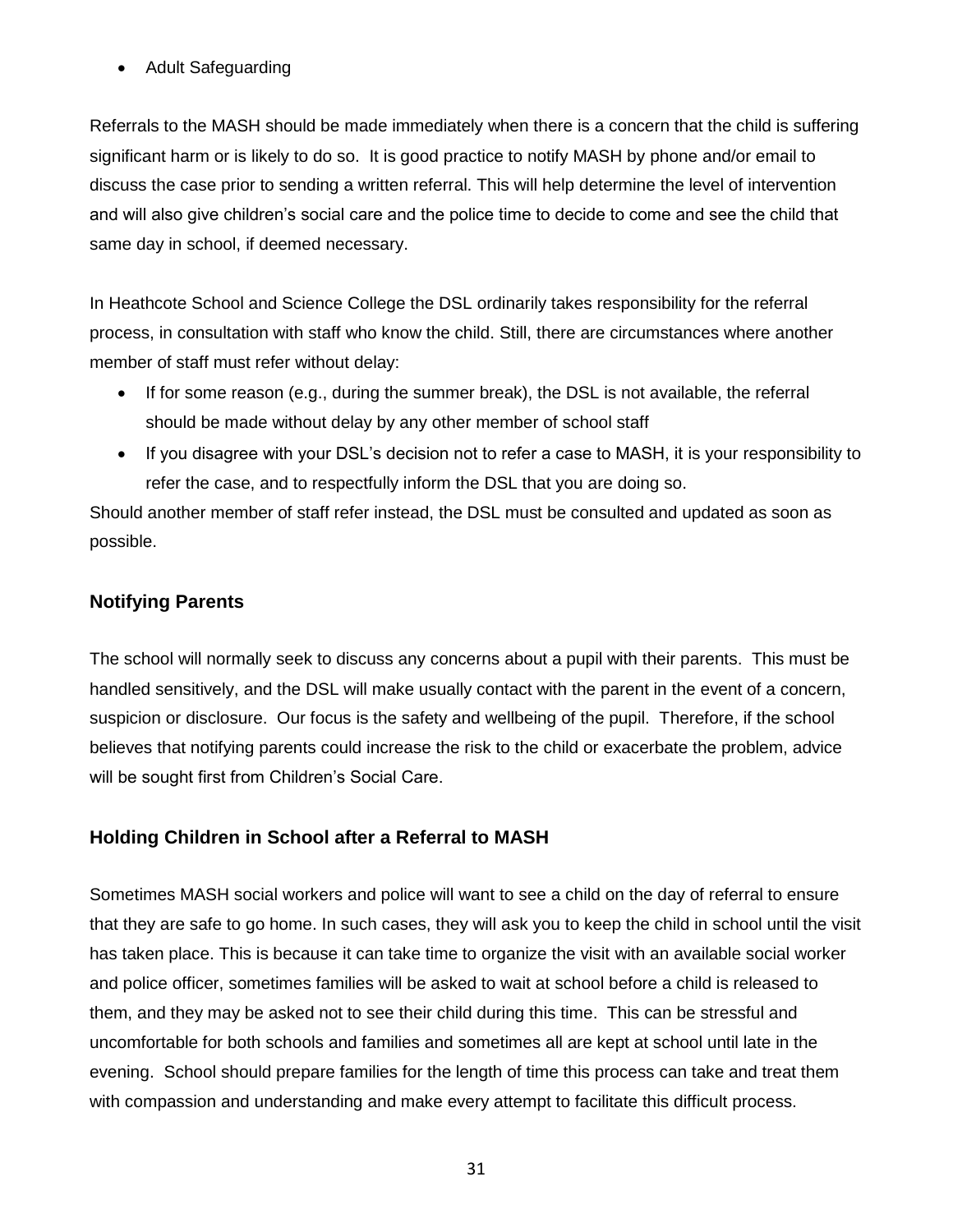- Adult Safeguarding

Referrals to the MASH should be made immediately when there is a concern that the child is suffering significant harm or is likely to do so. It is good practice to notify MASH by phone and/or email to discuss the case prior to sending a written referral. This will help determine the level of intervention and will also give children's social care and the police time to decide to come and see the child that same day in school, if deemed necessary.

In Heathcote School and Science College the DSL ordinarily takes responsibility for the referral process, in consultation with staff who know the child. Still, there are circumstances where another member of staff must refer without delay:

- If for some reason (e.g., during the summer break), the DSL is not available, the referral should be made without delay by any other member of school staff
- If you disagree with your DSL's decision not to refer a case to MASH, it is your responsibility to refer the case, and to respectfully inform the DSL that you are doing so.

Should another member of staff refer instead, the DSL must be consulted and updated as soon as possible.

### Notifying Parents

The school will normally seek to discuss any concerns about a pupil with their parents. This must be handled sensitively, and the DSL will make usually contact with the parent in the event of a concern, suspicion or disclosure. Our focus is the safety and wellbeing of the pupil. Therefore, if the school believes that notifying parents could increase the risk to the child or exacerbate the problem, advice will be sought first from Children's Social Care.

### Holding Children in School after a Referral to MASH

Sometimes MASH social workers and police will want to see a child on the day of referral to ensure that they are safe to go home. In such cases, they will ask you to keep the child in school until the visit has taken place. This is because it can take time to organize the visit with an available social worker and police officer, sometimes families will be asked to wait at school before a child is released to them, and they may be asked not to see their child during this time. This can be stressful and uncomfortable for both schools and families and sometimes all are kept at school until late in the evening. School should prepare families for the length of time this process can take and treat them with compassion and understanding and make every attempt to facilitate this difficult process.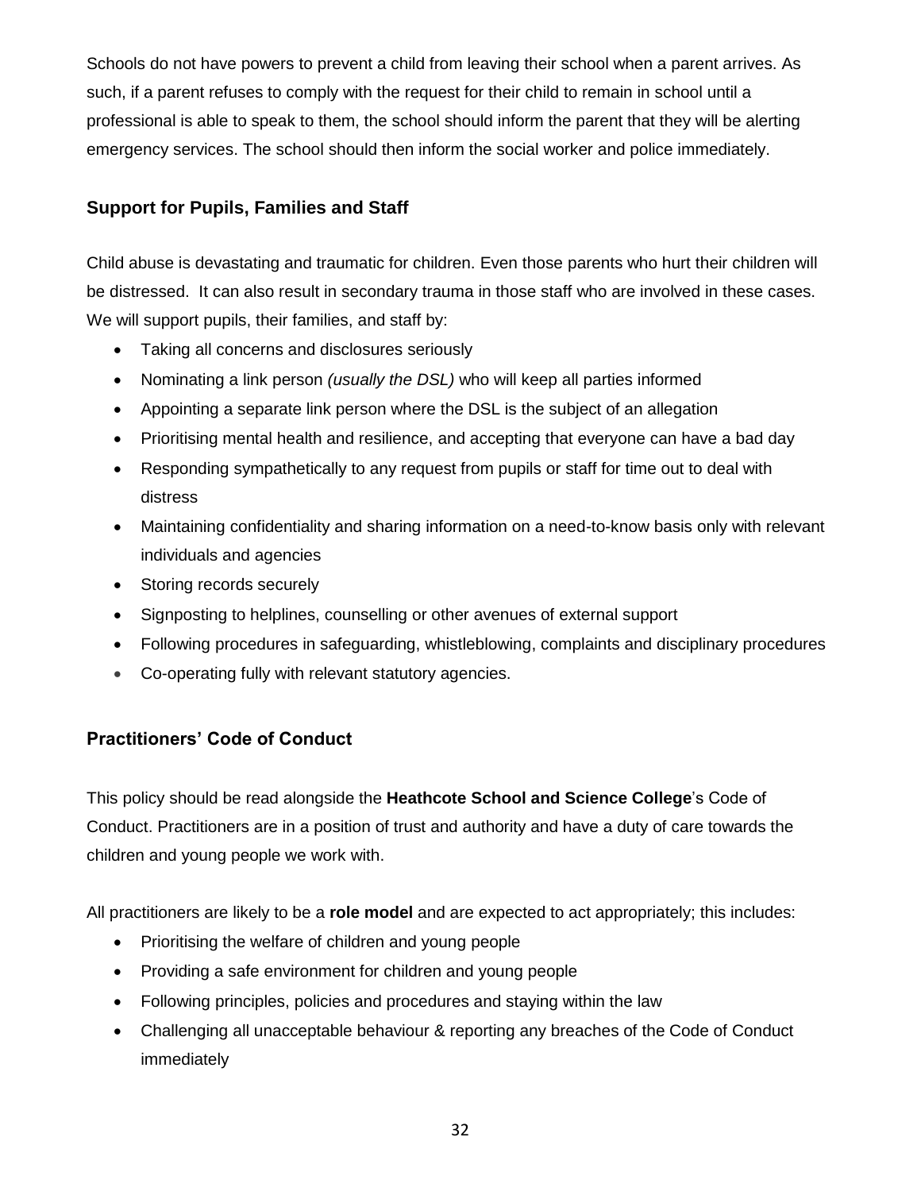Schools do not have powers to prevent a child from leaving their school when a parent arrives. As such, if a parent refuses to comply with the request for their child to remain in school until a professional is able to speak to them, the school should inform the parent that they will be alerting emergency services. The school should then inform the social worker and police immediately.

### Support for Pupils, Families and Staff

Child abuse is devastating and traumatic for children. Even those parents who hurt their children will be distressed. It can also result in secondary trauma in those staff who are involved in these cases. We will support pupils, their families, and staff by:

- Taking all concerns and disclosures seriously
- Nominating a link person *(usually the DSL)* who will keep all parties informed
- Appointing a separate link person where the DSL is the subject of an allegation
- Prioritising mental health and resilience, and accepting that everyone can have a bad day
- Responding sympathetically to any request from pupils or staff for time out to deal with distress
- Maintaining confidentiality and sharing information on a need-to-know basis only with relevant individuals and agencies
- Storing records securely
- Signposting to helplines, counselling or other avenues of external support
- Following procedures in safeguarding, whistleblowing, complaints and disciplinary procedures
- Co-operating fully with relevant statutory agencies.

### Practitioners' Code of Conduct

This policy should be read alongside the **Heathcote School and Science College**'s Code of Conduct. Practitioners are in a position of trust and authority and have a duty of care towards the children and young people we work with.

All practitioners are likely to be a **role model** and are expected to act appropriately; this includes:

- Prioritising the welfare of children and young people
- Providing a safe environment for children and young people
- Following principles, policies and procedures and staying within the law
- Challenging all unacceptable behaviour & reporting any breaches of the Code of Conduct immediately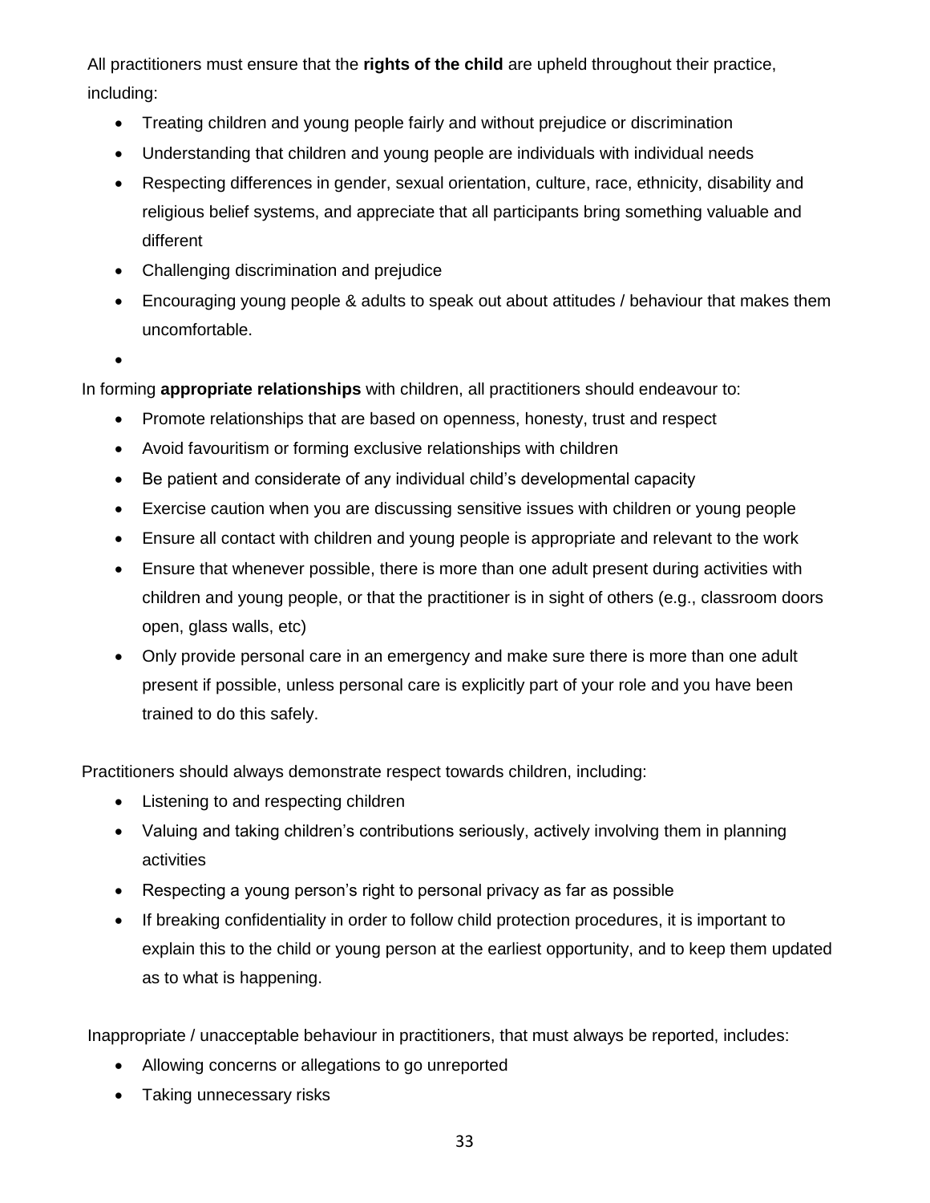All practitioners must ensure that the **rights of the child** are upheld throughout their practice, including:

- Treating children and young people fairly and without prejudice or discrimination
- Understanding that children and young people are individuals with individual needs
- Respecting differences in gender, sexual orientation, culture, race, ethnicity, disability and religious belief systems, and appreciate that all participants bring something valuable and different
- Challenging discrimination and prejudice
- Encouraging young people & adults to speak out about attitudes / behaviour that makes them uncomfortable.

In forming **appropriate relationships** with children, all practitioners should endeavour to:

- Promote relationships that are based on openness, honesty, trust and respect
- Avoid favouritism or forming exclusive relationships with children
- Be patient and considerate of any individual child's developmental capacity
- Exercise caution when you are discussing sensitive issues with children or young people
- Ensure all contact with children and young people is appropriate and relevant to the work
- Ensure that whenever possible, there is more than one adult present during activities with children and young people, or that the practitioner is in sight of others (e.g., classroom doors open, glass walls, etc)
- Only provide personal care in an emergency and make sure there is more than one adult present if possible, unless personal care is explicitly part of your role and you have been trained to do this safely.

Practitioners should always demonstrate respect towards children, including:

- Listening to and respecting children
- Valuing and taking children's contributions seriously, actively involving them in planning activities
- Respecting a young person's right to personal privacy as far as possible
- If breaking confidentiality in order to follow child protection procedures, it is important to explain this to the child or young person at the earliest opportunity, and to keep them updated as to what is happening.

Inappropriate / unacceptable behaviour in practitioners, that must always be reported, includes:

- Allowing concerns or allegations to go unreported
- Taking unnecessary risks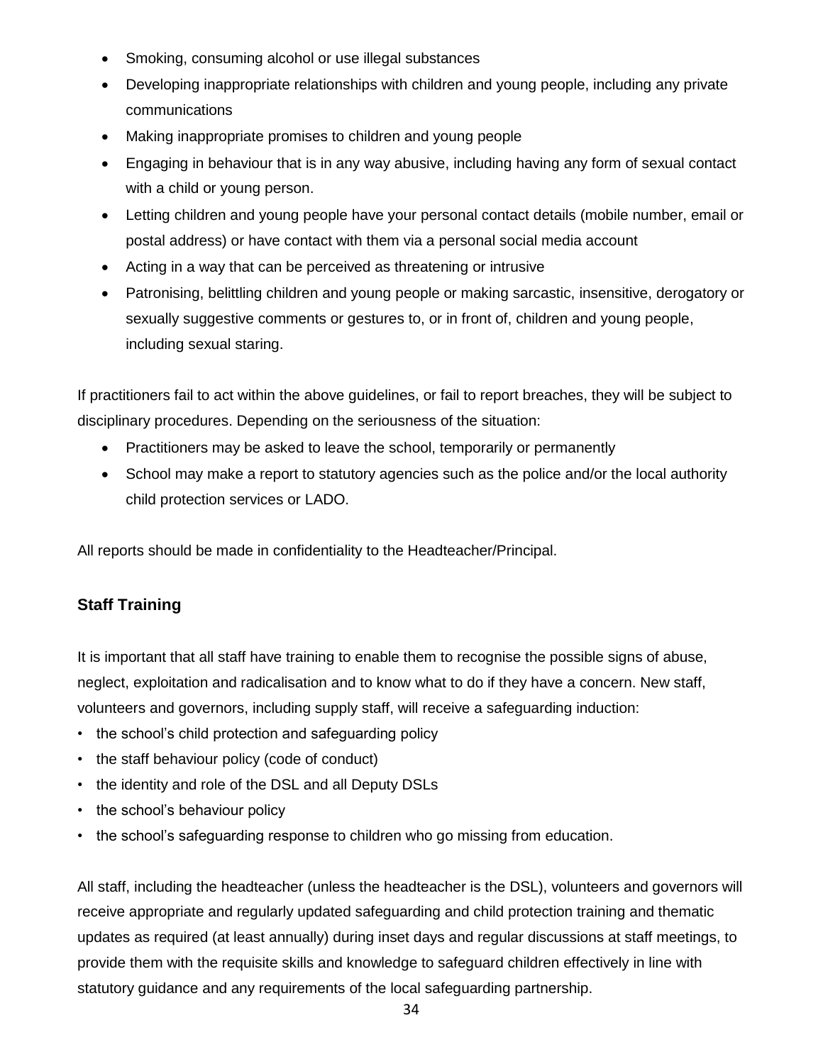- Smoking, consuming alcohol or use illegal substances
- Developing inappropriate relationships with children and young people, including any private communications
- Making inappropriate promises to children and young people
- Engaging in behaviour that is in any way abusive, including having any form of sexual contact with a child or young person.
- Letting children and young people have your personal contact details (mobile number, email or postal address) or have contact with them via a personal social media account
- Acting in a way that can be perceived as threatening or intrusive
- Patronising, belittling children and young people or making sarcastic, insensitive, derogatory or sexually suggestive comments or gestures to, or in front of, children and young people, including sexual staring.

If practitioners fail to act within the above guidelines, or fail to report breaches, they will be subject to disciplinary procedures. Depending on the seriousness of the situation:

- Practitioners may be asked to leave the school, temporarily or permanently
- School may make a report to statutory agencies such as the police and/or the local authority child protection services or LADO.

All reports should be made in confidentiality to the Headteacher/Principal.

### Staff Training

It is important that all staff have training to enable them to recognise the possible signs of abuse, neglect, exploitation and radicalisation and to know what to do if they have a concern. New staff, volunteers and governors, including supply staff, will receive a safeguarding induction:

- the school's child protection and safeguarding policy
- the staff behaviour policy (code of conduct)
- the identity and role of the DSL and all Deputy DSLs
- the school's behaviour policy
- the school's safeguarding response to children who go missing from education.

All staff, including the headteacher (unless the headteacher is the DSL), volunteers and governors will receive appropriate and regularly updated safeguarding and child protection training and thematic updates as required (at least annually) during inset days and regular discussions at staff meetings, to provide them with the requisite skills and knowledge to safeguard children effectively in line with statutory guidance and any requirements of the local safeguarding partnership.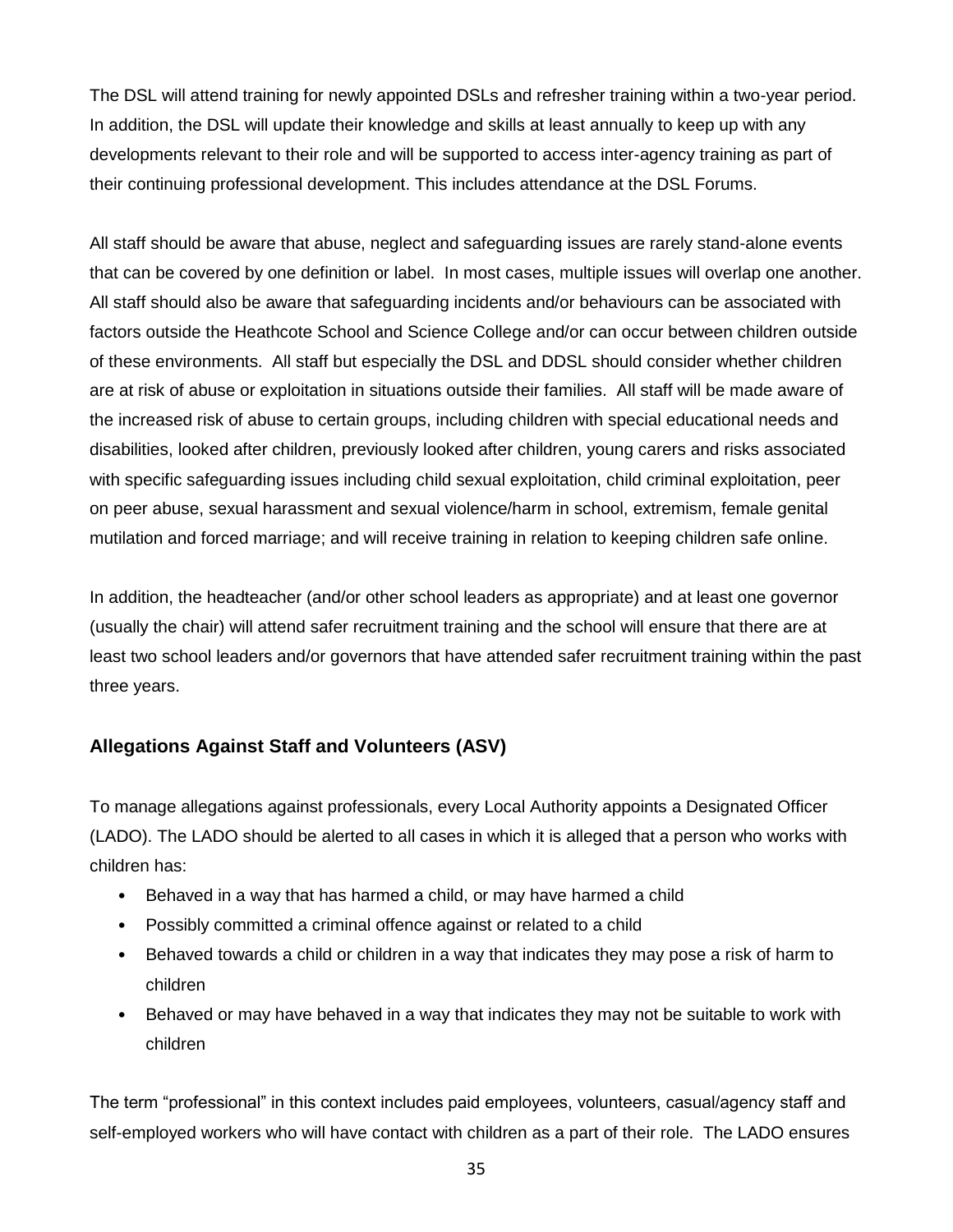The DSL will attend training for newly appointed DSLs and refresher training within a two-year period. In addition, the DSL will update their knowledge and skills at least annually to keep up with any developments relevant to their role and will be supported to access inter-agency training as part of their continuing professional development. This includes attendance at the DSL Forums.

All staff should be aware that abuse, neglect and safeguarding issues are rarely stand-alone events that can be covered by one definition or label. In most cases, multiple issues will overlap one another. All staff should also be aware that safeguarding incidents and/or behaviours can be associated with factors outside the Heathcote School and Science College and/or can occur between children outside of these environments. All staff but especially the DSL and DDSL should consider whether children are at risk of abuse or exploitation in situations outside their families. All staff will be made aware of the increased risk of abuse to certain groups, including children with special educational needs and disabilities, looked after children, previously looked after children, young carers and risks associated with specific safeguarding issues including child sexual exploitation, child criminal exploitation, peer on peer abuse, sexual harassment and sexual violence/harm in school, extremism, female genital mutilation and forced marriage; and will receive training in relation to keeping children safe online.

In addition, the headteacher (and/or other school leaders as appropriate) and at least one governor (usually the chair) will attend safer recruitment training and the school will ensure that there are at least two school leaders and/or governors that have attended safer recruitment training within the past three years.

### Allegations Against Staff and Volunteers (ASV)

To manage allegations against professionals, every Local Authority appoints a Designated Officer (LADO). The LADO should be alerted to all cases in which it is alleged that a person who works with children has:

- Behaved in a way that has harmed a child, or may have harmed a child
- Possibly committed a criminal offence against or related to a child
- Behaved towards a child or children in a way that indicates they may pose a risk of harm to children
- Behaved or may have behaved in a way that indicates they may not be suitable to work with children

The term "professional" in this context includes paid employees, volunteers, casual/agency staff and self-employed workers who will have contact with children as a part of their role. The LADO ensures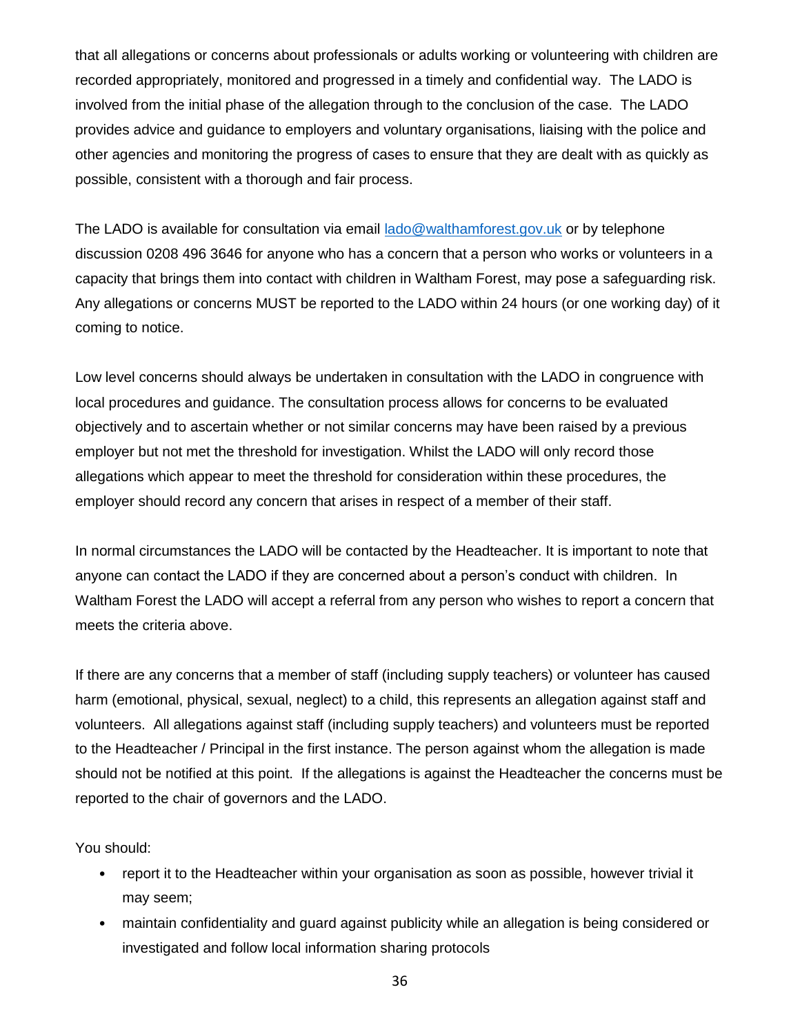that all allegations or concerns about professionals or adults working or volunteering with children are recorded appropriately, monitored and progressed in a timely and confidential way. The LADO is involved from the initial phase of the allegation through to the conclusion of the case. The LADO provides advice and guidance to employers and voluntary organisations, liaising with the police and other agencies and monitoring the progress of cases to ensure that they are dealt with as quickly as possible, consistent with a thorough and fair process.

The LADO is available for consultation via email lado@walthamforest.gov.uk or by telephone discussion 0208 496 3646 for anyone who has a concern that a person who works or volunteers in a capacity that brings them into contact with children in Waltham Forest, may pose a safeguarding risk. Any allegations or concerns MUST be reported to the LADO within 24 hours (or one working day) of it coming to notice.

Low level concerns should always be undertaken in consultation with the LADO in congruence with local procedures and guidance. The consultation process allows for concerns to be evaluated objectively and to ascertain whether or not similar concerns may have been raised by a previous employer but not met the threshold for investigation. Whilst the LADO will only record those allegations which appear to meet the threshold for consideration within these procedures, the employer should record any concern that arises in respect of a member of their staff.

In normal circumstances the LADO will be contacted by the Headteacher. It is important to note that anyone can contact the LADO if they are concerned about a person's conduct with children. In Waltham Forest the LADO will accept a referral from any person who wishes to report a concern that meets the criteria above.

If there are any concerns that a member of staff (including supply teachers) or volunteer has caused harm (emotional, physical, sexual, neglect) to a child, this represents an allegation against staff and volunteers. All allegations against staff (including supply teachers) and volunteers must be reported to the Headteacher / Principal in the first instance. The person against whom the allegation is made should not be notified at this point. If the allegations is against the Headteacher the concerns must be reported to the chair of governors and the LADO.

You should:

- report it to the Headteacher within your organisation as soon as possible, however trivial it may seem;
- maintain confidentiality and guard against publicity while an allegation is being considered or investigated and follow local information sharing protocols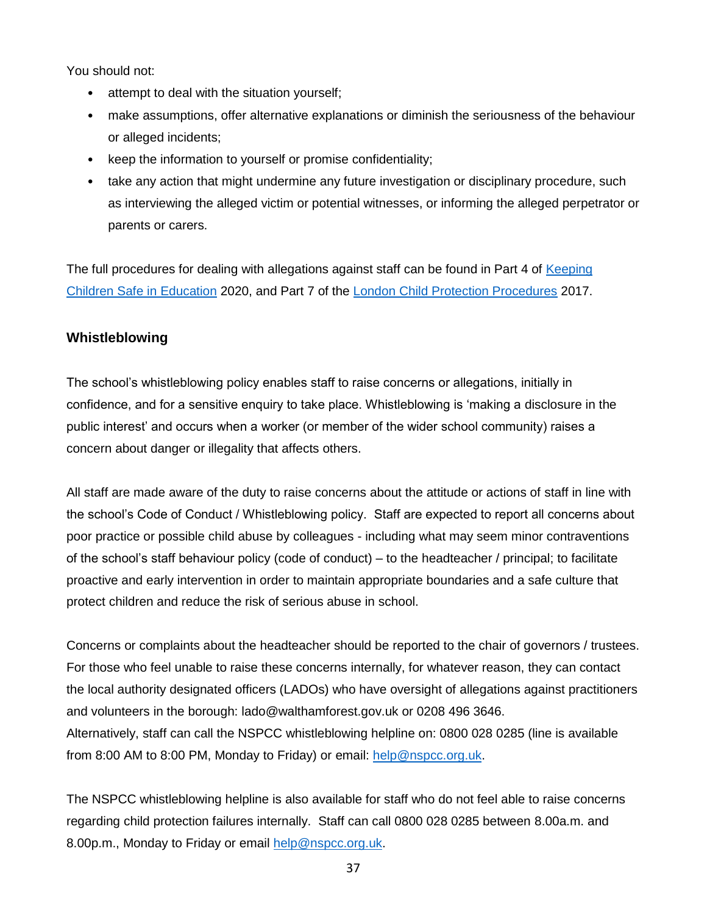You should not:

- attempt to deal with the situation yourself;
- make assumptions, offer alternative explanations or diminish the seriousness of the behaviour or alleged incidents;
- keep the information to yourself or promise confidentiality;
- take any action that might undermine any future investigation or disciplinary procedure, such as interviewing the alleged victim or potential witnesses, or informing the alleged perpetrator or parents or carers.

The full procedures for dealing with allegations against staff can be found in Part 4 of Keeping Children Safe in Education 2020, and Part 7 of the London Child Protection Procedures 2017.

### Whistleblowing

The school's whistleblowing policy enables staff to raise concerns or allegations, initially in confidence, and for a sensitive enquiry to take place. Whistleblowing is 'making a disclosure in the public interest' and occurs when a worker (or member of the wider school community) raises a concern about danger or illegality that affects others.

All staff are made aware of the duty to raise concerns about the attitude or actions of staff in line with the school's Code of Conduct / Whistleblowing policy. Staff are expected to report all concerns about poor practice or possible child abuse by colleagues - including what may seem minor contraventions of the school's staff behaviour policy (code of conduct) – to the headteacher / principal; to facilitate proactive and early intervention in order to maintain appropriate boundaries and a safe culture that protect children and reduce the risk of serious abuse in school.

Concerns or complaints about the headteacher should be reported to the chair of governors / trustees. For those who feel unable to raise these concerns internally, for whatever reason, they can contact the local authority designated officers (LADOs) who have oversight of allegations against practitioners and volunteers in the borough: lado@walthamforest.gov.uk or 0208 496 3646.
Alternatively, staff can call the NSPCC whistleblowing helpline on: 0800 028 0285 (line is available from 8:00 AM to 8:00 PM, Monday to Friday) or email: help@nspcc.org.uk.

The NSPCC whistleblowing helpline is also available for staff who do not feel able to raise concerns regarding child protection failures internally. Staff can call 0800 028 0285 between 8.00a.m. and 8.00p.m., Monday to Friday or email help@nspcc.org.uk.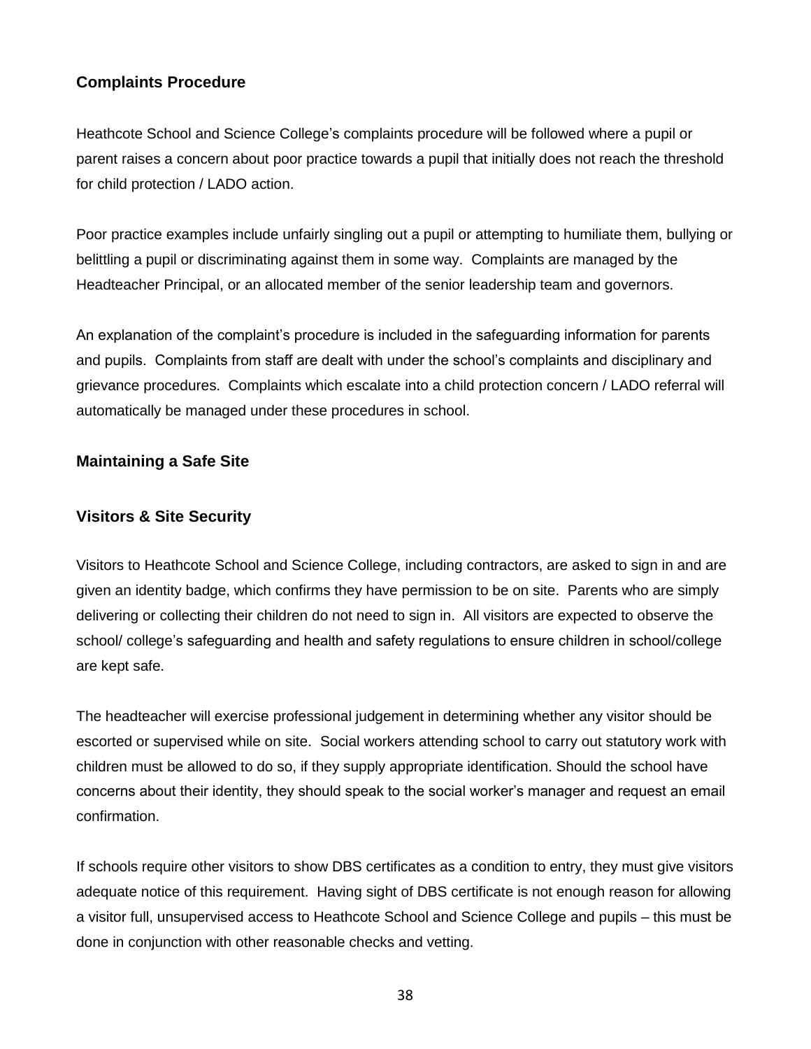## Complaints Procedure

Heathcote School and Science College's complaints procedure will be followed where a pupil or parent raises a concern about poor practice towards a pupil that initially does not reach the threshold for child protection / LADO action.

Poor practice examples include unfairly singling out a pupil or attempting to humiliate them, bullying or belittling a pupil or discriminating against them in some way. Complaints are managed by the Headteacher Principal, or an allocated member of the senior leadership team and governors.

An explanation of the complaint's procedure is included in the safeguarding information for parents and pupils. Complaints from staff are dealt with under the school's complaints and disciplinary and grievance procedures. Complaints which escalate into a child protection concern / LADO referral will automatically be managed under these procedures in school.

## Maintaining a Safe Site

## Visitors & Site Security

Visitors to Heathcote School and Science College, including contractors, are asked to sign in and are given an identity badge, which confirms they have permission to be on site. Parents who are simply delivering or collecting their children do not need to sign in. All visitors are expected to observe the school/ college's safeguarding and health and safety regulations to ensure children in school/college are kept safe.

The headteacher will exercise professional judgement in determining whether any visitor should be escorted or supervised while on site. Social workers attending school to carry out statutory work with children must be allowed to do so, if they supply appropriate identification. Should the school have concerns about their identity, they should speak to the social worker's manager and request an email confirmation.

If schools require other visitors to show DBS certificates as a condition to entry, they must give visitors adequate notice of this requirement. Having sight of DBS certificate is not enough reason for allowing a visitor full, unsupervised access to Heathcote School and Science College and pupils – this must be done in conjunction with other reasonable checks and vetting.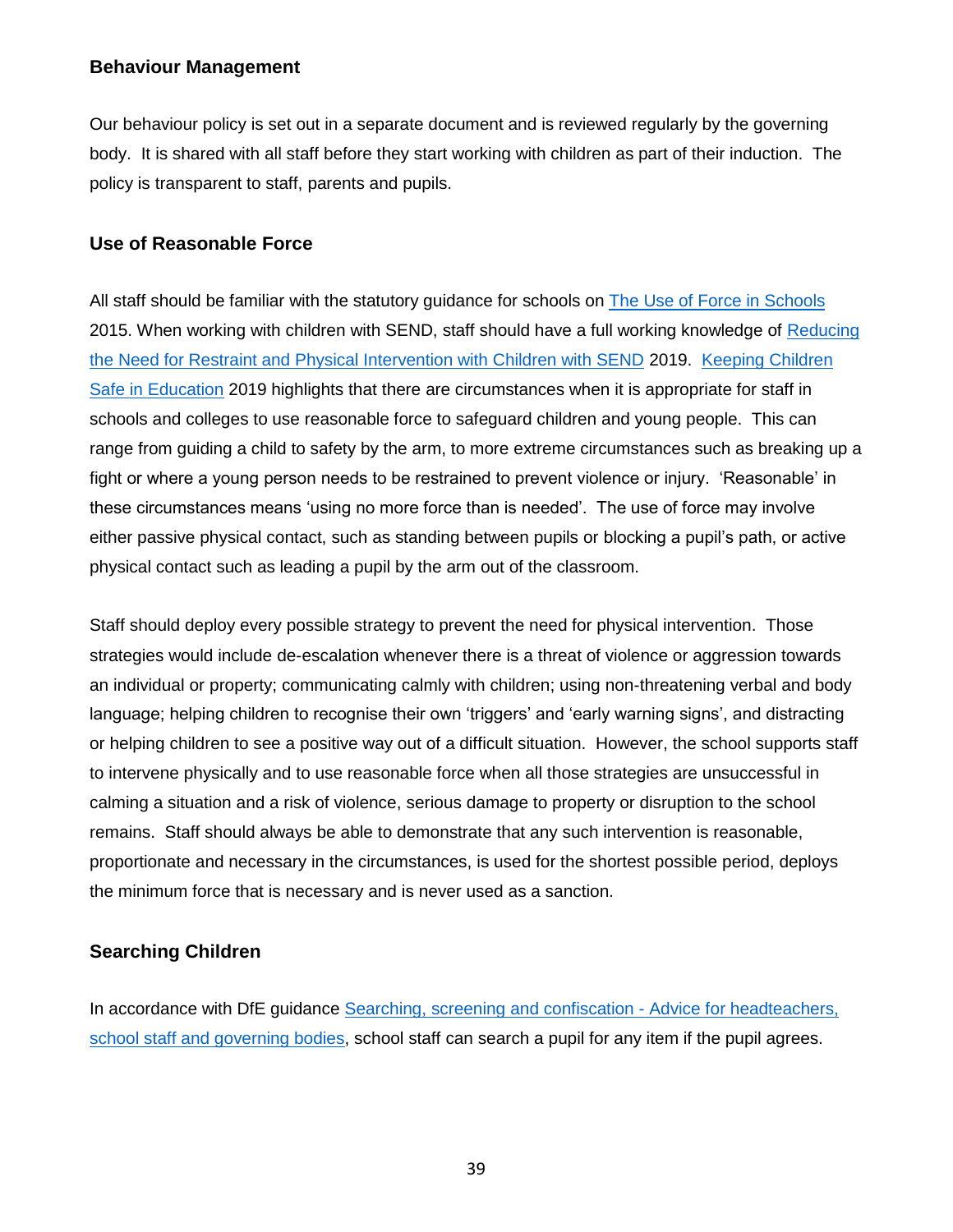### Behaviour Management

Our behaviour policy is set out in a separate document and is reviewed regularly by the governing body. It is shared with all staff before they start working with children as part of their induction. The policy is transparent to staff, parents and pupils.

### Use of Reasonable Force

All staff should be familiar with the statutory guidance for schools on The Use of Force in Schools 2015. When working with children with SEND, staff should have a full working knowledge of Reducing the Need for Restraint and Physical Intervention with Children with SEND 2019. Keeping Children Safe in Education 2019 highlights that there are circumstances when it is appropriate for staff in schools and colleges to use reasonable force to safeguard children and young people. This can range from guiding a child to safety by the arm, to more extreme circumstances such as breaking up a fight or where a young person needs to be restrained to prevent violence or injury. 'Reasonable' in these circumstances means 'using no more force than is needed'. The use of force may involve either passive physical contact, such as standing between pupils or blocking a pupil's path, or active physical contact such as leading a pupil by the arm out of the classroom.

Staff should deploy every possible strategy to prevent the need for physical intervention. Those strategies would include de-escalation whenever there is a threat of violence or aggression towards an individual or property; communicating calmly with children; using non-threatening verbal and body language; helping children to recognise their own 'triggers' and 'early warning signs', and distracting or helping children to see a positive way out of a difficult situation. However, the school supports staff to intervene physically and to use reasonable force when all those strategies are unsuccessful in calming a situation and a risk of violence, serious damage to property or disruption to the school remains. Staff should always be able to demonstrate that any such intervention is reasonable, proportionate and necessary in the circumstances, is used for the shortest possible period, deploys the minimum force that is necessary and is never used as a sanction.

### Searching Children

In accordance with DfE guidance Searching, screening and confiscation - Advice for headteachers, school staff and governing bodies, school staff can search a pupil for any item if the pupil agrees.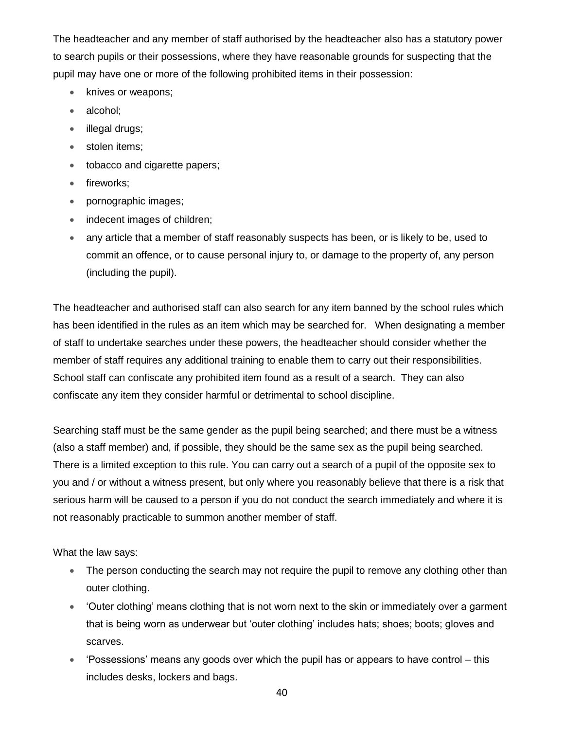The headteacher and any member of staff authorised by the headteacher also has a statutory power to search pupils or their possessions, where they have reasonable grounds for suspecting that the pupil may have one or more of the following prohibited items in their possession:

- knives or weapons;
- alcohol;
- illegal drugs;
- stolen items;
- tobacco and cigarette papers;
- fireworks;
- pornographic images;
- indecent images of children;
- any article that a member of staff reasonably suspects has been, or is likely to be, used to commit an offence, or to cause personal injury to, or damage to the property of, any person (including the pupil).

The headteacher and authorised staff can also search for any item banned by the school rules which has been identified in the rules as an item which may be searched for. When designating a member of staff to undertake searches under these powers, the headteacher should consider whether the member of staff requires any additional training to enable them to carry out their responsibilities. School staff can confiscate any prohibited item found as a result of a search. They can also confiscate any item they consider harmful or detrimental to school discipline.

Searching staff must be the same gender as the pupil being searched; and there must be a witness (also a staff member) and, if possible, they should be the same sex as the pupil being searched. There is a limited exception to this rule. You can carry out a search of a pupil of the opposite sex to you and / or without a witness present, but only where you reasonably believe that there is a risk that serious harm will be caused to a person if you do not conduct the search immediately and where it is not reasonably practicable to summon another member of staff.

What the law says:

- The person conducting the search may not require the pupil to remove any clothing other than outer clothing.
- 'Outer clothing' means clothing that is not worn next to the skin or immediately over a garment that is being worn as underwear but 'outer clothing' includes hats; shoes; boots; gloves and scarves.
- 'Possessions' means any goods over which the pupil has or appears to have control – this includes desks, lockers and bags.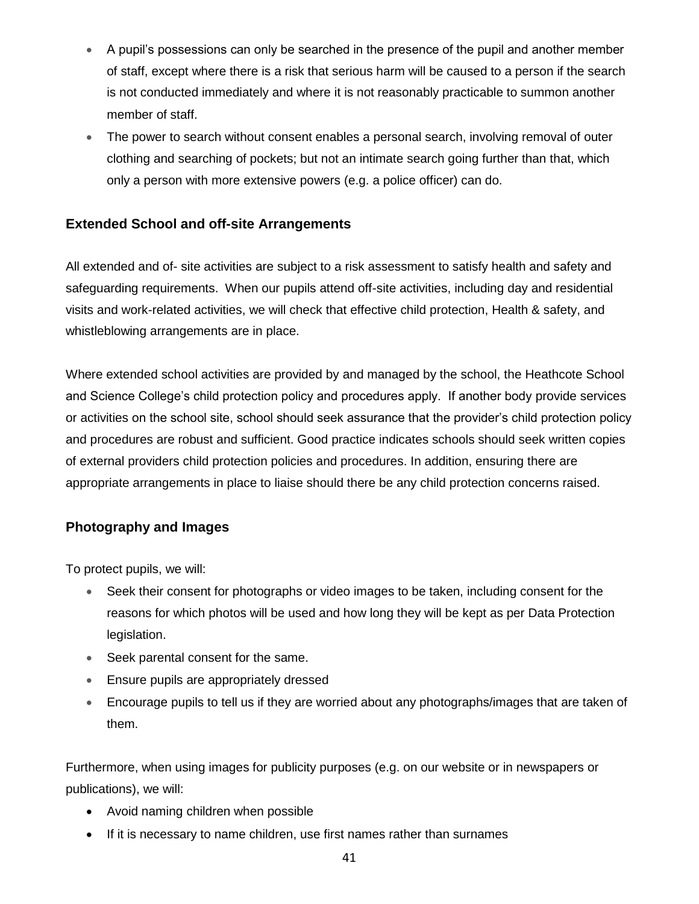- A pupil's possessions can only be searched in the presence of the pupil and another member of staff, except where there is a risk that serious harm will be caused to a person if the search is not conducted immediately and where it is not reasonably practicable to summon another member of staff.
- The power to search without consent enables a personal search, involving removal of outer clothing and searching of pockets; but not an intimate search going further than that, which only a person with more extensive powers (e.g. a police officer) can do.

### Extended School and off-site Arrangements

All extended and of- site activities are subject to a risk assessment to satisfy health and safety and safeguarding requirements. When our pupils attend off-site activities, including day and residential visits and work-related activities, we will check that effective child protection, Health & safety, and whistleblowing arrangements are in place.

Where extended school activities are provided by and managed by the school, the Heathcote School and Science College's child protection policy and procedures apply. If another body provide services or activities on the school site, school should seek assurance that the provider's child protection policy and procedures are robust and sufficient. Good practice indicates schools should seek written copies of external providers child protection policies and procedures. In addition, ensuring there are appropriate arrangements in place to liaise should there be any child protection concerns raised.

### Photography and Images

To protect pupils, we will:

- Seek their consent for photographs or video images to be taken, including consent for the reasons for which photos will be used and how long they will be kept as per Data Protection legislation.
- Seek parental consent for the same.
- Ensure pupils are appropriately dressed
- Encourage pupils to tell us if they are worried about any photographs/images that are taken of them.

Furthermore, when using images for publicity purposes (e.g. on our website or in newspapers or publications), we will:

- Avoid naming children when possible
- If it is necessary to name children, use first names rather than surnames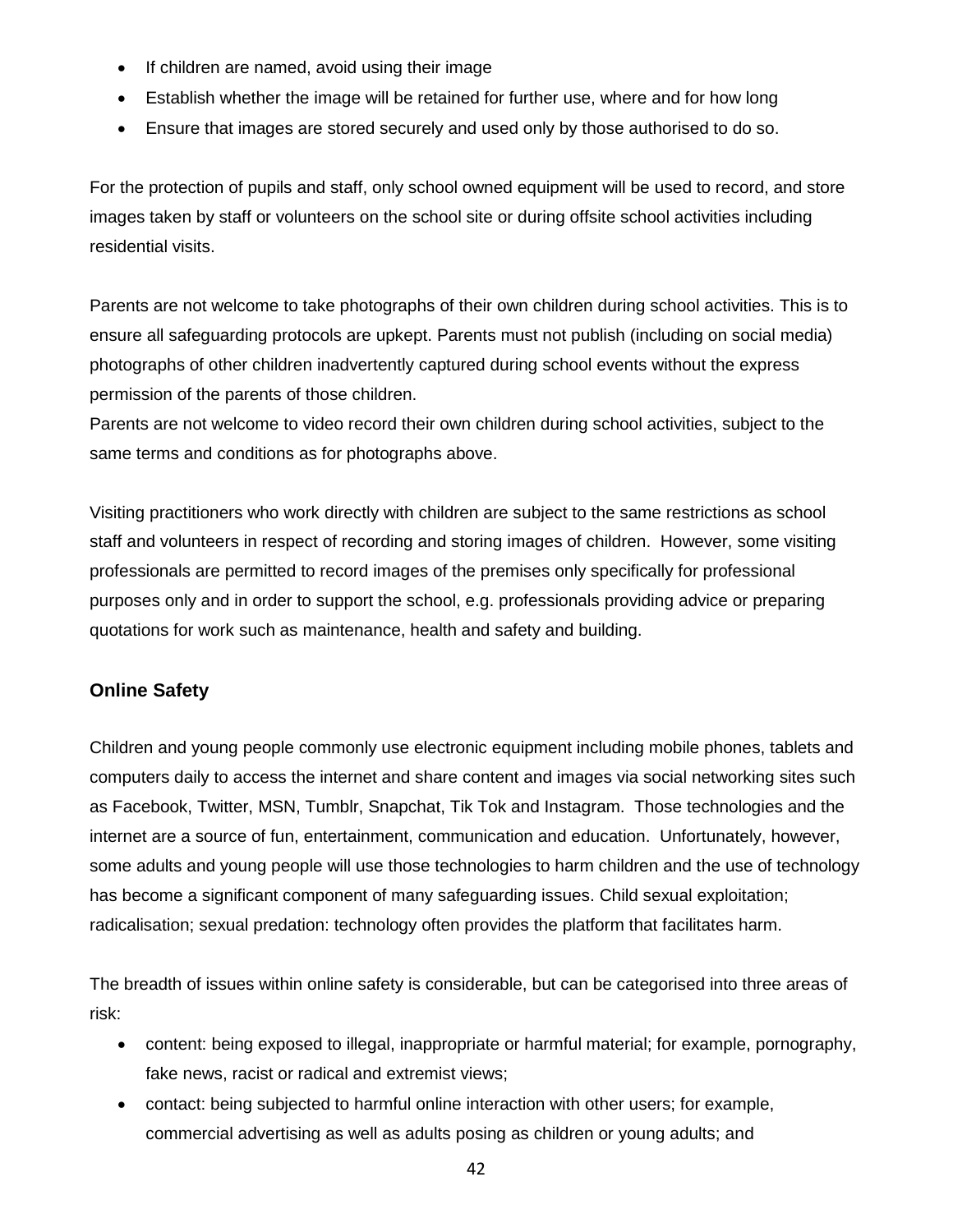- If children are named, avoid using their image
- Establish whether the image will be retained for further use, where and for how long
- Ensure that images are stored securely and used only by those authorised to do so.

For the protection of pupils and staff, only school owned equipment will be used to record, and store images taken by staff or volunteers on the school site or during offsite school activities including residential visits.

Parents are not welcome to take photographs of their own children during school activities. This is to ensure all safeguarding protocols are upkept. Parents must not publish (including on social media) photographs of other children inadvertently captured during school events without the express permission of the parents of those children.
Parents are not welcome to video record their own children during school activities, subject to the same terms and conditions as for photographs above.

Visiting practitioners who work directly with children are subject to the same restrictions as school staff and volunteers in respect of recording and storing images of children. However, some visiting professionals are permitted to record images of the premises only specifically for professional purposes only and in order to support the school, e.g. professionals providing advice or preparing quotations for work such as maintenance, health and safety and building.

### Online Safety

Children and young people commonly use electronic equipment including mobile phones, tablets and computers daily to access the internet and share content and images via social networking sites such as Facebook, Twitter, MSN, Tumblr, Snapchat, Tik Tok and Instagram. Those technologies and the internet are a source of fun, entertainment, communication and education. Unfortunately, however, some adults and young people will use those technologies to harm children and the use of technology has become a significant component of many safeguarding issues. Child sexual exploitation; radicalisation; sexual predation: technology often provides the platform that facilitates harm.

The breadth of issues within online safety is considerable, but can be categorised into three areas of risk:

- content: being exposed to illegal, inappropriate or harmful material; for example, pornography, fake news, racist or radical and extremist views;
- contact: being subjected to harmful online interaction with other users; for example, commercial advertising as well as adults posing as children or young adults; and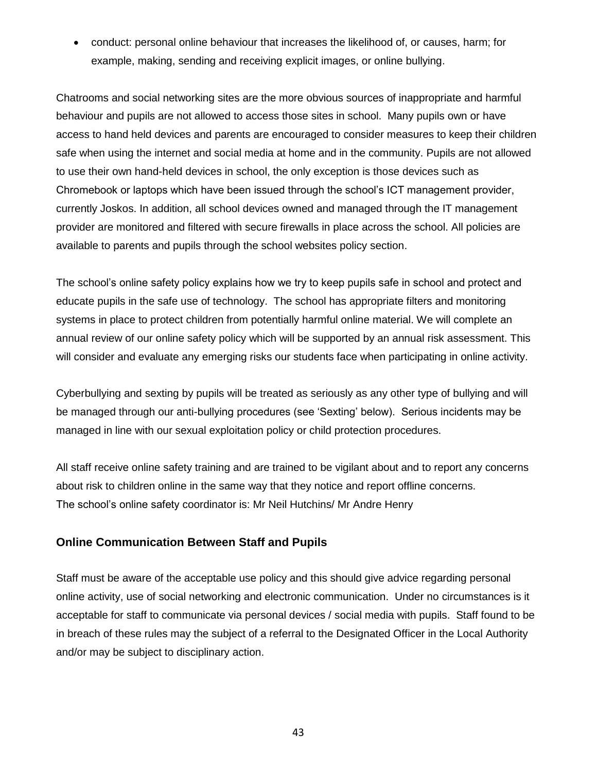- conduct: personal online behaviour that increases the likelihood of, or causes, harm; for example, making, sending and receiving explicit images, or online bullying.

Chatrooms and social networking sites are the more obvious sources of inappropriate and harmful behaviour and pupils are not allowed to access those sites in school. Many pupils own or have access to hand held devices and parents are encouraged to consider measures to keep their children safe when using the internet and social media at home and in the community. Pupils are not allowed to use their own hand-held devices in school, the only exception is those devices such as Chromebook or laptops which have been issued through the school's ICT management provider, currently Joskos. In addition, all school devices owned and managed through the IT management provider are monitored and filtered with secure firewalls in place across the school. All policies are available to parents and pupils through the school websites policy section.

The school's online safety policy explains how we try to keep pupils safe in school and protect and educate pupils in the safe use of technology. The school has appropriate filters and monitoring systems in place to protect children from potentially harmful online material. We will complete an annual review of our online safety policy which will be supported by an annual risk assessment. This will consider and evaluate any emerging risks our students face when participating in online activity.

Cyberbullying and sexting by pupils will be treated as seriously as any other type of bullying and will be managed through our anti-bullying procedures (see 'Sexting' below). Serious incidents may be managed in line with our sexual exploitation policy or child protection procedures.

All staff receive online safety training and are trained to be vigilant about and to report any concerns about risk to children online in the same way that they notice and report offline concerns.
The school's online safety coordinator is: Mr Neil Hutchins/ Mr Andre Henry

### Online Communication Between Staff and Pupils

Staff must be aware of the acceptable use policy and this should give advice regarding personal online activity, use of social networking and electronic communication. Under no circumstances is it acceptable for staff to communicate via personal devices / social media with pupils. Staff found to be in breach of these rules may the subject of a referral to the Designated Officer in the Local Authority and/or may be subject to disciplinary action.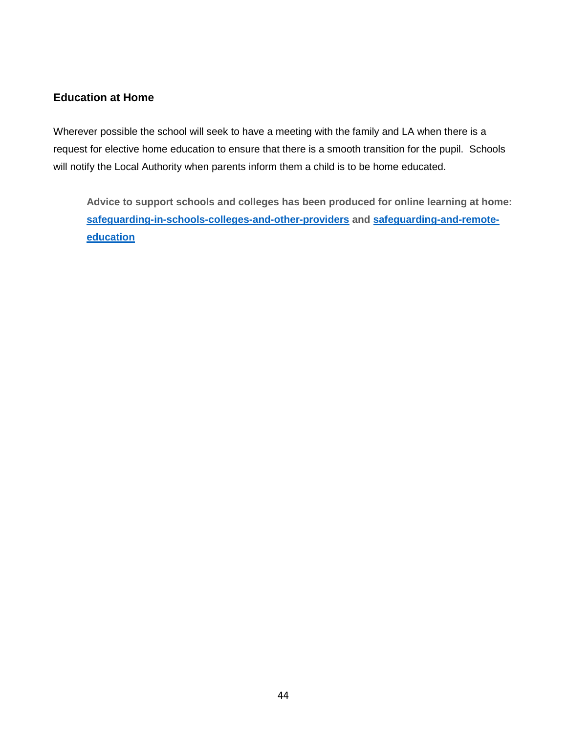### Education at Home

Wherever possible the school will seek to have a meeting with the family and LA when there is a request for elective home education to ensure that there is a smooth transition for the pupil.  Schools will notify the Local Authority when parents inform them a child is to be home educated.

> **Advice to support schools and colleges has been produced for online learning at home: safeguarding-in-schools-colleges-and-other-providers and safeguarding-and-remote-education**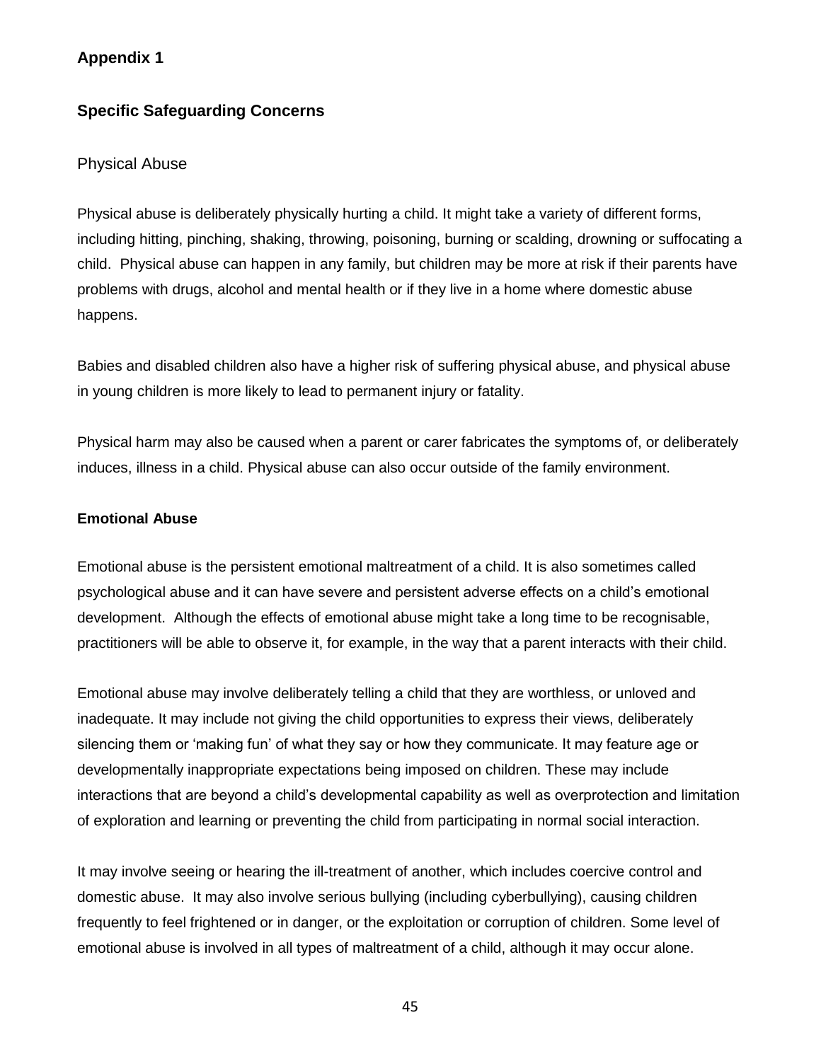## Appendix 1

## Specific Safeguarding Concerns

### Physical Abuse

Physical abuse is deliberately physically hurting a child. It might take a variety of different forms, including hitting, pinching, shaking, throwing, poisoning, burning or scalding, drowning or suffocating a child. Physical abuse can happen in any family, but children may be more at risk if their parents have problems with drugs, alcohol and mental health or if they live in a home where domestic abuse happens.

Babies and disabled children also have a higher risk of suffering physical abuse, and physical abuse in young children is more likely to lead to permanent injury or fatality.

Physical harm may also be caused when a parent or carer fabricates the symptoms of, or deliberately induces, illness in a child. Physical abuse can also occur outside of the family environment.

### Emotional Abuse

Emotional abuse is the persistent emotional maltreatment of a child. It is also sometimes called psychological abuse and it can have severe and persistent adverse effects on a child's emotional development. Although the effects of emotional abuse might take a long time to be recognisable, practitioners will be able to observe it, for example, in the way that a parent interacts with their child.

Emotional abuse may involve deliberately telling a child that they are worthless, or unloved and inadequate. It may include not giving the child opportunities to express their views, deliberately silencing them or 'making fun' of what they say or how they communicate. It may feature age or developmentally inappropriate expectations being imposed on children. These may include interactions that are beyond a child's developmental capability as well as overprotection and limitation of exploration and learning or preventing the child from participating in normal social interaction.

It may involve seeing or hearing the ill-treatment of another, which includes coercive control and domestic abuse. It may also involve serious bullying (including cyberbullying), causing children frequently to feel frightened or in danger, or the exploitation or corruption of children. Some level of emotional abuse is involved in all types of maltreatment of a child, although it may occur alone.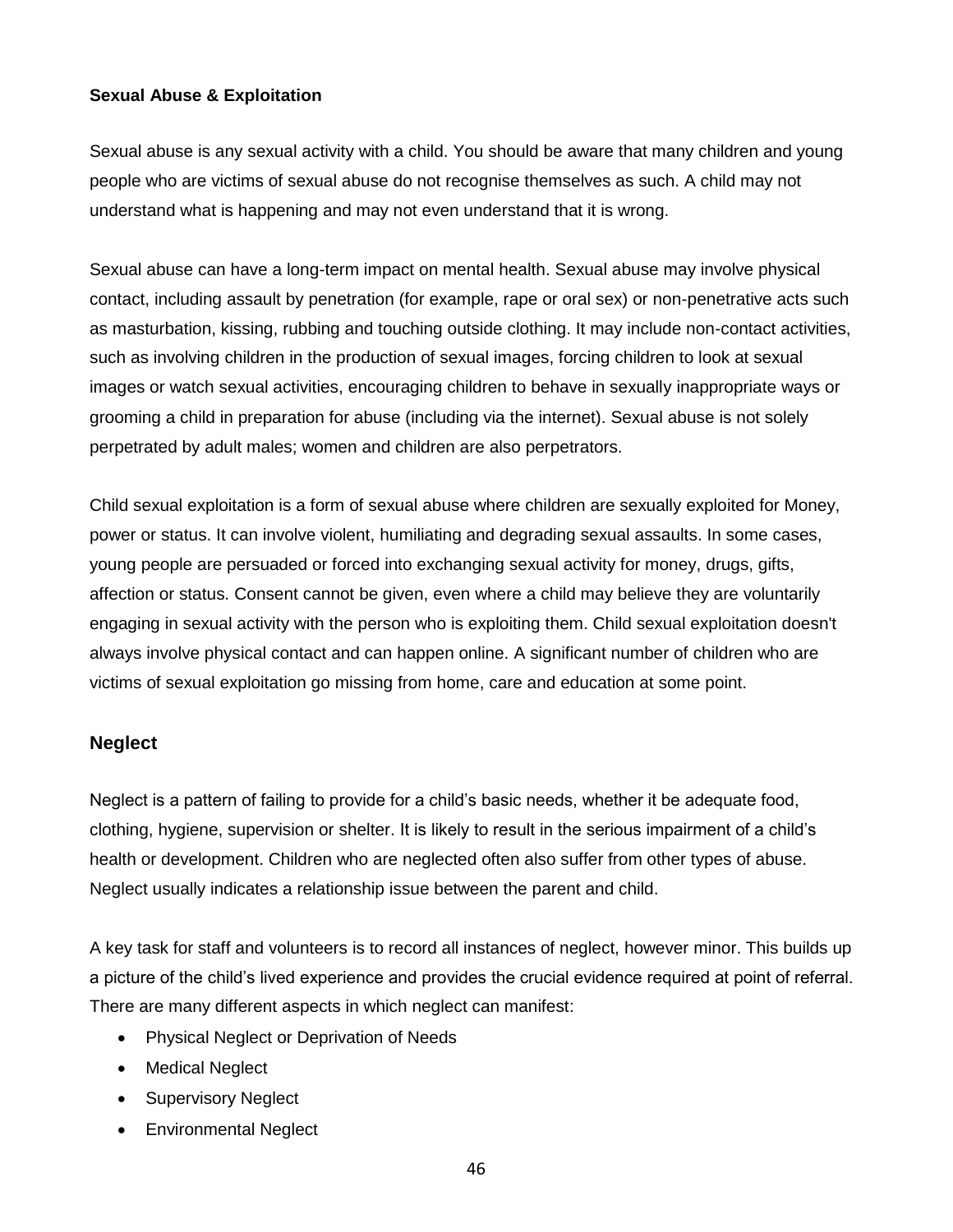**Sexual Abuse & Exploitation**

Sexual abuse is any sexual activity with a child. You should be aware that many children and young people who are victims of sexual abuse do not recognise themselves as such. A child may not understand what is happening and may not even understand that it is wrong.

Sexual abuse can have a long-term impact on mental health. Sexual abuse may involve physical contact, including assault by penetration (for example, rape or oral sex) or non-penetrative acts such as masturbation, kissing, rubbing and touching outside clothing. It may include non-contact activities, such as involving children in the production of sexual images, forcing children to look at sexual images or watch sexual activities, encouraging children to behave in sexually inappropriate ways or grooming a child in preparation for abuse (including via the internet). Sexual abuse is not solely perpetrated by adult males; women and children are also perpetrators.

Child sexual exploitation is a form of sexual abuse where children are sexually exploited for Money, power or status. It can involve violent, humiliating and degrading sexual assaults. In some cases, young people are persuaded or forced into exchanging sexual activity for money, drugs, gifts, affection or status. Consent cannot be given, even where a child may believe they are voluntarily engaging in sexual activity with the person who is exploiting them. Child sexual exploitation doesn't always involve physical contact and can happen online. A significant number of children who are victims of sexual exploitation go missing from home, care and education at some point.

## Neglect

Neglect is a pattern of failing to provide for a child's basic needs, whether it be adequate food, clothing, hygiene, supervision or shelter. It is likely to result in the serious impairment of a child's health or development. Children who are neglected often also suffer from other types of abuse. Neglect usually indicates a relationship issue between the parent and child.

A key task for staff and volunteers is to record all instances of neglect, however minor. This builds up a picture of the child's lived experience and provides the crucial evidence required at point of referral. There are many different aspects in which neglect can manifest:

- Physical Neglect or Deprivation of Needs
- Medical Neglect
- Supervisory Neglect
- Environmental Neglect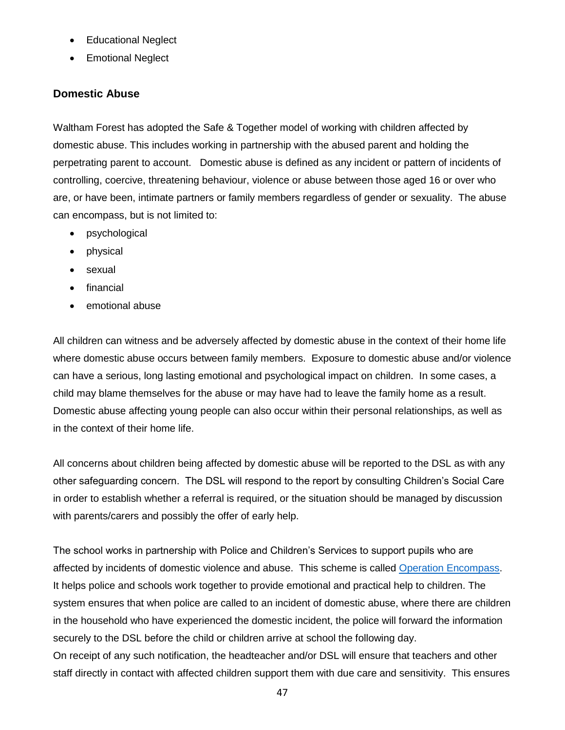- Educational Neglect
- Emotional Neglect

### Domestic Abuse

Waltham Forest has adopted the Safe & Together model of working with children affected by domestic abuse. This includes working in partnership with the abused parent and holding the perpetrating parent to account. Domestic abuse is defined as any incident or pattern of incidents of controlling, coercive, threatening behaviour, violence or abuse between those aged 16 or over who are, or have been, intimate partners or family members regardless of gender or sexuality. The abuse can encompass, but is not limited to:

- psychological
- physical
- sexual
- financial
- emotional abuse

All children can witness and be adversely affected by domestic abuse in the context of their home life where domestic abuse occurs between family members. Exposure to domestic abuse and/or violence can have a serious, long lasting emotional and psychological impact on children. In some cases, a child may blame themselves for the abuse or may have had to leave the family home as a result. Domestic abuse affecting young people can also occur within their personal relationships, as well as in the context of their home life.

All concerns about children being affected by domestic abuse will be reported to the DSL as with any other safeguarding concern. The DSL will respond to the report by consulting Children's Social Care in order to establish whether a referral is required, or the situation should be managed by discussion with parents/carers and possibly the offer of early help.

The school works in partnership with Police and Children's Services to support pupils who are affected by incidents of domestic violence and abuse. This scheme is called Operation Encompass. It helps police and schools work together to provide emotional and practical help to children. The system ensures that when police are called to an incident of domestic abuse, where there are children in the household who have experienced the domestic incident, the police will forward the information securely to the DSL before the child or children arrive at school the following day.
On receipt of any such notification, the headteacher and/or DSL will ensure that teachers and other staff directly in contact with affected children support them with due care and sensitivity. This ensures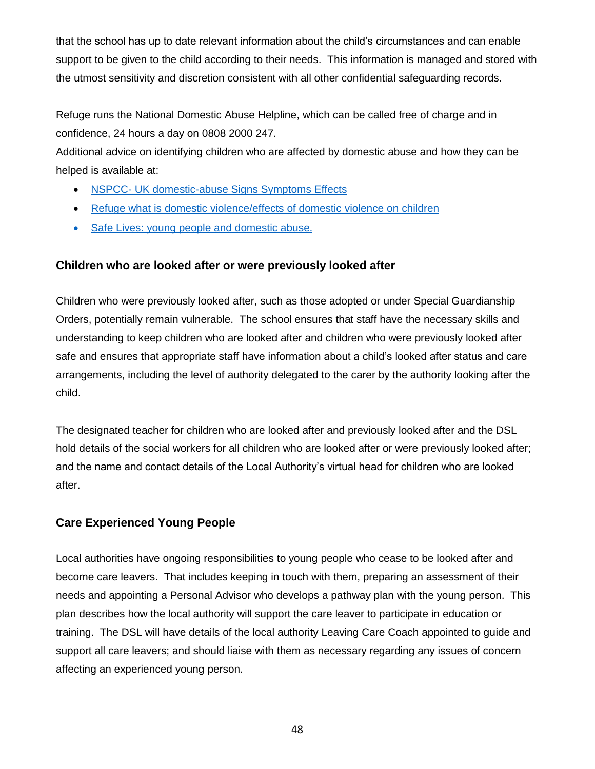that the school has up to date relevant information about the child's circumstances and can enable support to be given to the child according to their needs. This information is managed and stored with the utmost sensitivity and discretion consistent with all other confidential safeguarding records.

Refuge runs the National Domestic Abuse Helpline, which can be called free of charge and in confidence, 24 hours a day on 0808 2000 247.
Additional advice on identifying children who are affected by domestic abuse and how they can be helped is available at:

- NSPCC- UK domestic-abuse Signs Symptoms Effects
- Refuge what is domestic violence/effects of domestic violence on children
- Safe Lives: young people and domestic abuse.

### Children who are looked after or were previously looked after

Children who were previously looked after, such as those adopted or under Special Guardianship Orders, potentially remain vulnerable. The school ensures that staff have the necessary skills and understanding to keep children who are looked after and children who were previously looked after safe and ensures that appropriate staff have information about a child's looked after status and care arrangements, including the level of authority delegated to the carer by the authority looking after the child.

The designated teacher for children who are looked after and previously looked after and the DSL hold details of the social workers for all children who are looked after or were previously looked after; and the name and contact details of the Local Authority's virtual head for children who are looked after.

### Care Experienced Young People

Local authorities have ongoing responsibilities to young people who cease to be looked after and become care leavers. That includes keeping in touch with them, preparing an assessment of their needs and appointing a Personal Advisor who develops a pathway plan with the young person. This plan describes how the local authority will support the care leaver to participate in education or training. The DSL will have details of the local authority Leaving Care Coach appointed to guide and support all care leavers; and should liaise with them as necessary regarding any issues of concern affecting an experienced young person.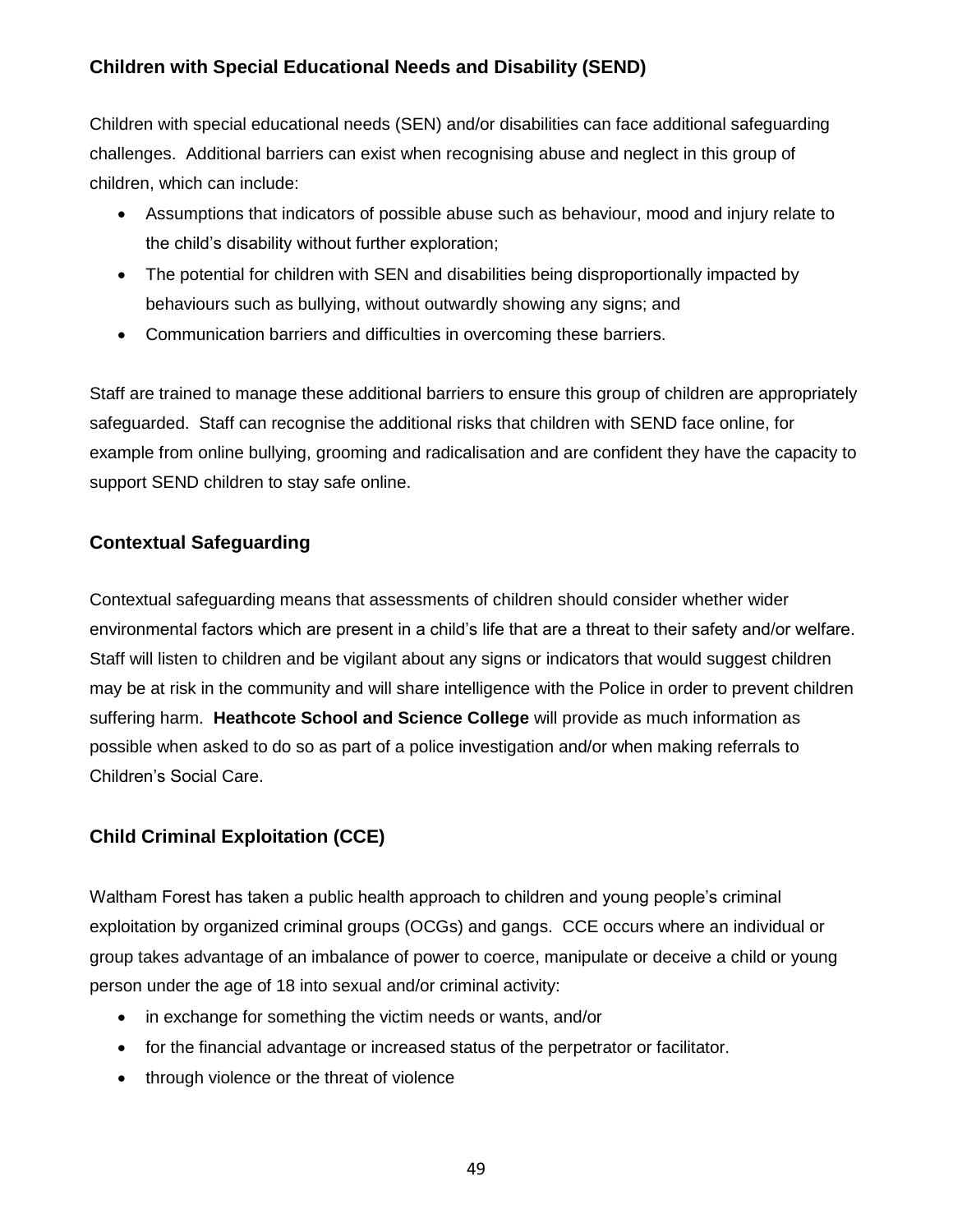### Children with Special Educational Needs and Disability (SEND)

Children with special educational needs (SEN) and/or disabilities can face additional safeguarding challenges. Additional barriers can exist when recognising abuse and neglect in this group of children, which can include:

- Assumptions that indicators of possible abuse such as behaviour, mood and injury relate to the child's disability without further exploration;
- The potential for children with SEN and disabilities being disproportionally impacted by behaviours such as bullying, without outwardly showing any signs; and
- Communication barriers and difficulties in overcoming these barriers.

Staff are trained to manage these additional barriers to ensure this group of children are appropriately safeguarded. Staff can recognise the additional risks that children with SEND face online, for example from online bullying, grooming and radicalisation and are confident they have the capacity to support SEND children to stay safe online.

### Contextual Safeguarding

Contextual safeguarding means that assessments of children should consider whether wider environmental factors which are present in a child's life that are a threat to their safety and/or welfare. Staff will listen to children and be vigilant about any signs or indicators that would suggest children may be at risk in the community and will share intelligence with the Police in order to prevent children suffering harm. **Heathcote School and Science College** will provide as much information as possible when asked to do so as part of a police investigation and/or when making referrals to Children's Social Care.

### Child Criminal Exploitation (CCE)

Waltham Forest has taken a public health approach to children and young people's criminal exploitation by organized criminal groups (OCGs) and gangs. CCE occurs where an individual or group takes advantage of an imbalance of power to coerce, manipulate or deceive a child or young person under the age of 18 into sexual and/or criminal activity:

- in exchange for something the victim needs or wants, and/or
- for the financial advantage or increased status of the perpetrator or facilitator.
- through violence or the threat of violence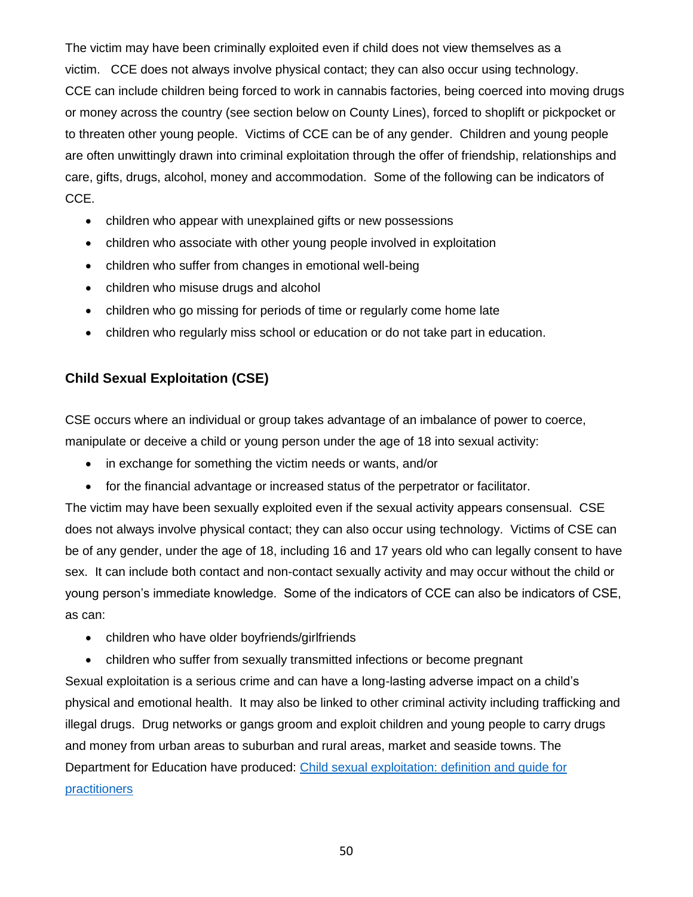The victim may have been criminally exploited even if child does not view themselves as a victim. CCE does not always involve physical contact; they can also occur using technology. CCE can include children being forced to work in cannabis factories, being coerced into moving drugs or money across the country (see section below on County Lines), forced to shoplift or pickpocket or to threaten other young people. Victims of CCE can be of any gender. Children and young people are often unwittingly drawn into criminal exploitation through the offer of friendship, relationships and care, gifts, drugs, alcohol, money and accommodation. Some of the following can be indicators of CCE.

- children who appear with unexplained gifts or new possessions
- children who associate with other young people involved in exploitation
- children who suffer from changes in emotional well-being
- children who misuse drugs and alcohol
- children who go missing for periods of time or regularly come home late
- children who regularly miss school or education or do not take part in education.

### Child Sexual Exploitation (CSE)

CSE occurs where an individual or group takes advantage of an imbalance of power to coerce, manipulate or deceive a child or young person under the age of 18 into sexual activity:

- in exchange for something the victim needs or wants, and/or
- for the financial advantage or increased status of the perpetrator or facilitator.

The victim may have been sexually exploited even if the sexual activity appears consensual. CSE does not always involve physical contact; they can also occur using technology. Victims of CSE can be of any gender, under the age of 18, including 16 and 17 years old who can legally consent to have sex. It can include both contact and non-contact sexually activity and may occur without the child or young person's immediate knowledge. Some of the indicators of CCE can also be indicators of CSE, as can:

- children who have older boyfriends/girlfriends
- children who suffer from sexually transmitted infections or become pregnant

Sexual exploitation is a serious crime and can have a long-lasting adverse impact on a child's physical and emotional health. It may also be linked to other criminal activity including trafficking and illegal drugs. Drug networks or gangs groom and exploit children and young people to carry drugs and money from urban areas to suburban and rural areas, market and seaside towns. The Department for Education have produced: [Child sexual exploitation: definition and guide for practitioners]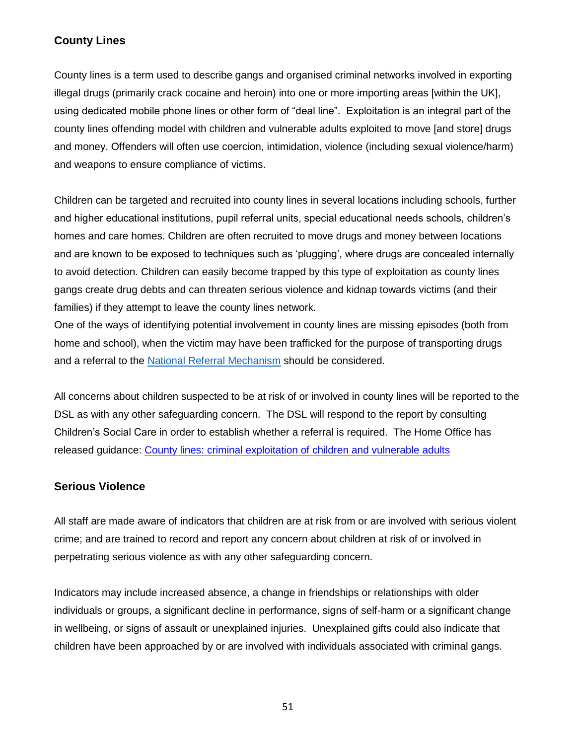## County Lines

County lines is a term used to describe gangs and organised criminal networks involved in exporting illegal drugs (primarily crack cocaine and heroin) into one or more importing areas [within the UK], using dedicated mobile phone lines or other form of "deal line". Exploitation is an integral part of the county lines offending model with children and vulnerable adults exploited to move [and store] drugs and money. Offenders will often use coercion, intimidation, violence (including sexual violence/harm) and weapons to ensure compliance of victims.

Children can be targeted and recruited into county lines in several locations including schools, further and higher educational institutions, pupil referral units, special educational needs schools, children's homes and care homes. Children are often recruited to move drugs and money between locations and are known to be exposed to techniques such as 'plugging', where drugs are concealed internally to avoid detection. Children can easily become trapped by this type of exploitation as county lines gangs create drug debts and can threaten serious violence and kidnap towards victims (and their families) if they attempt to leave the county lines network.
One of the ways of identifying potential involvement in county lines are missing episodes (both from home and school), when the victim may have been trafficked for the purpose of transporting drugs and a referral to the National Referral Mechanism should be considered.

All concerns about children suspected to be at risk of or involved in county lines will be reported to the DSL as with any other safeguarding concern. The DSL will respond to the report by consulting Children's Social Care in order to establish whether a referral is required. The Home Office has released guidance: County lines: criminal exploitation of children and vulnerable adults

## Serious Violence

All staff are made aware of indicators that children are at risk from or are involved with serious violent crime; and are trained to record and report any concern about children at risk of or involved in perpetrating serious violence as with any other safeguarding concern.

Indicators may include increased absence, a change in friendships or relationships with older individuals or groups, a significant decline in performance, signs of self-harm or a significant change in wellbeing, or signs of assault or unexplained injuries. Unexplained gifts could also indicate that children have been approached by or are involved with individuals associated with criminal gangs.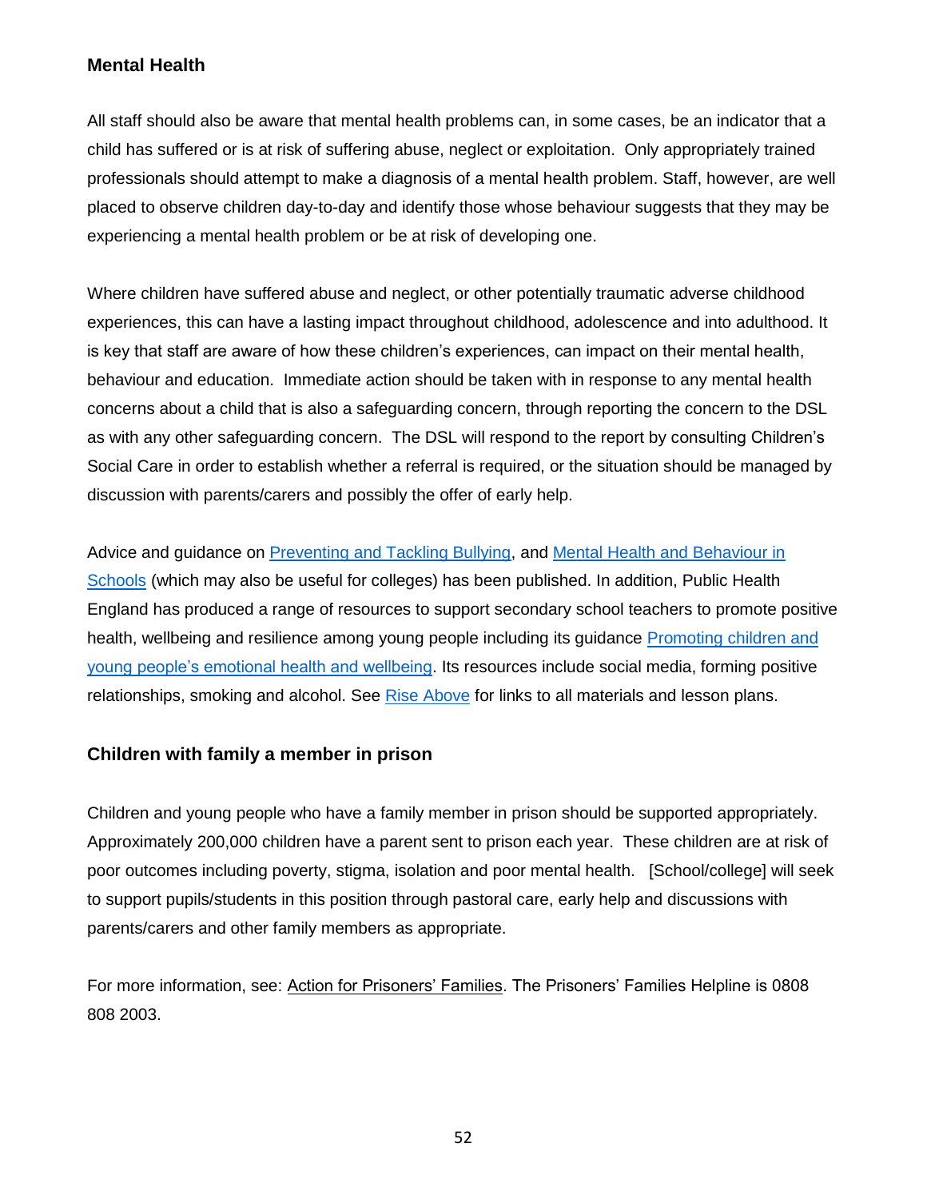### Mental Health

All staff should also be aware that mental health problems can, in some cases, be an indicator that a child has suffered or is at risk of suffering abuse, neglect or exploitation. Only appropriately trained professionals should attempt to make a diagnosis of a mental health problem. Staff, however, are well placed to observe children day-to-day and identify those whose behaviour suggests that they may be experiencing a mental health problem or be at risk of developing one.

Where children have suffered abuse and neglect, or other potentially traumatic adverse childhood experiences, this can have a lasting impact throughout childhood, adolescence and into adulthood. It is key that staff are aware of how these children's experiences, can impact on their mental health, behaviour and education. Immediate action should be taken with in response to any mental health concerns about a child that is also a safeguarding concern, through reporting the concern to the DSL as with any other safeguarding concern. The DSL will respond to the report by consulting Children's Social Care in order to establish whether a referral is required, or the situation should be managed by discussion with parents/carers and possibly the offer of early help.

Advice and guidance on Preventing and Tackling Bullying, and Mental Health and Behaviour in Schools (which may also be useful for colleges) has been published. In addition, Public Health England has produced a range of resources to support secondary school teachers to promote positive health, wellbeing and resilience among young people including its guidance Promoting children and young people's emotional health and wellbeing. Its resources include social media, forming positive relationships, smoking and alcohol. See Rise Above for links to all materials and lesson plans.

### Children with family a member in prison

Children and young people who have a family member in prison should be supported appropriately. Approximately 200,000 children have a parent sent to prison each year. These children are at risk of poor outcomes including poverty, stigma, isolation and poor mental health. [School/college] will seek to support pupils/students in this position through pastoral care, early help and discussions with parents/carers and other family members as appropriate.

For more information, see: Action for Prisoners' Families. The Prisoners' Families Helpline is 0808 808 2003.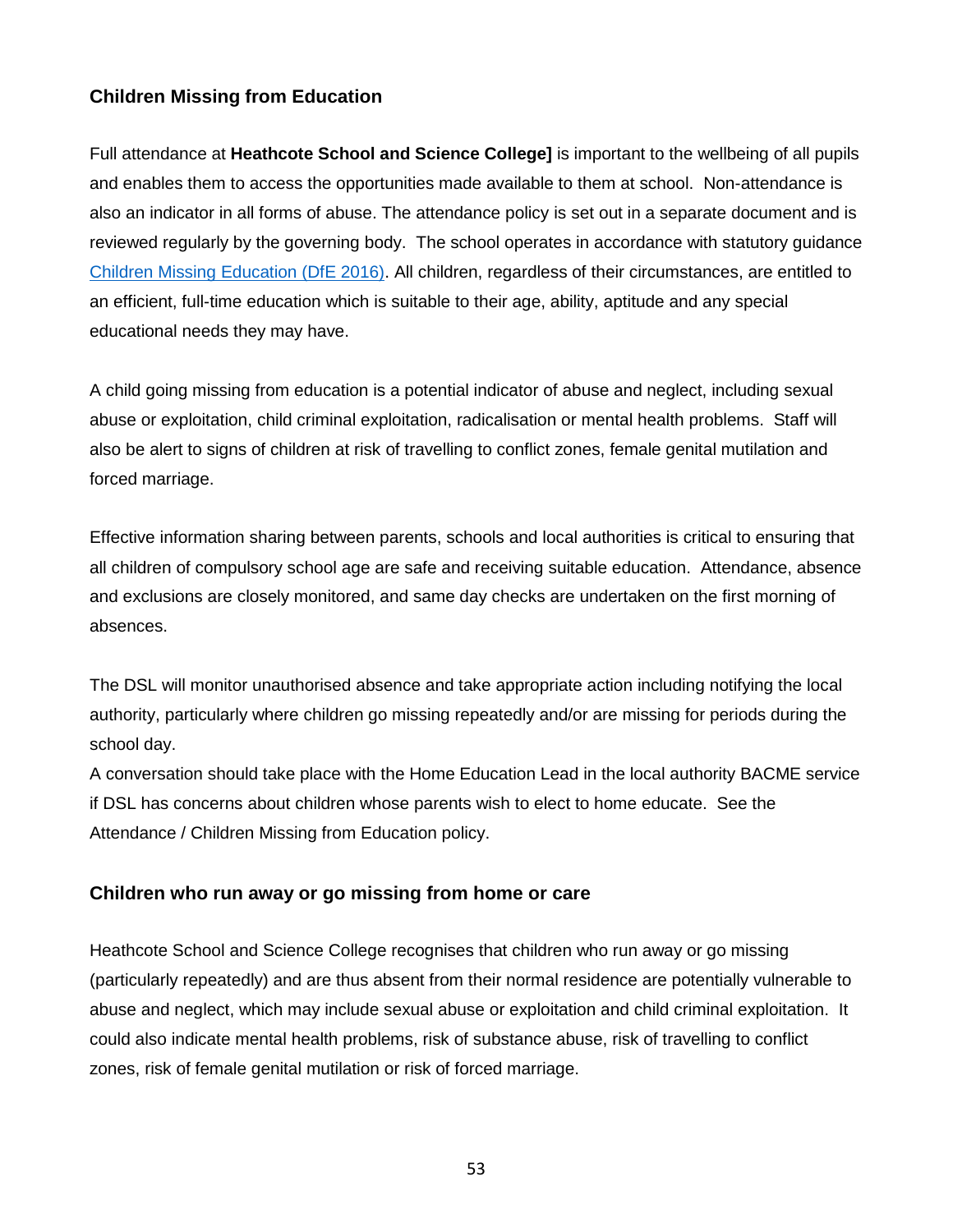## Children Missing from Education

Full attendance at **Heathcote School and Science College]** is important to the wellbeing of all pupils and enables them to access the opportunities made available to them at school. Non-attendance is also an indicator in all forms of abuse. The attendance policy is set out in a separate document and is reviewed regularly by the governing body. The school operates in accordance with statutory guidance [Children Missing Education (DfE 2016)](). All children, regardless of their circumstances, are entitled to an efficient, full-time education which is suitable to their age, ability, aptitude and any special educational needs they may have.

A child going missing from education is a potential indicator of abuse and neglect, including sexual abuse or exploitation, child criminal exploitation, radicalisation or mental health problems. Staff will also be alert to signs of children at risk of travelling to conflict zones, female genital mutilation and forced marriage.

Effective information sharing between parents, schools and local authorities is critical to ensuring that all children of compulsory school age are safe and receiving suitable education. Attendance, absence and exclusions are closely monitored, and same day checks are undertaken on the first morning of absences.

The DSL will monitor unauthorised absence and take appropriate action including notifying the local authority, particularly where children go missing repeatedly and/or are missing for periods during the school day.

A conversation should take place with the Home Education Lead in the local authority BACME service if DSL has concerns about children whose parents wish to elect to home educate. See the Attendance / Children Missing from Education policy.

## Children who run away or go missing from home or care

Heathcote School and Science College recognises that children who run away or go missing (particularly repeatedly) and are thus absent from their normal residence are potentially vulnerable to abuse and neglect, which may include sexual abuse or exploitation and child criminal exploitation. It could also indicate mental health problems, risk of substance abuse, risk of travelling to conflict zones, risk of female genital mutilation or risk of forced marriage.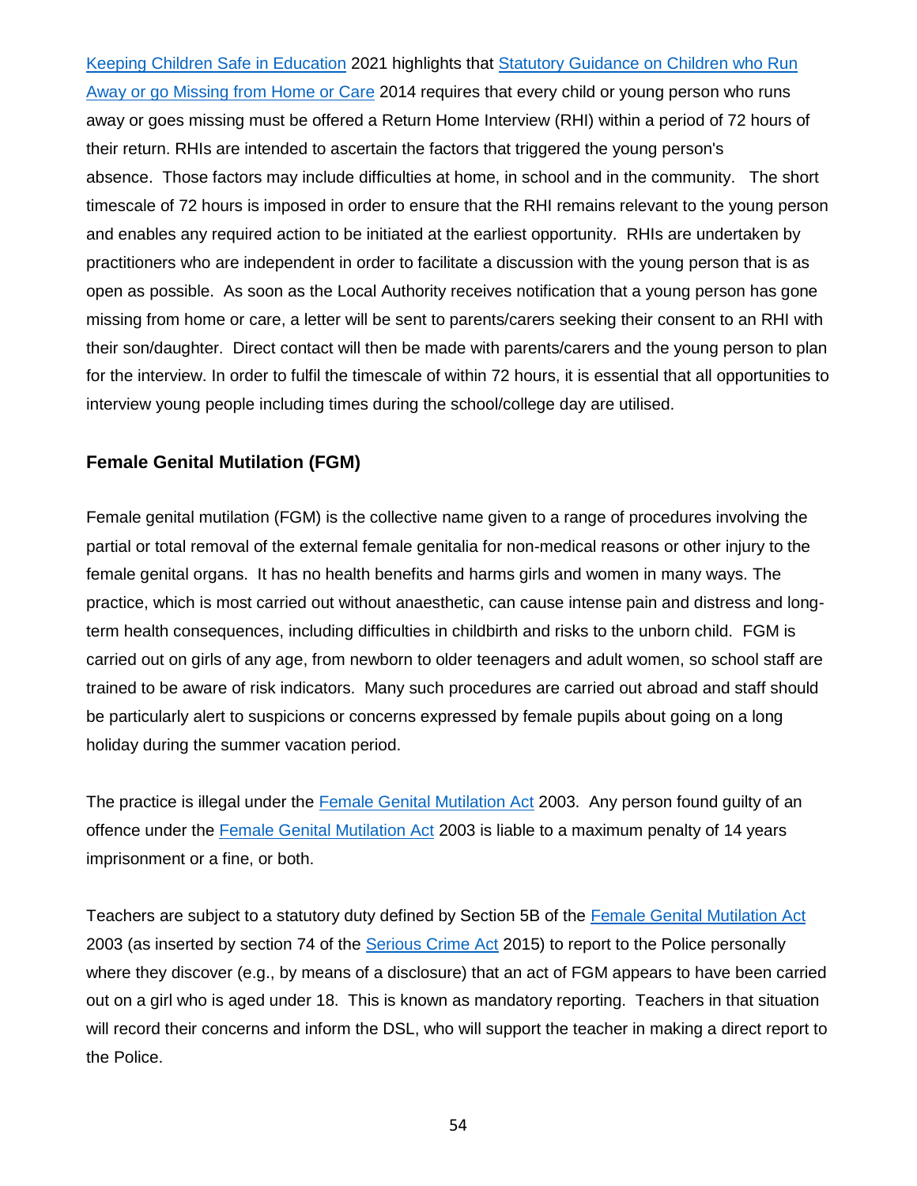Keeping Children Safe in Education 2021 highlights that Statutory Guidance on Children who Run Away or go Missing from Home or Care 2014 requires that every child or young person who runs away or goes missing must be offered a Return Home Interview (RHI) within a period of 72 hours of their return. RHIs are intended to ascertain the factors that triggered the young person's absence. Those factors may include difficulties at home, in school and in the community. The short timescale of 72 hours is imposed in order to ensure that the RHI remains relevant to the young person and enables any required action to be initiated at the earliest opportunity. RHIs are undertaken by practitioners who are independent in order to facilitate a discussion with the young person that is as open as possible. As soon as the Local Authority receives notification that a young person has gone missing from home or care, a letter will be sent to parents/carers seeking their consent to an RHI with their son/daughter. Direct contact will then be made with parents/carers and the young person to plan for the interview. In order to fulfil the timescale of within 72 hours, it is essential that all opportunities to interview young people including times during the school/college day are utilised.

### Female Genital Mutilation (FGM)

Female genital mutilation (FGM) is the collective name given to a range of procedures involving the partial or total removal of the external female genitalia for non-medical reasons or other injury to the female genital organs. It has no health benefits and harms girls and women in many ways. The practice, which is most carried out without anaesthetic, can cause intense pain and distress and long-term health consequences, including difficulties in childbirth and risks to the unborn child. FGM is carried out on girls of any age, from newborn to older teenagers and adult women, so school staff are trained to be aware of risk indicators. Many such procedures are carried out abroad and staff should be particularly alert to suspicions or concerns expressed by female pupils about going on a long holiday during the summer vacation period.

The practice is illegal under the Female Genital Mutilation Act 2003. Any person found guilty of an offence under the Female Genital Mutilation Act 2003 is liable to a maximum penalty of 14 years imprisonment or a fine, or both.

Teachers are subject to a statutory duty defined by Section 5B of the Female Genital Mutilation Act 2003 (as inserted by section 74 of the Serious Crime Act 2015) to report to the Police personally where they discover (e.g., by means of a disclosure) that an act of FGM appears to have been carried out on a girl who is aged under 18. This is known as mandatory reporting. Teachers in that situation will record their concerns and inform the DSL, who will support the teacher in making a direct report to the Police.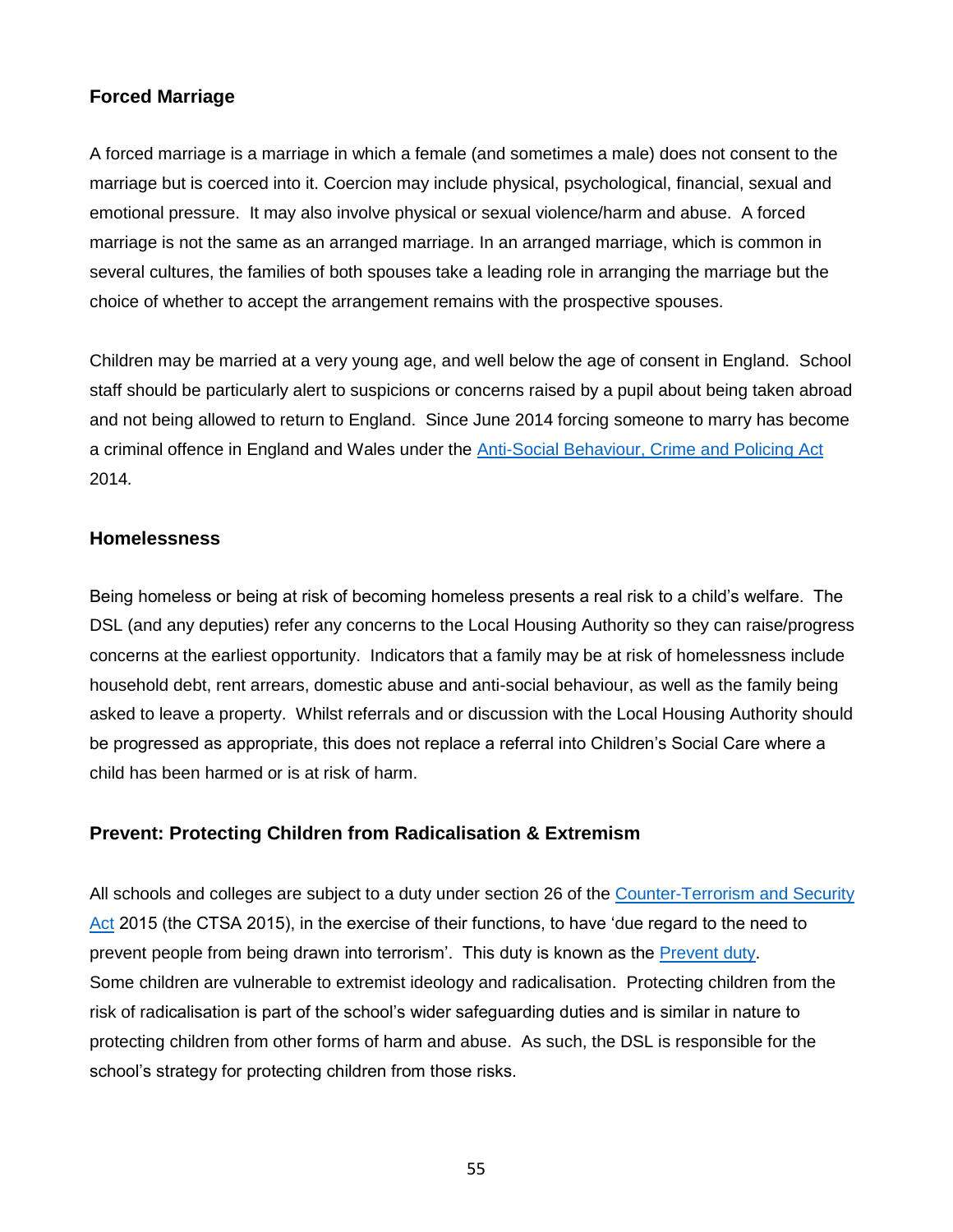## Forced Marriage

A forced marriage is a marriage in which a female (and sometimes a male) does not consent to the marriage but is coerced into it. Coercion may include physical, psychological, financial, sexual and emotional pressure. It may also involve physical or sexual violence/harm and abuse. A forced marriage is not the same as an arranged marriage. In an arranged marriage, which is common in several cultures, the families of both spouses take a leading role in arranging the marriage but the choice of whether to accept the arrangement remains with the prospective spouses.

Children may be married at a very young age, and well below the age of consent in England. School staff should be particularly alert to suspicions or concerns raised by a pupil about being taken abroad and not being allowed to return to England. Since June 2014 forcing someone to marry has become a criminal offence in England and Wales under the Anti-Social Behaviour, Crime and Policing Act 2014.

## Homelessness

Being homeless or being at risk of becoming homeless presents a real risk to a child's welfare. The DSL (and any deputies) refer any concerns to the Local Housing Authority so they can raise/progress concerns at the earliest opportunity. Indicators that a family may be at risk of homelessness include household debt, rent arrears, domestic abuse and anti-social behaviour, as well as the family being asked to leave a property. Whilst referrals and or discussion with the Local Housing Authority should be progressed as appropriate, this does not replace a referral into Children's Social Care where a child has been harmed or is at risk of harm.

## Prevent: Protecting Children from Radicalisation & Extremism

All schools and colleges are subject to a duty under section 26 of the Counter-Terrorism and Security Act 2015 (the CTSA 2015), in the exercise of their functions, to have 'due regard to the need to prevent people from being drawn into terrorism'. This duty is known as the Prevent duty.
Some children are vulnerable to extremist ideology and radicalisation. Protecting children from the risk of radicalisation is part of the school's wider safeguarding duties and is similar in nature to protecting children from other forms of harm and abuse. As such, the DSL is responsible for the school's strategy for protecting children from those risks.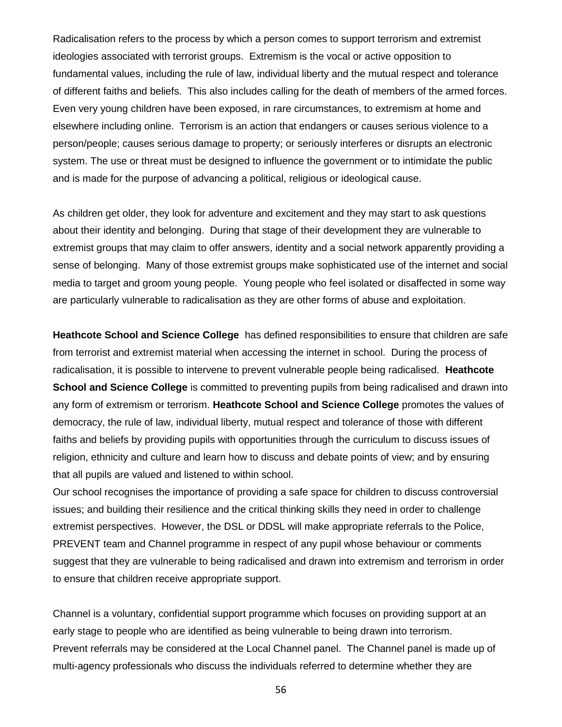Radicalisation refers to the process by which a person comes to support terrorism and extremist ideologies associated with terrorist groups. Extremism is the vocal or active opposition to fundamental values, including the rule of law, individual liberty and the mutual respect and tolerance of different faiths and beliefs. This also includes calling for the death of members of the armed forces. Even very young children have been exposed, in rare circumstances, to extremism at home and elsewhere including online. Terrorism is an action that endangers or causes serious violence to a person/people; causes serious damage to property; or seriously interferes or disrupts an electronic system. The use or threat must be designed to influence the government or to intimidate the public and is made for the purpose of advancing a political, religious or ideological cause.

As children get older, they look for adventure and excitement and they may start to ask questions about their identity and belonging. During that stage of their development they are vulnerable to extremist groups that may claim to offer answers, identity and a social network apparently providing a sense of belonging. Many of those extremist groups make sophisticated use of the internet and social media to target and groom young people. Young people who feel isolated or disaffected in some way are particularly vulnerable to radicalisation as they are other forms of abuse and exploitation.

**Heathcote School and Science College** has defined responsibilities to ensure that children are safe from terrorist and extremist material when accessing the internet in school. During the process of radicalisation, it is possible to intervene to prevent vulnerable people being radicalised. **Heathcote School and Science College** is committed to preventing pupils from being radicalised and drawn into any form of extremism or terrorism. **Heathcote School and Science College** promotes the values of democracy, the rule of law, individual liberty, mutual respect and tolerance of those with different faiths and beliefs by providing pupils with opportunities through the curriculum to discuss issues of religion, ethnicity and culture and learn how to discuss and debate points of view; and by ensuring that all pupils are valued and listened to within school.
Our school recognises the importance of providing a safe space for children to discuss controversial issues; and building their resilience and the critical thinking skills they need in order to challenge extremist perspectives. However, the DSL or DDSL will make appropriate referrals to the Police, PREVENT team and Channel programme in respect of any pupil whose behaviour or comments suggest that they are vulnerable to being radicalised and drawn into extremism and terrorism in order to ensure that children receive appropriate support.

Channel is a voluntary, confidential support programme which focuses on providing support at an early stage to people who are identified as being vulnerable to being drawn into terrorism.
Prevent referrals may be considered at the Local Channel panel. The Channel panel is made up of multi-agency professionals who discuss the individuals referred to determine whether they are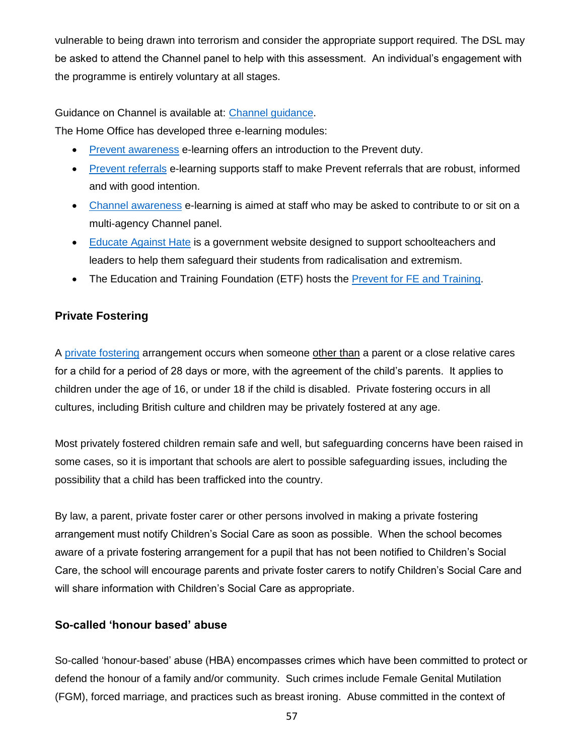vulnerable to being drawn into terrorism and consider the appropriate support required. The DSL may be asked to attend the Channel panel to help with this assessment. An individual's engagement with the programme is entirely voluntary at all stages.

Guidance on Channel is available at: Channel guidance.

The Home Office has developed three e-learning modules:

- Prevent awareness e-learning offers an introduction to the Prevent duty.
- Prevent referrals e-learning supports staff to make Prevent referrals that are robust, informed and with good intention.
- Channel awareness e-learning is aimed at staff who may be asked to contribute to or sit on a multi-agency Channel panel.
- Educate Against Hate is a government website designed to support schoolteachers and leaders to help them safeguard their students from radicalisation and extremism.
- The Education and Training Foundation (ETF) hosts the Prevent for FE and Training.

### Private Fostering

A private fostering arrangement occurs when someone other than a parent or a close relative cares for a child for a period of 28 days or more, with the agreement of the child's parents. It applies to children under the age of 16, or under 18 if the child is disabled. Private fostering occurs in all cultures, including British culture and children may be privately fostered at any age.

Most privately fostered children remain safe and well, but safeguarding concerns have been raised in some cases, so it is important that schools are alert to possible safeguarding issues, including the possibility that a child has been trafficked into the country.

By law, a parent, private foster carer or other persons involved in making a private fostering arrangement must notify Children's Social Care as soon as possible. When the school becomes aware of a private fostering arrangement for a pupil that has not been notified to Children's Social Care, the school will encourage parents and private foster carers to notify Children's Social Care and will share information with Children's Social Care as appropriate.

### So-called 'honour based' abuse

So-called 'honour-based' abuse (HBA) encompasses crimes which have been committed to protect or defend the honour of a family and/or community. Such crimes include Female Genital Mutilation (FGM), forced marriage, and practices such as breast ironing. Abuse committed in the context of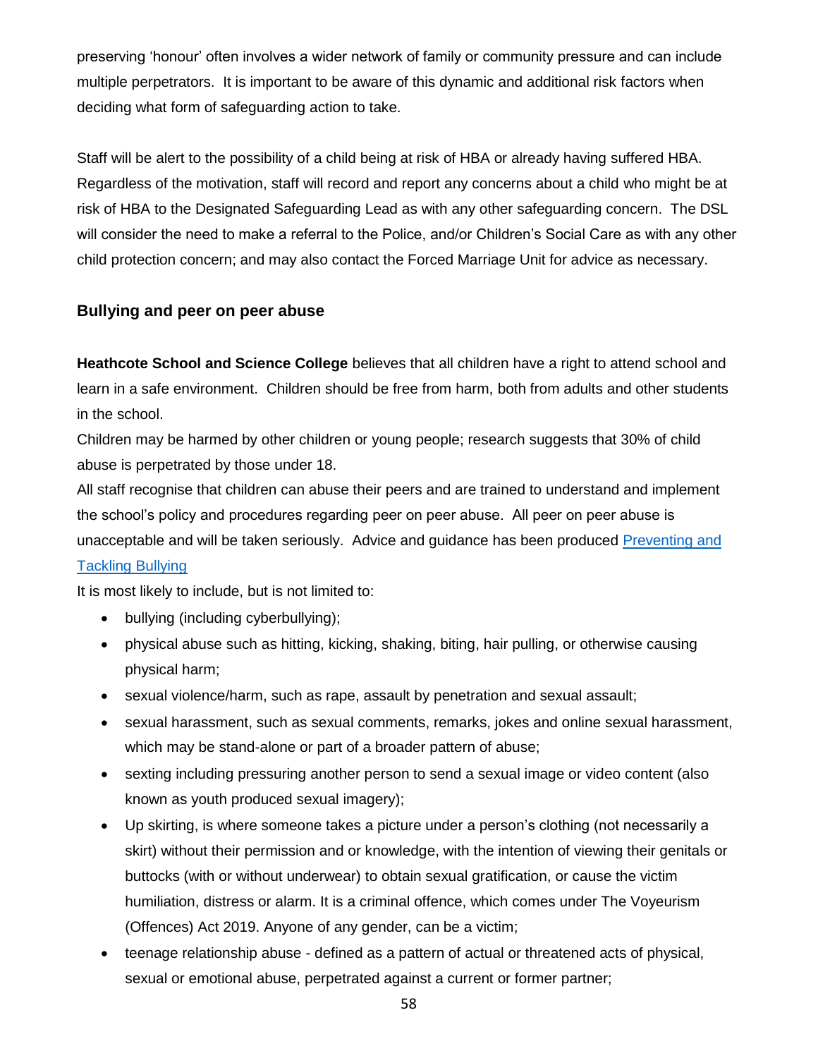preserving 'honour' often involves a wider network of family or community pressure and can include multiple perpetrators. It is important to be aware of this dynamic and additional risk factors when deciding what form of safeguarding action to take.

Staff will be alert to the possibility of a child being at risk of HBA or already having suffered HBA. Regardless of the motivation, staff will record and report any concerns about a child who might be at risk of HBA to the Designated Safeguarding Lead as with any other safeguarding concern. The DSL will consider the need to make a referral to the Police, and/or Children's Social Care as with any other child protection concern; and may also contact the Forced Marriage Unit for advice as necessary.

### Bullying and peer on peer abuse

**Heathcote School and Science College** believes that all children have a right to attend school and learn in a safe environment. Children should be free from harm, both from adults and other students in the school.

Children may be harmed by other children or young people; research suggests that 30% of child abuse is perpetrated by those under 18.

All staff recognise that children can abuse their peers and are trained to understand and implement the school's policy and procedures regarding peer on peer abuse. All peer on peer abuse is unacceptable and will be taken seriously. Advice and guidance has been produced [Preventing and Tackling Bullying]

It is most likely to include, but is not limited to:

- bullying (including cyberbullying);
- physical abuse such as hitting, kicking, shaking, biting, hair pulling, or otherwise causing physical harm;
- sexual violence/harm, such as rape, assault by penetration and sexual assault;
- sexual harassment, such as sexual comments, remarks, jokes and online sexual harassment, which may be stand-alone or part of a broader pattern of abuse;
- sexting including pressuring another person to send a sexual image or video content (also known as youth produced sexual imagery);
- Up skirting, is where someone takes a picture under a person's clothing (not necessarily a skirt) without their permission and or knowledge, with the intention of viewing their genitals or buttocks (with or without underwear) to obtain sexual gratification, or cause the victim humiliation, distress or alarm. It is a criminal offence, which comes under The Voyeurism (Offences) Act 2019. Anyone of any gender, can be a victim;
- teenage relationship abuse - defined as a pattern of actual or threatened acts of physical, sexual or emotional abuse, perpetrated against a current or former partner;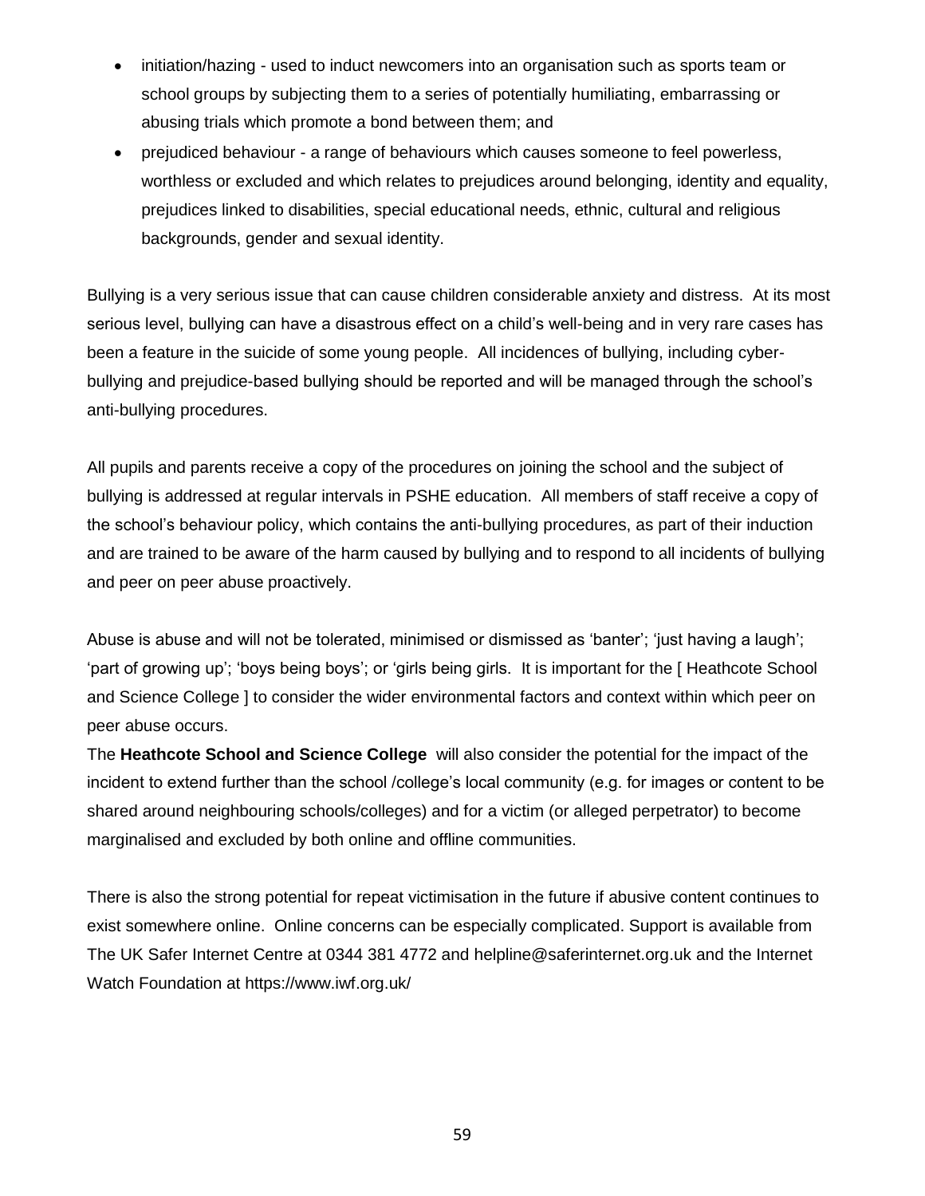- initiation/hazing - used to induct newcomers into an organisation such as sports team or school groups by subjecting them to a series of potentially humiliating, embarrassing or abusing trials which promote a bond between them; and
- prejudiced behaviour - a range of behaviours which causes someone to feel powerless, worthless or excluded and which relates to prejudices around belonging, identity and equality, prejudices linked to disabilities, special educational needs, ethnic, cultural and religious backgrounds, gender and sexual identity.

Bullying is a very serious issue that can cause children considerable anxiety and distress. At its most serious level, bullying can have a disastrous effect on a child's well-being and in very rare cases has been a feature in the suicide of some young people. All incidences of bullying, including cyber-bullying and prejudice-based bullying should be reported and will be managed through the school's anti-bullying procedures.

All pupils and parents receive a copy of the procedures on joining the school and the subject of bullying is addressed at regular intervals in PSHE education. All members of staff receive a copy of the school's behaviour policy, which contains the anti-bullying procedures, as part of their induction and are trained to be aware of the harm caused by bullying and to respond to all incidents of bullying and peer on peer abuse proactively.

Abuse is abuse and will not be tolerated, minimised or dismissed as 'banter'; 'just having a laugh'; 'part of growing up'; 'boys being boys'; or 'girls being girls. It is important for the [ Heathcote School and Science College ] to consider the wider environmental factors and context within which peer on peer abuse occurs.

The **Heathcote School and Science College** will also consider the potential for the impact of the incident to extend further than the school /college's local community (e.g. for images or content to be shared around neighbouring schools/colleges) and for a victim (or alleged perpetrator) to become marginalised and excluded by both online and offline communities.

There is also the strong potential for repeat victimisation in the future if abusive content continues to exist somewhere online. Online concerns can be especially complicated. Support is available from The UK Safer Internet Centre at 0344 381 4772 and helpline@saferinternet.org.uk and the Internet Watch Foundation at https://www.iwf.org.uk/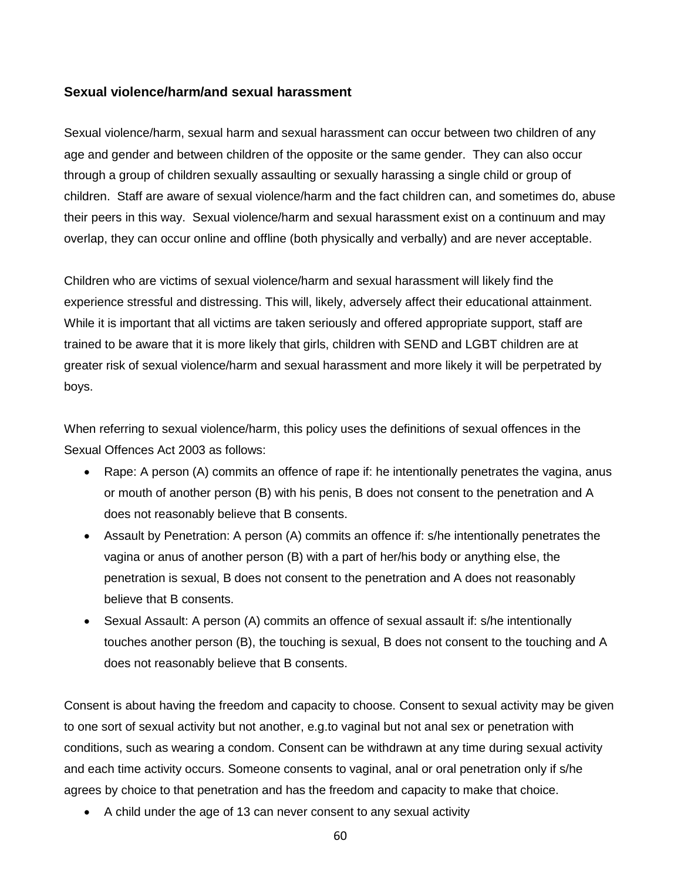## Sexual violence/harm/and sexual harassment

Sexual violence/harm, sexual harm and sexual harassment can occur between two children of any age and gender and between children of the opposite or the same gender. They can also occur through a group of children sexually assaulting or sexually harassing a single child or group of children. Staff are aware of sexual violence/harm and the fact children can, and sometimes do, abuse their peers in this way. Sexual violence/harm and sexual harassment exist on a continuum and may overlap, they can occur online and offline (both physically and verbally) and are never acceptable.

Children who are victims of sexual violence/harm and sexual harassment will likely find the experience stressful and distressing. This will, likely, adversely affect their educational attainment. While it is important that all victims are taken seriously and offered appropriate support, staff are trained to be aware that it is more likely that girls, children with SEND and LGBT children are at greater risk of sexual violence/harm and sexual harassment and more likely it will be perpetrated by boys.

When referring to sexual violence/harm, this policy uses the definitions of sexual offences in the Sexual Offences Act 2003 as follows:

- Rape: A person (A) commits an offence of rape if: he intentionally penetrates the vagina, anus or mouth of another person (B) with his penis, B does not consent to the penetration and A does not reasonably believe that B consents.
- Assault by Penetration: A person (A) commits an offence if: s/he intentionally penetrates the vagina or anus of another person (B) with a part of her/his body or anything else, the penetration is sexual, B does not consent to the penetration and A does not reasonably believe that B consents.
- Sexual Assault: A person (A) commits an offence of sexual assault if: s/he intentionally touches another person (B), the touching is sexual, B does not consent to the touching and A does not reasonably believe that B consents.

Consent is about having the freedom and capacity to choose. Consent to sexual activity may be given to one sort of sexual activity but not another, e.g.to vaginal but not anal sex or penetration with conditions, such as wearing a condom. Consent can be withdrawn at any time during sexual activity and each time activity occurs. Someone consents to vaginal, anal or oral penetration only if s/he agrees by choice to that penetration and has the freedom and capacity to make that choice.

- A child under the age of 13 can never consent to any sexual activity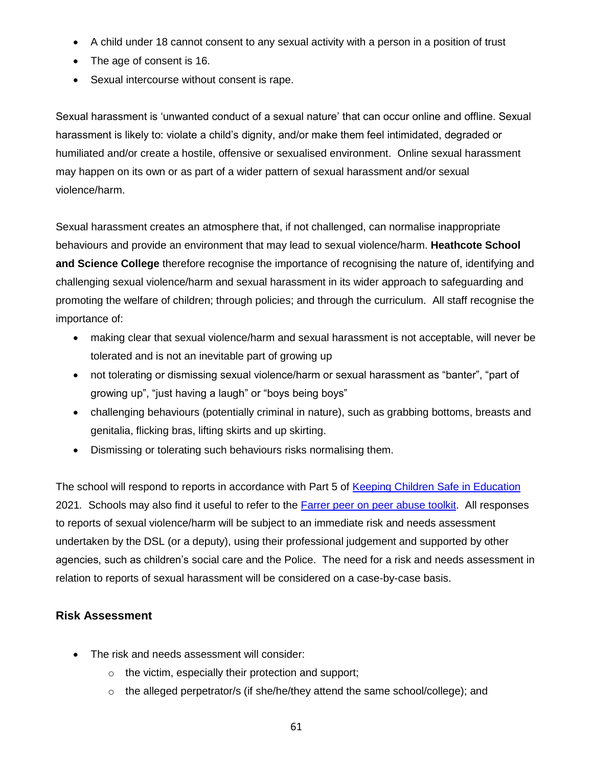- A child under 18 cannot consent to any sexual activity with a person in a position of trust
- The age of consent is 16.
- Sexual intercourse without consent is rape.

Sexual harassment is 'unwanted conduct of a sexual nature' that can occur online and offline. Sexual harassment is likely to: violate a child's dignity, and/or make them feel intimidated, degraded or humiliated and/or create a hostile, offensive or sexualised environment. Online sexual harassment may happen on its own or as part of a wider pattern of sexual harassment and/or sexual violence/harm.

Sexual harassment creates an atmosphere that, if not challenged, can normalise inappropriate behaviours and provide an environment that may lead to sexual violence/harm. **Heathcote School and Science College** therefore recognise the importance of recognising the nature of, identifying and challenging sexual violence/harm and sexual harassment in its wider approach to safeguarding and promoting the welfare of children; through policies; and through the curriculum. All staff recognise the importance of:

- making clear that sexual violence/harm and sexual harassment is not acceptable, will never be tolerated and is not an inevitable part of growing up
- not tolerating or dismissing sexual violence/harm or sexual harassment as "banter", "part of growing up", "just having a laugh" or "boys being boys"
- challenging behaviours (potentially criminal in nature), such as grabbing bottoms, breasts and genitalia, flicking bras, lifting skirts and up skirting.
- Dismissing or tolerating such behaviours risks normalising them.

The school will respond to reports in accordance with Part 5 of [Keeping Children Safe in Education](Keeping Children Safe in Education) 2021*.* Schools may also find it useful to refer to the [Farrer peer on peer abuse toolkit](Farrer peer on peer abuse toolkit). All responses to reports of sexual violence/harm will be subject to an immediate risk and needs assessment undertaken by the DSL (or a deputy), using their professional judgement and supported by other agencies, such as children's social care and the Police. The need for a risk and needs assessment in relation to reports of sexual harassment will be considered on a case-by-case basis.

## Risk Assessment

- The risk and needs assessment will consider:
  - the victim, especially their protection and support;
  - the alleged perpetrator/s (if she/he/they attend the same school/college); and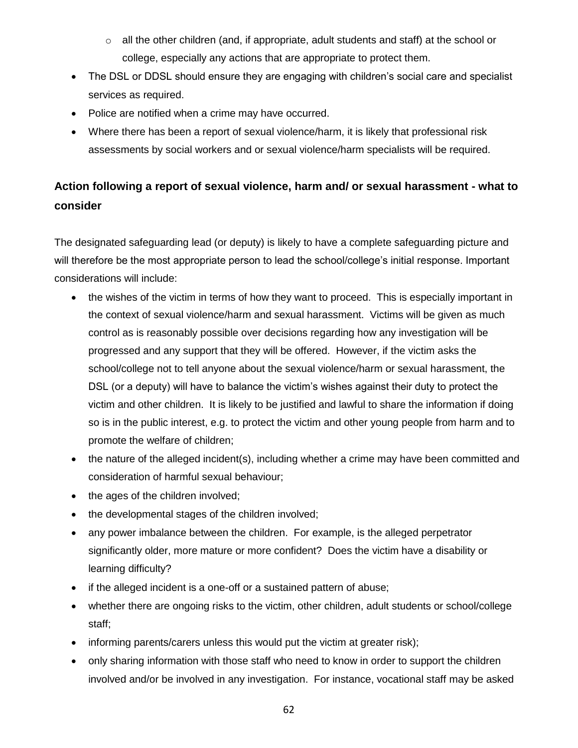- all the other children (and, if appropriate, adult students and staff) at the school or college, especially any actions that are appropriate to protect them.
- The DSL or DDSL should ensure they are engaging with children's social care and specialist services as required.
- Police are notified when a crime may have occurred.
- Where there has been a report of sexual violence/harm, it is likely that professional risk assessments by social workers and or sexual violence/harm specialists will be required.

### Action following a report of sexual violence, harm and/ or sexual harassment - what to consider

The designated safeguarding lead (or deputy) is likely to have a complete safeguarding picture and will therefore be the most appropriate person to lead the school/college's initial response. Important considerations will include:

- the wishes of the victim in terms of how they want to proceed. This is especially important in the context of sexual violence/harm and sexual harassment. Victims will be given as much control as is reasonably possible over decisions regarding how any investigation will be progressed and any support that they will be offered. However, if the victim asks the school/college not to tell anyone about the sexual violence/harm or sexual harassment, the DSL (or a deputy) will have to balance the victim's wishes against their duty to protect the victim and other children. It is likely to be justified and lawful to share the information if doing so is in the public interest, e.g. to protect the victim and other young people from harm and to promote the welfare of children;
- the nature of the alleged incident(s), including whether a crime may have been committed and consideration of harmful sexual behaviour;
- the ages of the children involved;
- the developmental stages of the children involved;
- any power imbalance between the children. For example, is the alleged perpetrator significantly older, more mature or more confident? Does the victim have a disability or learning difficulty?
- if the alleged incident is a one-off or a sustained pattern of abuse;
- whether there are ongoing risks to the victim, other children, adult students or school/college staff;
- informing parents/carers unless this would put the victim at greater risk);
- only sharing information with those staff who need to know in order to support the children involved and/or be involved in any investigation. For instance, vocational staff may be asked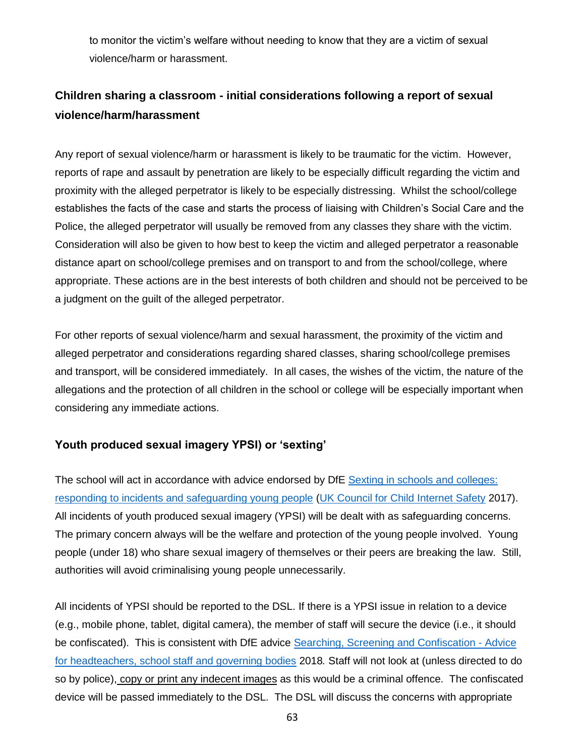to monitor the victim's welfare without needing to know that they are a victim of sexual violence/harm or harassment.

### Children sharing a classroom - initial considerations following a report of sexual violence/harm/harassment

Any report of sexual violence/harm or harassment is likely to be traumatic for the victim. However, reports of rape and assault by penetration are likely to be especially difficult regarding the victim and proximity with the alleged perpetrator is likely to be especially distressing. Whilst the school/college establishes the facts of the case and starts the process of liaising with Children's Social Care and the Police, the alleged perpetrator will usually be removed from any classes they share with the victim. Consideration will also be given to how best to keep the victim and alleged perpetrator a reasonable distance apart on school/college premises and on transport to and from the school/college, where appropriate. These actions are in the best interests of both children and should not be perceived to be a judgment on the guilt of the alleged perpetrator.

For other reports of sexual violence/harm and sexual harassment, the proximity of the victim and alleged perpetrator and considerations regarding shared classes, sharing school/college premises and transport, will be considered immediately. In all cases, the wishes of the victim, the nature of the allegations and the protection of all children in the school or college will be especially important when considering any immediate actions.

### Youth produced sexual imagery YPSI) or 'sexting'

The school will act in accordance with advice endorsed by DfE Sexting in schools and colleges: responding to incidents and safeguarding young people (UK Council for Child Internet Safety 2017). All incidents of youth produced sexual imagery (YPSI) will be dealt with as safeguarding concerns. The primary concern always will be the welfare and protection of the young people involved. Young people (under 18) who share sexual imagery of themselves or their peers are breaking the law. Still, authorities will avoid criminalising young people unnecessarily.

All incidents of YPSI should be reported to the DSL. If there is a YPSI issue in relation to a device (e.g., mobile phone, tablet, digital camera), the member of staff will secure the device (i.e., it should be confiscated). This is consistent with DfE advice Searching, Screening and Confiscation - Advice for headteachers, school staff and governing bodies 2018*.* Staff will not look at (unless directed to do so by police), copy or print any indecent images as this would be a criminal offence. The confiscated device will be passed immediately to the DSL. The DSL will discuss the concerns with appropriate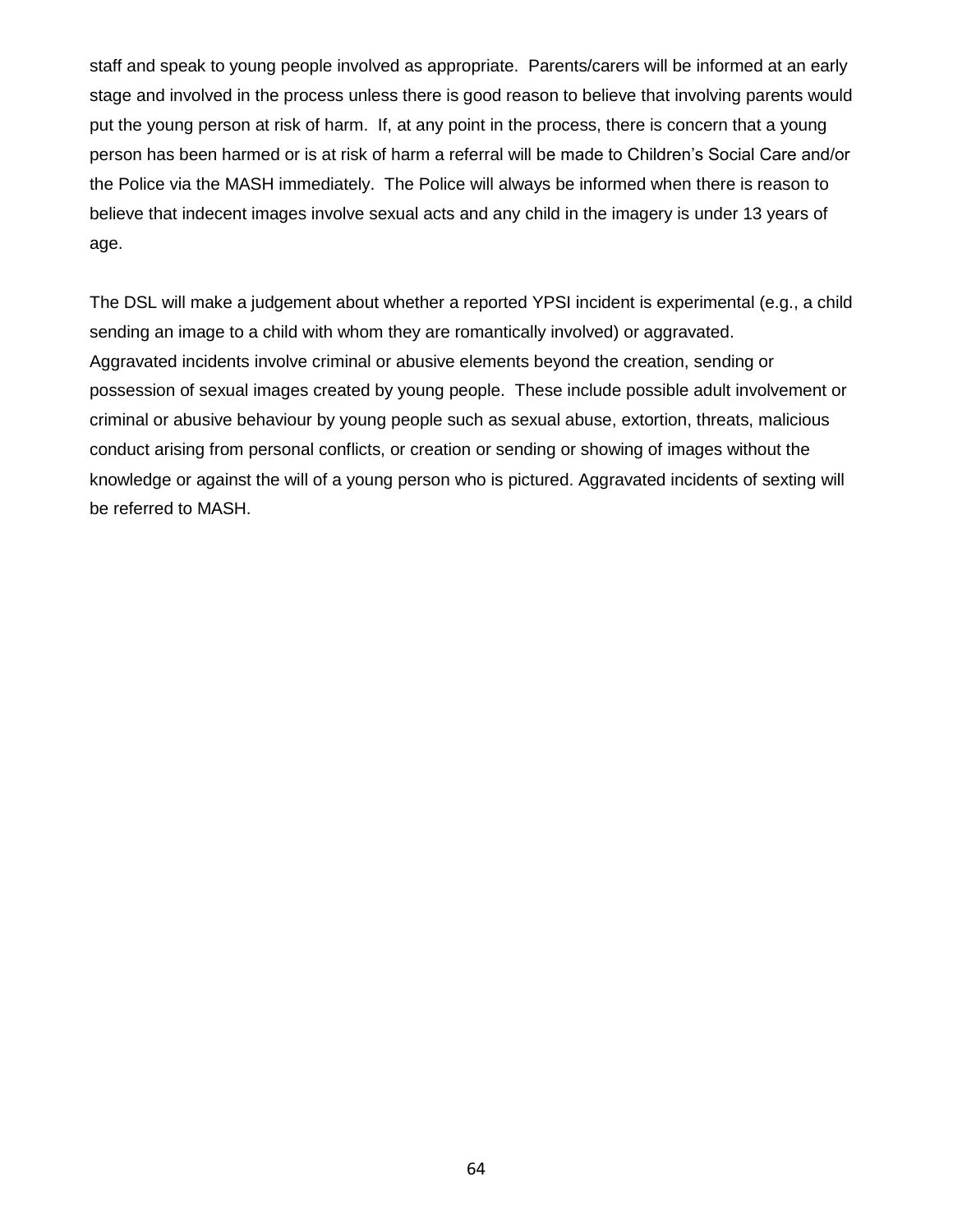staff and speak to young people involved as appropriate. Parents/carers will be informed at an early stage and involved in the process unless there is good reason to believe that involving parents would put the young person at risk of harm. If, at any point in the process, there is concern that a young person has been harmed or is at risk of harm a referral will be made to Children's Social Care and/or the Police via the MASH immediately. The Police will always be informed when there is reason to believe that indecent images involve sexual acts and any child in the imagery is under 13 years of age.

The DSL will make a judgement about whether a reported YPSI incident is experimental (e.g., a child sending an image to a child with whom they are romantically involved) or aggravated. Aggravated incidents involve criminal or abusive elements beyond the creation, sending or possession of sexual images created by young people. These include possible adult involvement or criminal or abusive behaviour by young people such as sexual abuse, extortion, threats, malicious conduct arising from personal conflicts, or creation or sending or showing of images without the knowledge or against the will of a young person who is pictured. Aggravated incidents of sexting will be referred to MASH.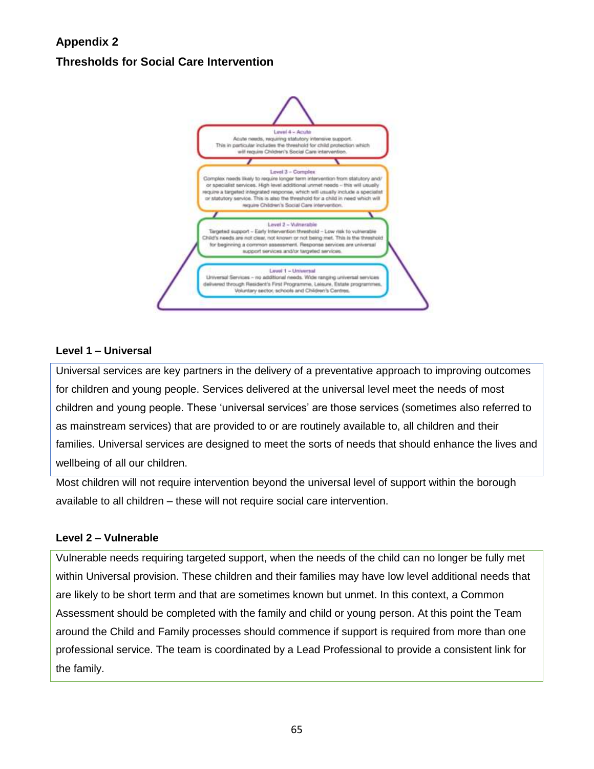**Appendix 2**

**Thresholds for Social Care Intervention**

Level 4 – Acute

Acute needs, requiring statutory intensive support. This in particular includes the threshold for child protection which will require Children's Social Care intervention.

Level 3 – Complex

Complex needs likely to require longer term intervention from statutory and/ or specialist services. High level additional unmet needs – this will usually require a targeted integrated response, which will usually include a specialist or statutory service. This is also the threshold for a child in need which will require Children's Social Care intervention.

Level 2 – Vulnerable

Targeted support – Early Intervention threshold – Low risk to vulnerable Child's needs are not clear, not known or not being met. This is the threshold for beginning a common assessment. Response services are universal support services and/or targeted services.

Level 1 – Universal

Universal Services – no additional needs. Wide ranging universal services delivered through Resident's First Programme, Leisure, Estate programmes, Voluntary sector, schools and Children's Centres.

**Level 1 – Universal**

Universal services are key partners in the delivery of a preventative approach to improving outcomes for children and young people. Services delivered at the universal level meet the needs of most children and young people. These 'universal services' are those services (sometimes also referred to as mainstream services) that are provided to or are routinely available to, all children and their families. Universal services are designed to meet the sorts of needs that should enhance the lives and wellbeing of all our children.

Most children will not require intervention beyond the universal level of support within the borough available to all children – these will not require social care intervention.

**Level 2 – Vulnerable**

Vulnerable needs requiring targeted support, when the needs of the child can no longer be fully met within Universal provision. These children and their families may have low level additional needs that are likely to be short term and that are sometimes known but unmet. In this context, a Common Assessment should be completed with the family and child or young person. At this point the Team around the Child and Family processes should commence if support is required from more than one professional service. The team is coordinated by a Lead Professional to provide a consistent link for the family.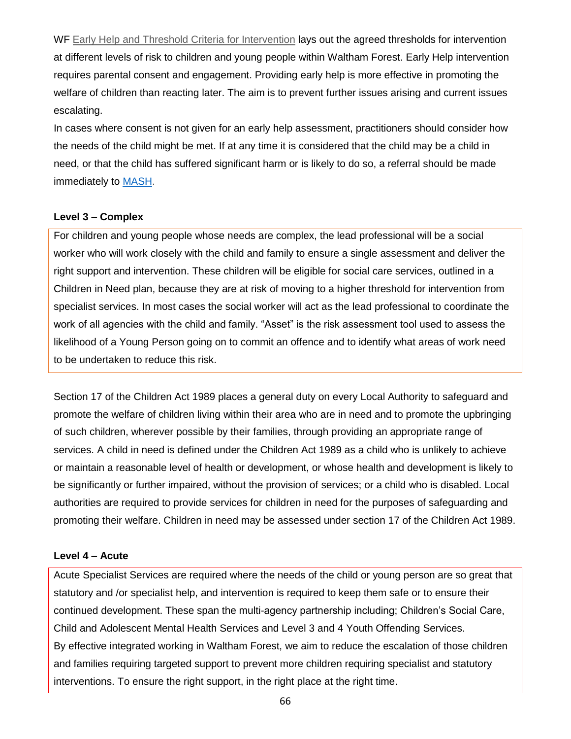WF Early Help and Threshold Criteria for Intervention lays out the agreed thresholds for intervention at different levels of risk to children and young people within Waltham Forest. Early Help intervention requires parental consent and engagement. Providing early help is more effective in promoting the welfare of children than reacting later. The aim is to prevent further issues arising and current issues escalating.

In cases where consent is not given for an early help assessment, practitioners should consider how the needs of the child might be met. If at any time it is considered that the child may be a child in need, or that the child has suffered significant harm or is likely to do so, a referral should be made immediately to MASH.

**Level 3 – Complex**

For children and young people whose needs are complex, the lead professional will be a social worker who will work closely with the child and family to ensure a single assessment and deliver the right support and intervention. These children will be eligible for social care services, outlined in a Children in Need plan, because they are at risk of moving to a higher threshold for intervention from specialist services. In most cases the social worker will act as the lead professional to coordinate the work of all agencies with the child and family. "Asset" is the risk assessment tool used to assess the likelihood of a Young Person going on to commit an offence and to identify what areas of work need to be undertaken to reduce this risk.

Section 17 of the Children Act 1989 places a general duty on every Local Authority to safeguard and promote the welfare of children living within their area who are in need and to promote the upbringing of such children, wherever possible by their families, through providing an appropriate range of services. A child in need is defined under the Children Act 1989 as a child who is unlikely to achieve or maintain a reasonable level of health or development, or whose health and development is likely to be significantly or further impaired, without the provision of services; or a child who is disabled. Local authorities are required to provide services for children in need for the purposes of safeguarding and promoting their welfare. Children in need may be assessed under section 17 of the Children Act 1989.

**Level 4 – Acute**

Acute Specialist Services are required where the needs of the child or young person are so great that statutory and /or specialist help, and intervention is required to keep them safe or to ensure their continued development. These span the multi-agency partnership including; Children's Social Care, Child and Adolescent Mental Health Services and Level 3 and 4 Youth Offending Services.

By effective integrated working in Waltham Forest, we aim to reduce the escalation of those children and families requiring targeted support to prevent more children requiring specialist and statutory interventions. To ensure the right support, in the right place at the right time.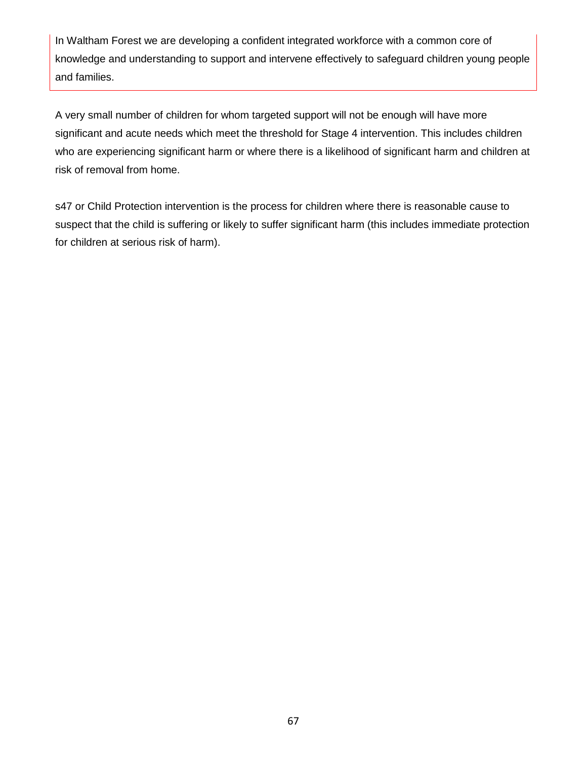In Waltham Forest we are developing a confident integrated workforce with a common core of knowledge and understanding to support and intervene effectively to safeguard children young people and families.

A very small number of children for whom targeted support will not be enough will have more significant and acute needs which meet the threshold for Stage 4 intervention. This includes children who are experiencing significant harm or where there is a likelihood of significant harm and children at risk of removal from home.

s47 or Child Protection intervention is the process for children where there is reasonable cause to suspect that the child is suffering or likely to suffer significant harm (this includes immediate protection for children at serious risk of harm).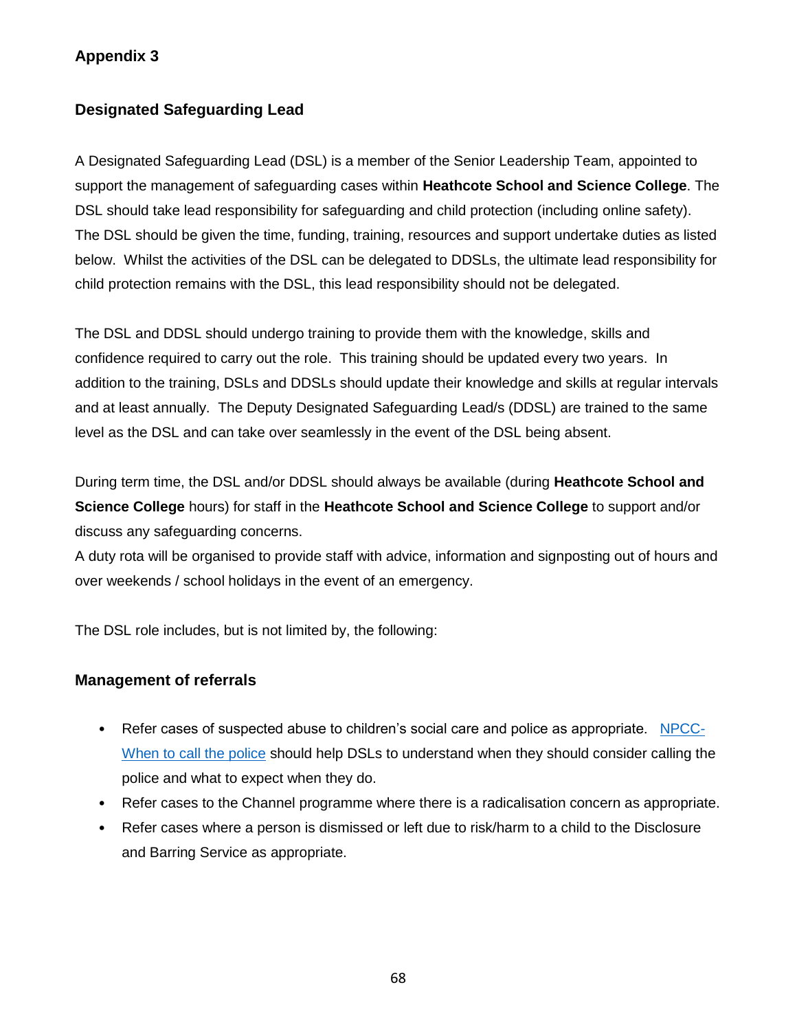## Appendix 3

### Designated Safeguarding Lead

A Designated Safeguarding Lead (DSL) is a member of the Senior Leadership Team, appointed to support the management of safeguarding cases within **Heathcote School and Science College**. The DSL should take lead responsibility for safeguarding and child protection (including online safety). The DSL should be given the time, funding, training, resources and support undertake duties as listed below. Whilst the activities of the DSL can be delegated to DDSLs, the ultimate lead responsibility for child protection remains with the DSL, this lead responsibility should not be delegated.

The DSL and DDSL should undergo training to provide them with the knowledge, skills and confidence required to carry out the role. This training should be updated every two years. In addition to the training, DSLs and DDSLs should update their knowledge and skills at regular intervals and at least annually. The Deputy Designated Safeguarding Lead/s (DDSL) are trained to the same level as the DSL and can take over seamlessly in the event of the DSL being absent.

During term time, the DSL and/or DDSL should always be available (during **Heathcote School and Science College** hours) for staff in the **Heathcote School and Science College** to support and/or discuss any safeguarding concerns.
A duty rota will be organised to provide staff with advice, information and signposting out of hours and over weekends / school holidays in the event of an emergency.

The DSL role includes, but is not limited by, the following:

### Management of referrals

- Refer cases of suspected abuse to children's social care and police as appropriate. NPCC- When to call the police should help DSLs to understand when they should consider calling the police and what to expect when they do.
- Refer cases to the Channel programme where there is a radicalisation concern as appropriate.
- Refer cases where a person is dismissed or left due to risk/harm to a child to the Disclosure and Barring Service as appropriate.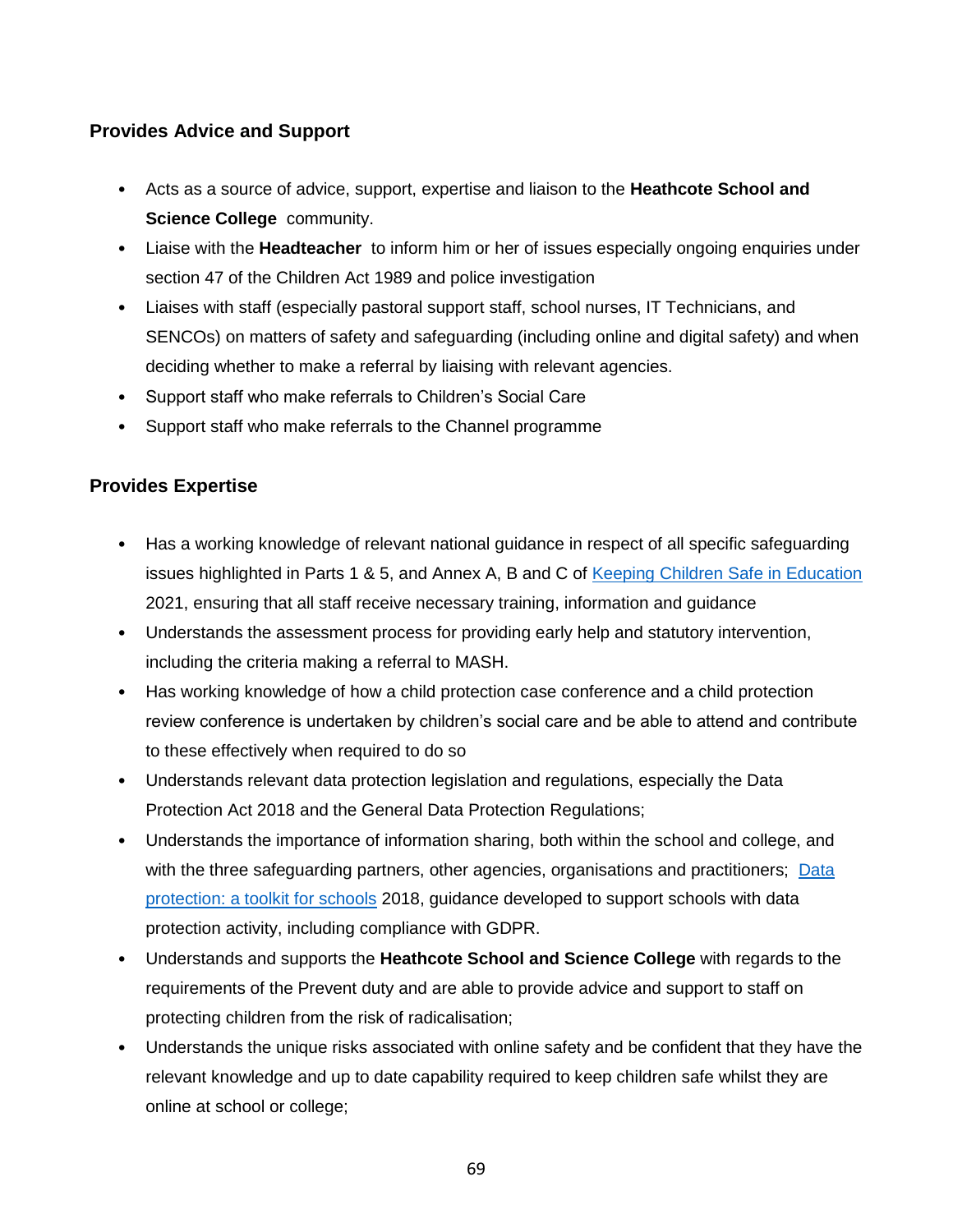### Provides Advice and Support

- Acts as a source of advice, support, expertise and liaison to the **Heathcote School and Science College** community.
- Liaise with the **Headteacher** to inform him or her of issues especially ongoing enquiries under section 47 of the Children Act 1989 and police investigation
- Liaises with staff (especially pastoral support staff, school nurses, IT Technicians, and SENCOs) on matters of safety and safeguarding (including online and digital safety) and when deciding whether to make a referral by liaising with relevant agencies.
- Support staff who make referrals to Children's Social Care
- Support staff who make referrals to the Channel programme

### Provides Expertise

- Has a working knowledge of relevant national guidance in respect of all specific safeguarding issues highlighted in Parts 1 & 5, and Annex A, B and C of [Keeping Children Safe in Education](#) 2021, ensuring that all staff receive necessary training, information and guidance
- Understands the assessment process for providing early help and statutory intervention, including the criteria making a referral to MASH.
- Has working knowledge of how a child protection case conference and a child protection review conference is undertaken by children's social care and be able to attend and contribute to these effectively when required to do so
- Understands relevant data protection legislation and regulations, especially the Data Protection Act 2018 and the General Data Protection Regulations;
- Understands the importance of information sharing, both within the school and college, and with the three safeguarding partners, other agencies, organisations and practitioners; [Data protection: a toolkit for schools](#) 2018, guidance developed to support schools with data protection activity, including compliance with GDPR.
- Understands and supports the **Heathcote School and Science College** with regards to the requirements of the Prevent duty and are able to provide advice and support to staff on protecting children from the risk of radicalisation;
- Understands the unique risks associated with online safety and be confident that they have the relevant knowledge and up to date capability required to keep children safe whilst they are online at school or college;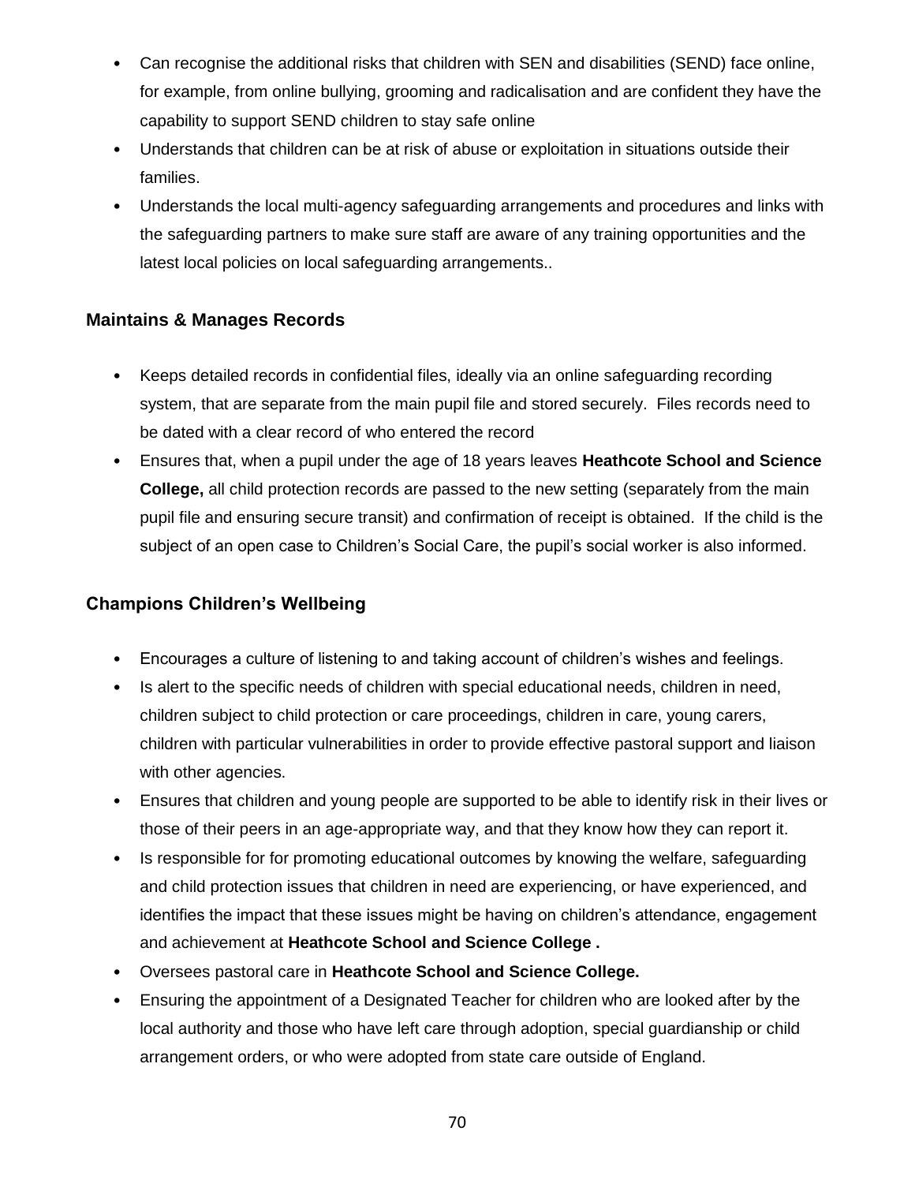- Can recognise the additional risks that children with SEN and disabilities (SEND) face online, for example, from online bullying, grooming and radicalisation and are confident they have the capability to support SEND children to stay safe online
- Understands that children can be at risk of abuse or exploitation in situations outside their families.
- Understands the local multi-agency safeguarding arrangements and procedures and links with the safeguarding partners to make sure staff are aware of any training opportunities and the latest local policies on local safeguarding arrangements..

### Maintains & Manages Records

- Keeps detailed records in confidential files, ideally via an online safeguarding recording system, that are separate from the main pupil file and stored securely. Files records need to be dated with a clear record of who entered the record
- Ensures that, when a pupil under the age of 18 years leaves **Heathcote School and Science College,** all child protection records are passed to the new setting (separately from the main pupil file and ensuring secure transit) and confirmation of receipt is obtained. If the child is the subject of an open case to Children's Social Care, the pupil's social worker is also informed.

### Champions Children's Wellbeing

- Encourages a culture of listening to and taking account of children's wishes and feelings.
- Is alert to the specific needs of children with special educational needs, children in need, children subject to child protection or care proceedings, children in care, young carers, children with particular vulnerabilities in order to provide effective pastoral support and liaison with other agencies.
- Ensures that children and young people are supported to be able to identify risk in their lives or those of their peers in an age-appropriate way, and that they know how they can report it.
- Is responsible for for promoting educational outcomes by knowing the welfare, safeguarding and child protection issues that children in need are experiencing, or have experienced, and identifies the impact that these issues might be having on children's attendance, engagement and achievement at **Heathcote School and Science College .**
- Oversees pastoral care in **Heathcote School and Science College.**
- Ensuring the appointment of a Designated Teacher for children who are looked after by the local authority and those who have left care through adoption, special guardianship or child arrangement orders, or who were adopted from state care outside of England.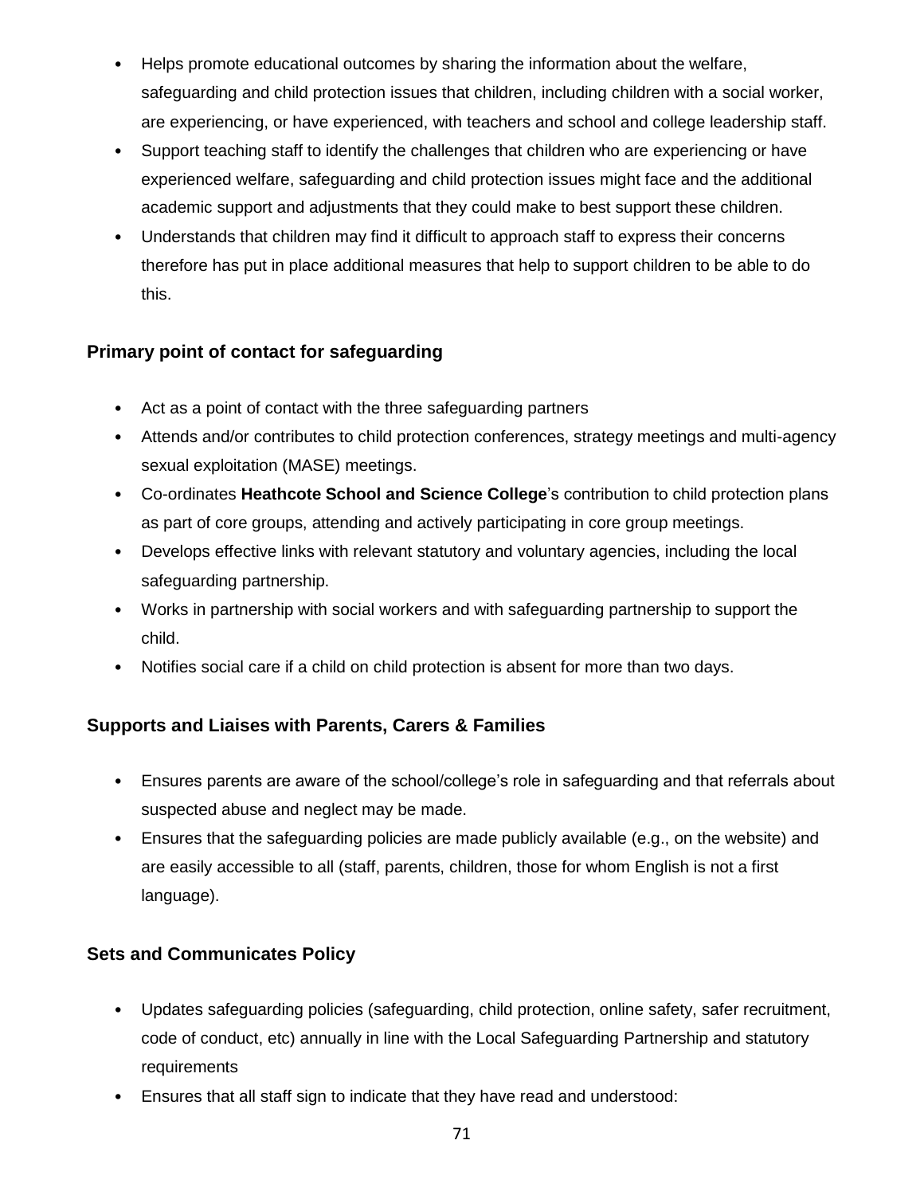- Helps promote educational outcomes by sharing the information about the welfare, safeguarding and child protection issues that children, including children with a social worker, are experiencing, or have experienced, with teachers and school and college leadership staff.
- Support teaching staff to identify the challenges that children who are experiencing or have experienced welfare, safeguarding and child protection issues might face and the additional academic support and adjustments that they could make to best support these children.
- Understands that children may find it difficult to approach staff to express their concerns therefore has put in place additional measures that help to support children to be able to do this.

### Primary point of contact for safeguarding

- Act as a point of contact with the three safeguarding partners
- Attends and/or contributes to child protection conferences, strategy meetings and multi-agency sexual exploitation (MASE) meetings.
- Co-ordinates **Heathcote School and Science College**'s contribution to child protection plans as part of core groups, attending and actively participating in core group meetings.
- Develops effective links with relevant statutory and voluntary agencies, including the local safeguarding partnership.
- Works in partnership with social workers and with safeguarding partnership to support the child.
- Notifies social care if a child on child protection is absent for more than two days.

### Supports and Liaises with Parents, Carers & Families

- Ensures parents are aware of the school/college's role in safeguarding and that referrals about suspected abuse and neglect may be made.
- Ensures that the safeguarding policies are made publicly available (e.g., on the website) and are easily accessible to all (staff, parents, children, those for whom English is not a first language).

### Sets and Communicates Policy

- Updates safeguarding policies (safeguarding, child protection, online safety, safer recruitment, code of conduct, etc) annually in line with the Local Safeguarding Partnership and statutory requirements
- Ensures that all staff sign to indicate that they have read and understood: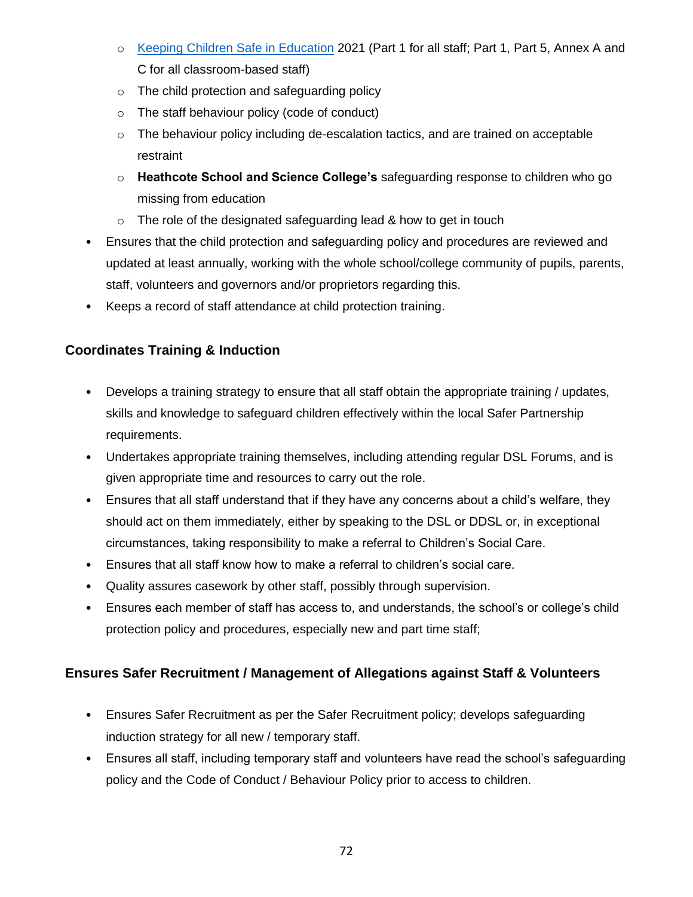- [Keeping Children Safe in Education](#) 2021 (Part 1 for all staff; Part 1, Part 5, Annex A and C for all classroom-based staff)
  - The child protection and safeguarding policy
  - The staff behaviour policy (code of conduct)
  - The behaviour policy including de-escalation tactics, and are trained on acceptable restraint
  - **Heathcote School and Science College's** safeguarding response to children who go missing from education
  - The role of the designated safeguarding lead & how to get in touch
- Ensures that the child protection and safeguarding policy and procedures are reviewed and updated at least annually, working with the whole school/college community of pupils, parents, staff, volunteers and governors and/or proprietors regarding this.
- Keeps a record of staff attendance at child protection training.

### Coordinates Training & Induction

- Develops a training strategy to ensure that all staff obtain the appropriate training / updates, skills and knowledge to safeguard children effectively within the local Safer Partnership requirements.
- Undertakes appropriate training themselves, including attending regular DSL Forums, and is given appropriate time and resources to carry out the role.
- Ensures that all staff understand that if they have any concerns about a child's welfare, they should act on them immediately, either by speaking to the DSL or DDSL or, in exceptional circumstances, taking responsibility to make a referral to Children's Social Care.
- Ensures that all staff know how to make a referral to children's social care.
- Quality assures casework by other staff, possibly through supervision.
- Ensures each member of staff has access to, and understands, the school's or college's child protection policy and procedures, especially new and part time staff;

### Ensures Safer Recruitment / Management of Allegations against Staff & Volunteers

- Ensures Safer Recruitment as per the Safer Recruitment policy; develops safeguarding induction strategy for all new / temporary staff.
- Ensures all staff, including temporary staff and volunteers have read the school's safeguarding policy and the Code of Conduct / Behaviour Policy prior to access to children.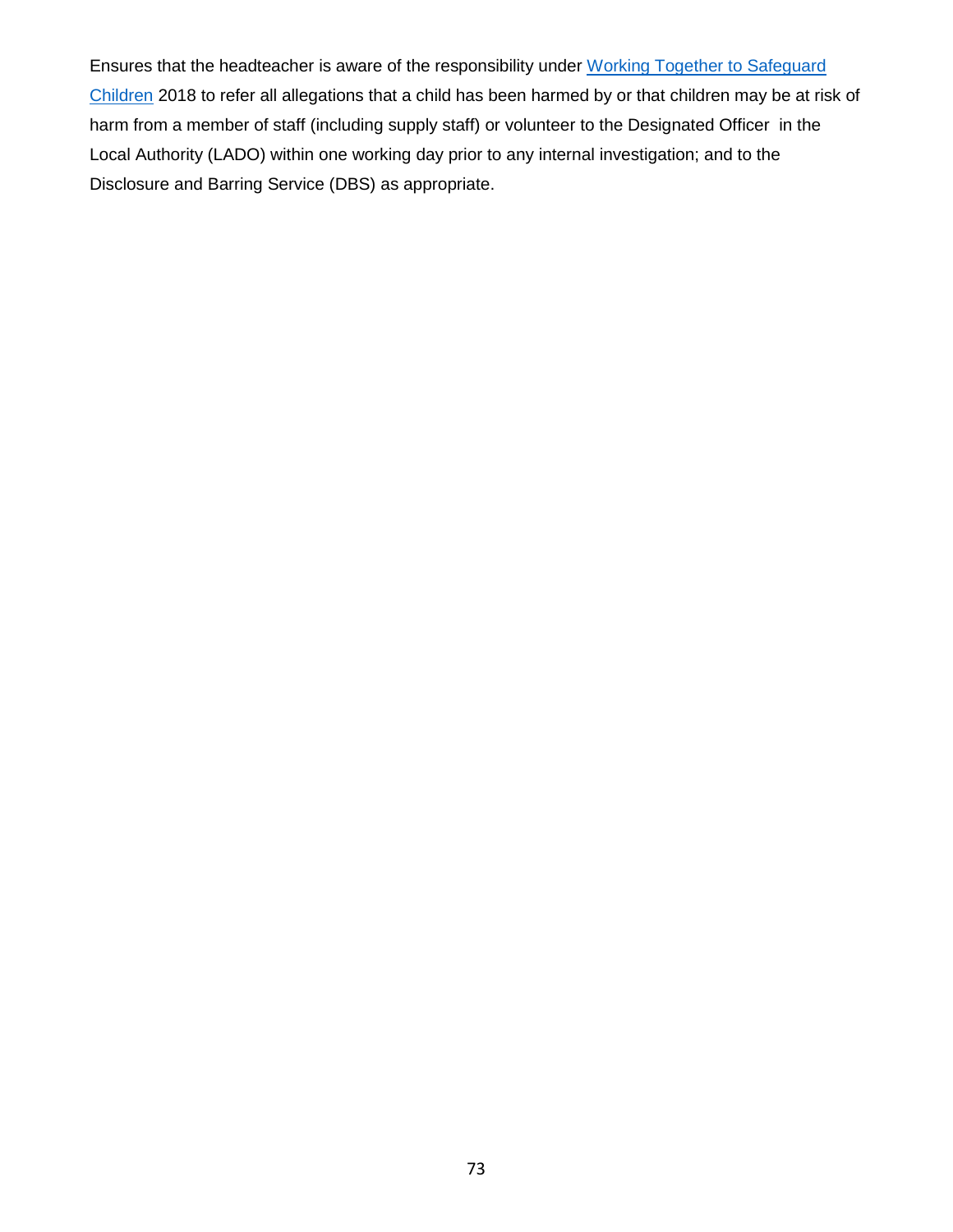Ensures that the headteacher is aware of the responsibility under [Working Together to Safeguard Children] 2018 to refer all allegations that a child has been harmed by or that children may be at risk of harm from a member of staff (including supply staff) or volunteer to the Designated Officer in the Local Authority (LADO) within one working day prior to any internal investigation; and to the Disclosure and Barring Service (DBS) as appropriate.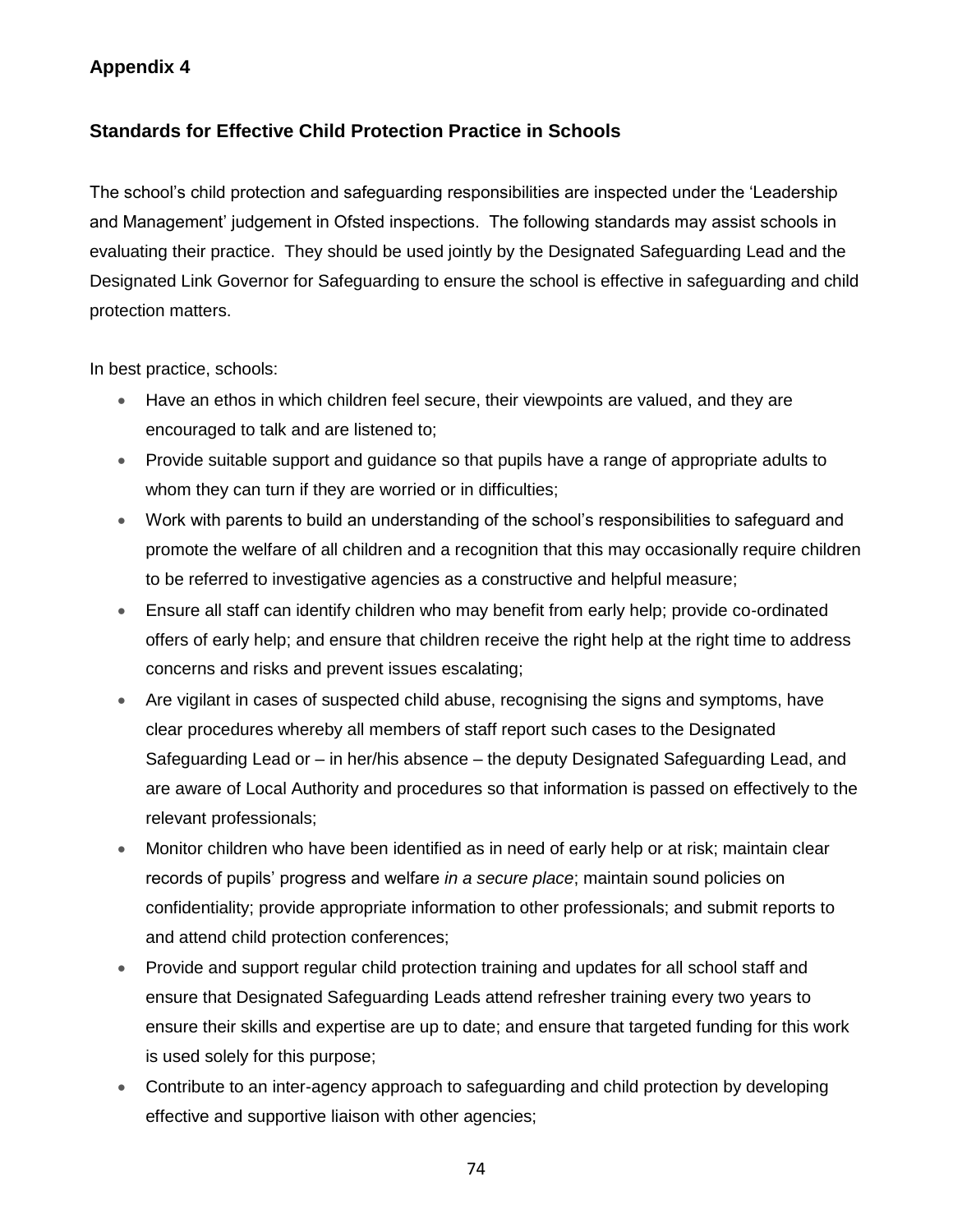## Appendix 4

### Standards for Effective Child Protection Practice in Schools

The school's child protection and safeguarding responsibilities are inspected under the 'Leadership and Management' judgement in Ofsted inspections. The following standards may assist schools in evaluating their practice. They should be used jointly by the Designated Safeguarding Lead and the Designated Link Governor for Safeguarding to ensure the school is effective in safeguarding and child protection matters.

In best practice, schools:

- Have an ethos in which children feel secure, their viewpoints are valued, and they are encouraged to talk and are listened to;
- Provide suitable support and guidance so that pupils have a range of appropriate adults to whom they can turn if they are worried or in difficulties;
- Work with parents to build an understanding of the school's responsibilities to safeguard and promote the welfare of all children and a recognition that this may occasionally require children to be referred to investigative agencies as a constructive and helpful measure;
- Ensure all staff can identify children who may benefit from early help; provide co-ordinated offers of early help; and ensure that children receive the right help at the right time to address concerns and risks and prevent issues escalating;
- Are vigilant in cases of suspected child abuse, recognising the signs and symptoms, have clear procedures whereby all members of staff report such cases to the Designated Safeguarding Lead or – in her/his absence – the deputy Designated Safeguarding Lead, and are aware of Local Authority and procedures so that information is passed on effectively to the relevant professionals;
- Monitor children who have been identified as in need of early help or at risk; maintain clear records of pupils' progress and welfare *in a secure place*; maintain sound policies on confidentiality; provide appropriate information to other professionals; and submit reports to and attend child protection conferences;
- Provide and support regular child protection training and updates for all school staff and ensure that Designated Safeguarding Leads attend refresher training every two years to ensure their skills and expertise are up to date; and ensure that targeted funding for this work is used solely for this purpose;
- Contribute to an inter-agency approach to safeguarding and child protection by developing effective and supportive liaison with other agencies;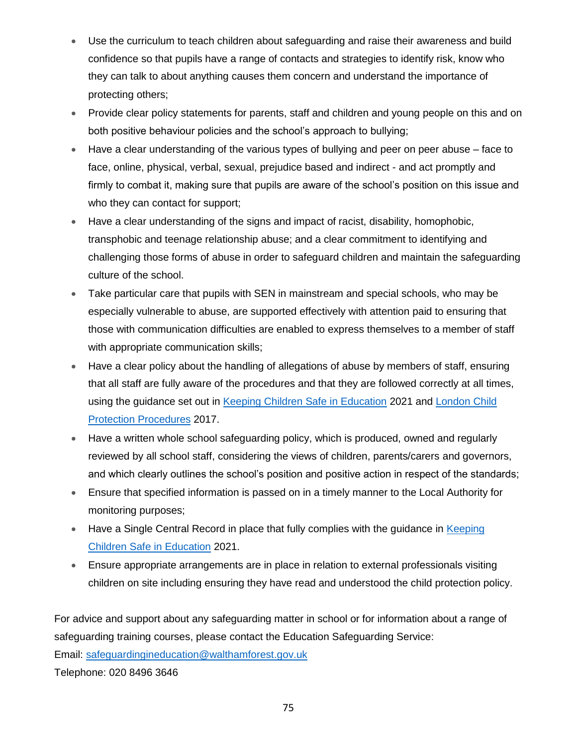- Use the curriculum to teach children about safeguarding and raise their awareness and build confidence so that pupils have a range of contacts and strategies to identify risk, know who they can talk to about anything causes them concern and understand the importance of protecting others;
- Provide clear policy statements for parents, staff and children and young people on this and on both positive behaviour policies and the school's approach to bullying;
- Have a clear understanding of the various types of bullying and peer on peer abuse – face to face, online, physical, verbal, sexual, prejudice based and indirect - and act promptly and firmly to combat it, making sure that pupils are aware of the school's position on this issue and who they can contact for support;
- Have a clear understanding of the signs and impact of racist, disability, homophobic, transphobic and teenage relationship abuse; and a clear commitment to identifying and challenging those forms of abuse in order to safeguard children and maintain the safeguarding culture of the school.
- Take particular care that pupils with SEN in mainstream and special schools, who may be especially vulnerable to abuse, are supported effectively with attention paid to ensuring that those with communication difficulties are enabled to express themselves to a member of staff with appropriate communication skills;
- Have a clear policy about the handling of allegations of abuse by members of staff, ensuring that all staff are fully aware of the procedures and that they are followed correctly at all times, using the guidance set out in Keeping Children Safe in Education 2021 and London Child Protection Procedures 2017.
- Have a written whole school safeguarding policy, which is produced, owned and regularly reviewed by all school staff, considering the views of children, parents/carers and governors, and which clearly outlines the school's position and positive action in respect of the standards;
- Ensure that specified information is passed on in a timely manner to the Local Authority for monitoring purposes;
- Have a Single Central Record in place that fully complies with the guidance in Keeping Children Safe in Education 2021.
- Ensure appropriate arrangements are in place in relation to external professionals visiting children on site including ensuring they have read and understood the child protection policy.

For advice and support about any safeguarding matter in school or for information about a range of safeguarding training courses, please contact the Education Safeguarding Service:
Email: safeguardingineducation@walthamforest.gov.uk
Telephone: 020 8496 3646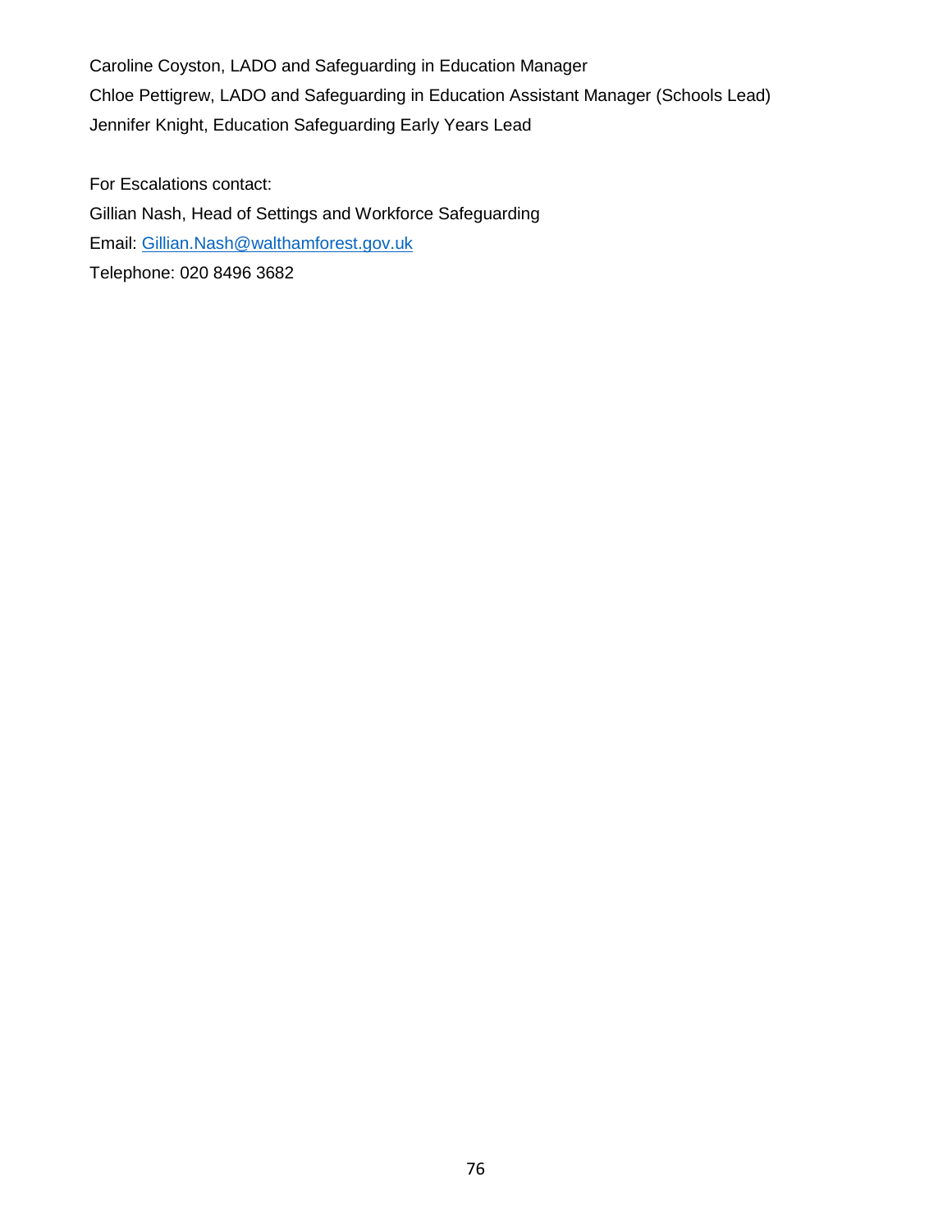Caroline Coyston, LADO and Safeguarding in Education Manager

Chloe Pettigrew, LADO and Safeguarding in Education Assistant Manager (Schools Lead)

Jennifer Knight, Education Safeguarding Early Years Lead

For Escalations contact:

Gillian Nash, Head of Settings and Workforce Safeguarding

Email: [Gillian.Nash@walthamforest.gov.uk](mailto:Gillian.Nash@walthamforest.gov.uk)

Telephone: 020 8496 3682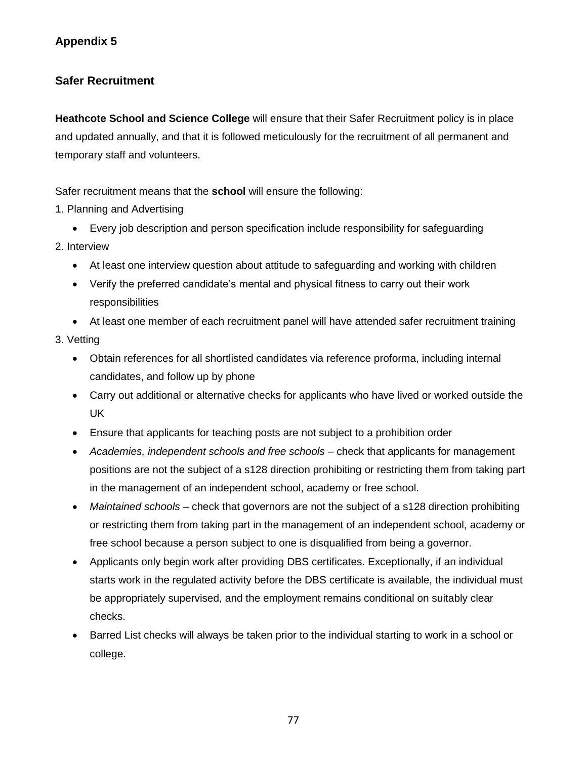## Appendix 5

### Safer Recruitment

**Heathcote School and Science College** will ensure that their Safer Recruitment policy is in place and updated annually, and that it is followed meticulously for the recruitment of all permanent and temporary staff and volunteers.

Safer recruitment means that the **school** will ensure the following:

1. Planning and Advertising
    - Every job description and person specification include responsibility for safeguarding
2. Interview
    - At least one interview question about attitude to safeguarding and working with children
    - Verify the preferred candidate's mental and physical fitness to carry out their work responsibilities
    - At least one member of each recruitment panel will have attended safer recruitment training
3. Vetting
    - Obtain references for all shortlisted candidates via reference proforma, including internal candidates, and follow up by phone
    - Carry out additional or alternative checks for applicants who have lived or worked outside the UK
    - Ensure that applicants for teaching posts are not subject to a prohibition order
    - *Academies, independent schools and free schools* – check that applicants for management positions are not the subject of a s128 direction prohibiting or restricting them from taking part in the management of an independent school, academy or free school.
    - *Maintained schools* – check that governors are not the subject of a s128 direction prohibiting or restricting them from taking part in the management of an independent school, academy or free school because a person subject to one is disqualified from being a governor.
    - Applicants only begin work after providing DBS certificates. Exceptionally, if an individual starts work in the regulated activity before the DBS certificate is available, the individual must be appropriately supervised, and the employment remains conditional on suitably clear checks.
    - Barred List checks will always be taken prior to the individual starting to work in a school or college.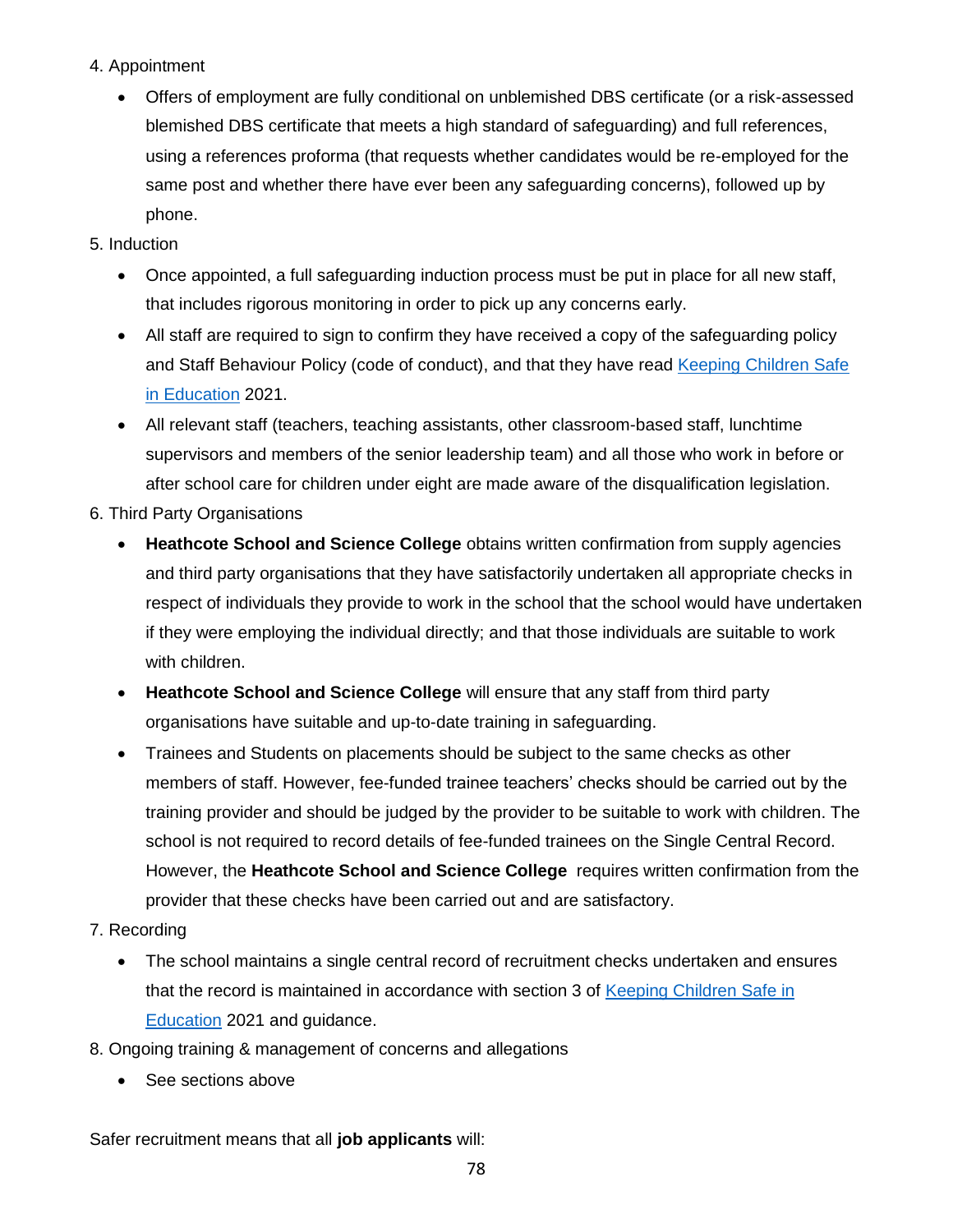4. Appointment
   - Offers of employment are fully conditional on unblemished DBS certificate (or a risk-assessed blemished DBS certificate that meets a high standard of safeguarding) and full references, using a references proforma (that requests whether candidates would be re-employed for the same post and whether there have ever been any safeguarding concerns), followed up by phone.
5. Induction
   - Once appointed, a full safeguarding induction process must be put in place for all new staff, that includes rigorous monitoring in order to pick up any concerns early.
   - All staff are required to sign to confirm they have received a copy of the safeguarding policy and Staff Behaviour Policy (code of conduct), and that they have read [Keeping Children Safe in Education](#) 2021.
   - All relevant staff (teachers, teaching assistants, other classroom-based staff, lunchtime supervisors and members of the senior leadership team) and all those who work in before or after school care for children under eight are made aware of the disqualification legislation.
6. Third Party Organisations
   - **Heathcote School and Science College** obtains written confirmation from supply agencies and third party organisations that they have satisfactorily undertaken all appropriate checks in respect of individuals they provide to work in the school that the school would have undertaken if they were employing the individual directly; and that those individuals are suitable to work with children.
   - **Heathcote School and Science College** will ensure that any staff from third party organisations have suitable and up-to-date training in safeguarding.
   - Trainees and Students on placements should be subject to the same checks as other members of staff. However, fee-funded trainee teachers' checks should be carried out by the training provider and should be judged by the provider to be suitable to work with children. The school is not required to record details of fee-funded trainees on the Single Central Record. However, the **Heathcote School and Science College** requires written confirmation from the provider that these checks have been carried out and are satisfactory.
7. Recording
   - The school maintains a single central record of recruitment checks undertaken and ensures that the record is maintained in accordance with section 3 of [Keeping Children Safe in Education](#) 2021 and guidance.
8. Ongoing training & management of concerns and allegations
   - See sections above

Safer recruitment means that all **job applicants** will: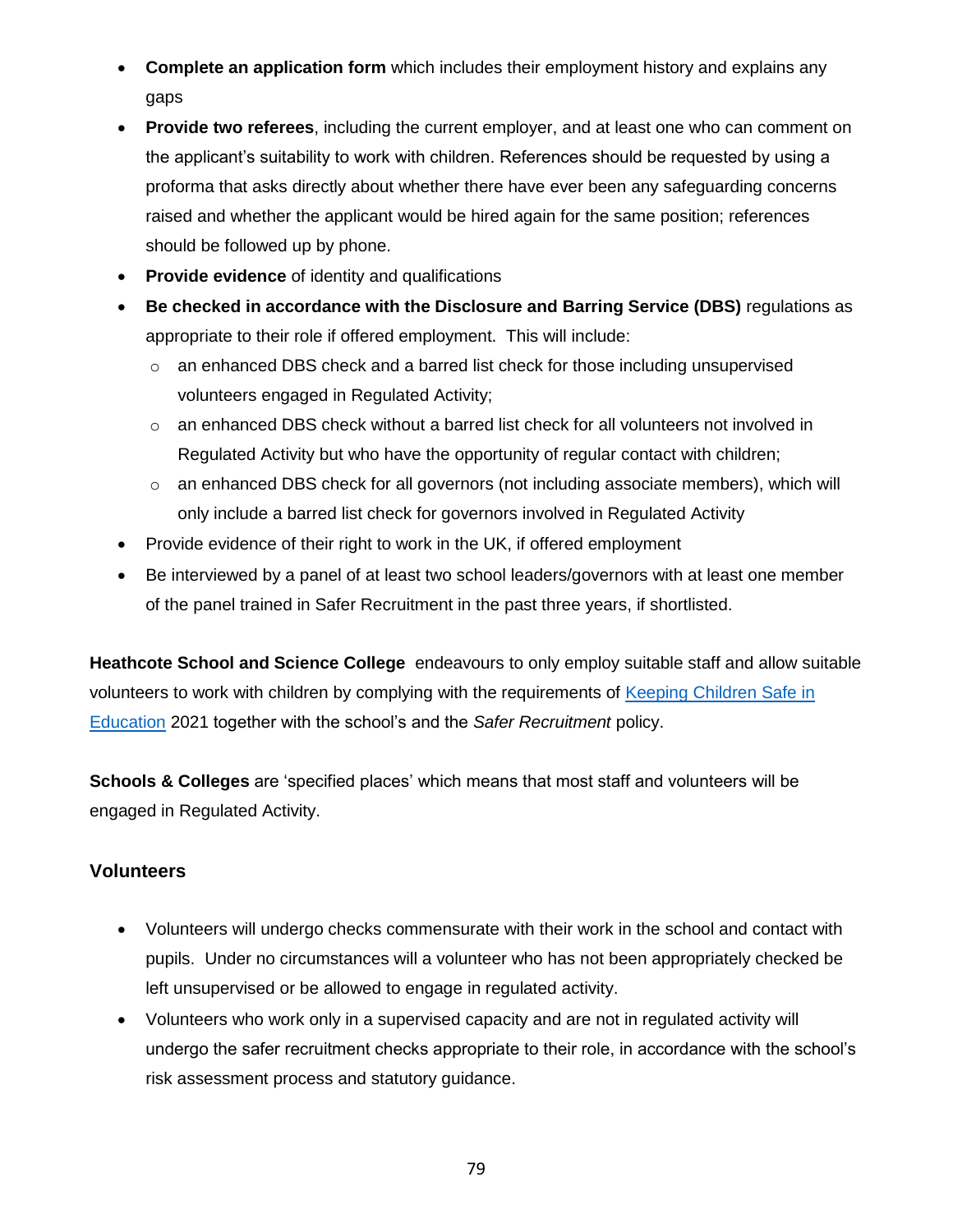- **Complete an application form** which includes their employment history and explains any gaps
- **Provide two referees**, including the current employer, and at least one who can comment on the applicant's suitability to work with children. References should be requested by using a proforma that asks directly about whether there have ever been any safeguarding concerns raised and whether the applicant would be hired again for the same position; references should be followed up by phone.
- **Provide evidence** of identity and qualifications
- **Be checked in accordance with the Disclosure and Barring Service (DBS)** regulations as appropriate to their role if offered employment. This will include:
  - an enhanced DBS check and a barred list check for those including unsupervised volunteers engaged in Regulated Activity;
  - an enhanced DBS check without a barred list check for all volunteers not involved in Regulated Activity but who have the opportunity of regular contact with children;
  - an enhanced DBS check for all governors (not including associate members), which will only include a barred list check for governors involved in Regulated Activity
- Provide evidence of their right to work in the UK, if offered employment
- Be interviewed by a panel of at least two school leaders/governors with at least one member of the panel trained in Safer Recruitment in the past three years, if shortlisted.

**Heathcote School and Science College** endeavours to only employ suitable staff and allow suitable volunteers to work with children by complying with the requirements of [Keeping Children Safe in Education](Keeping Children Safe in Education) 2021 together with the school's and the *Safer Recruitment* policy.

**Schools & Colleges** are 'specified places' which means that most staff and volunteers will be engaged in Regulated Activity.

## Volunteers

- Volunteers will undergo checks commensurate with their work in the school and contact with pupils. Under no circumstances will a volunteer who has not been appropriately checked be left unsupervised or be allowed to engage in regulated activity.
- Volunteers who work only in a supervised capacity and are not in regulated activity will undergo the safer recruitment checks appropriate to their role, in accordance with the school's risk assessment process and statutory guidance.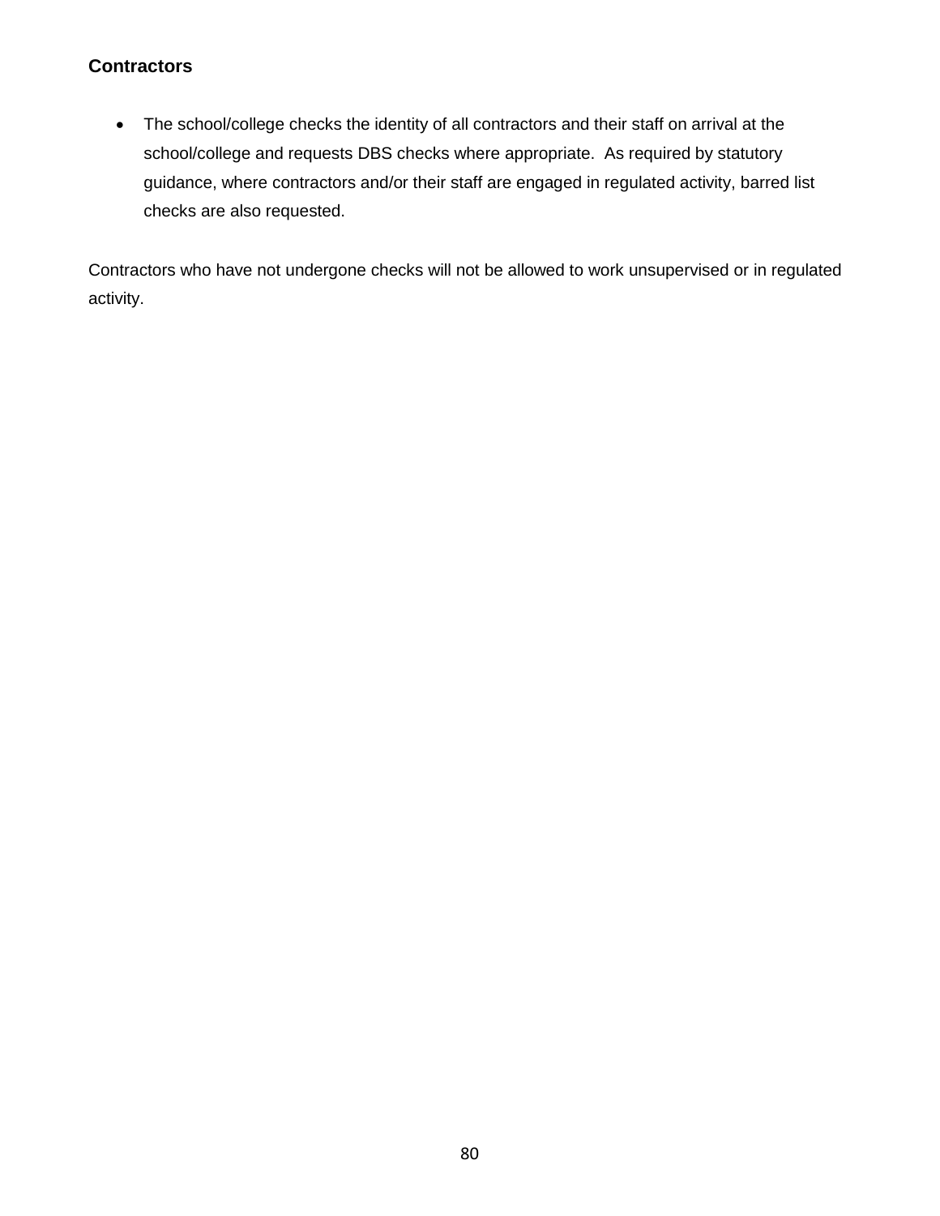**Contractors**

- The school/college checks the identity of all contractors and their staff on arrival at the school/college and requests DBS checks where appropriate. As required by statutory guidance, where contractors and/or their staff are engaged in regulated activity, barred list checks are also requested.

Contractors who have not undergone checks will not be allowed to work unsupervised or in regulated activity.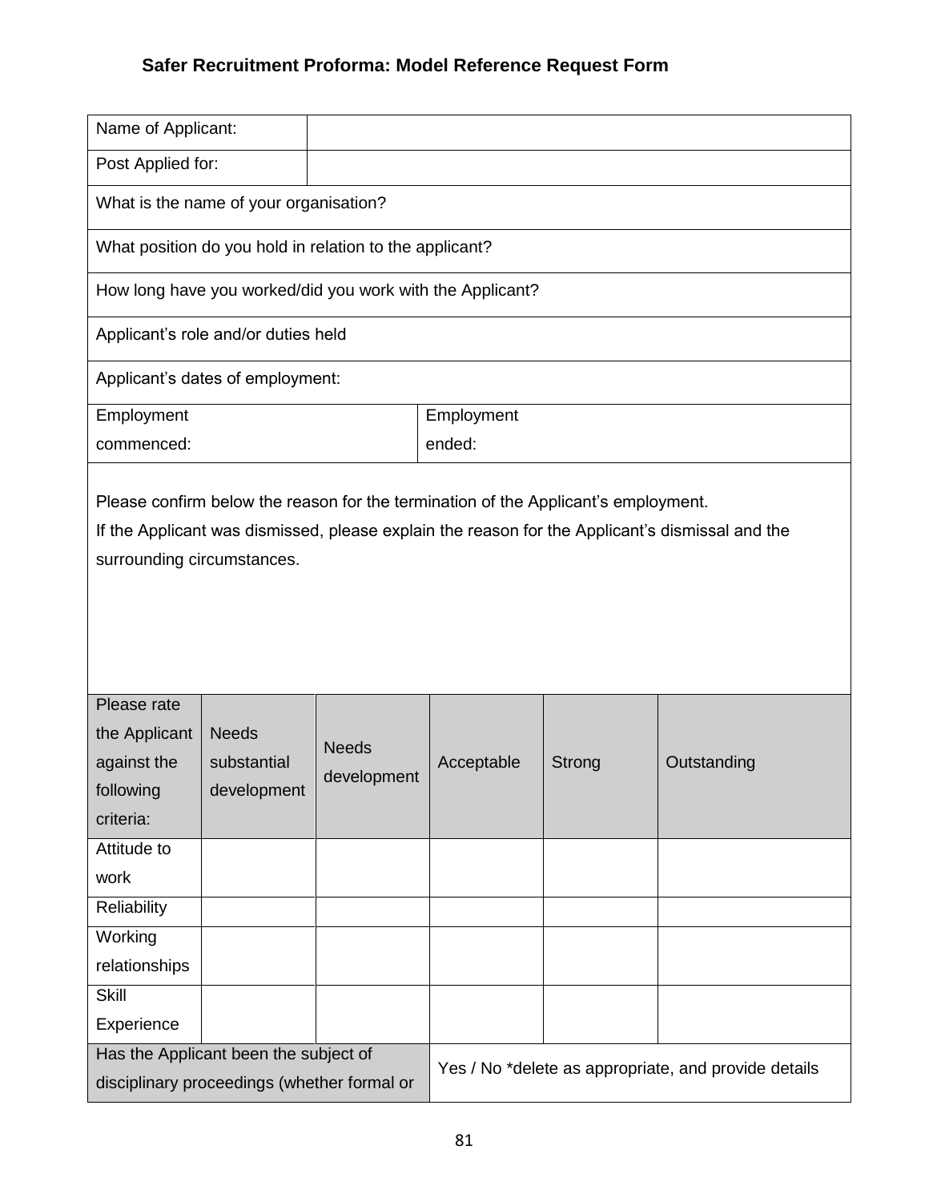### Safer Recruitment Proforma: Model Reference Request Form

| Name of Applicant: | |
|---|---|
| Post Applied for: | |
| What is the name of your organisation? | |
| What position do you hold in relation to the applicant? | |
| How long have you worked/did you work with the Applicant? | |
| Applicant's role and/or duties held | |
| Applicant's dates of employment: | |
| Employment commenced: | Employment ended: |

Please confirm below the reason for the termination of the Applicant's employment.
If the Applicant was dismissed, please explain the reason for the Applicant's dismissal and the surrounding circumstances.

| Please rate the Applicant against the following criteria: | Needs substantial development | Needs development | Acceptable | Strong | Outstanding |
|---|---|---|---|---|---|
| Attitude to work | | | | | |
| Reliability | | | | | |
| Working relationships | | | | | |
| Skill Experience | | | | | |

| Has the Applicant been the subject of disciplinary proceedings (whether formal or | Yes / No *delete as appropriate, and provide details |
|---|---|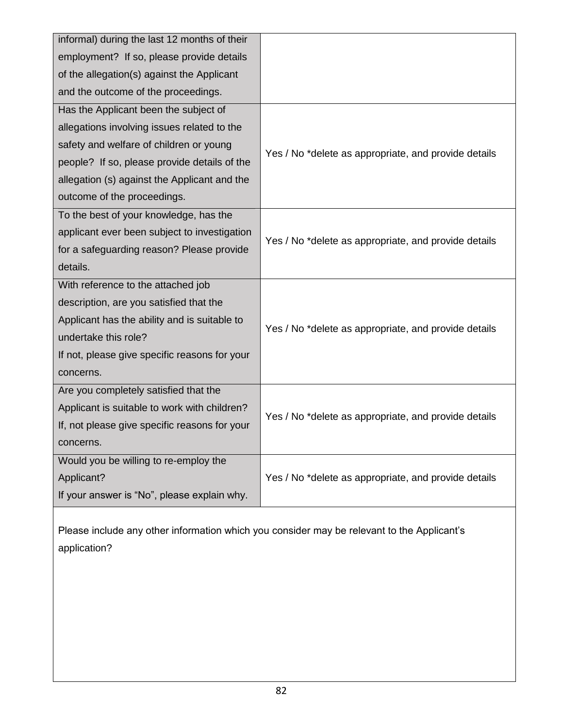| | |
|---|---|
| informal) during the last 12 months of their employment? If so, please provide details of the allegation(s) against the Applicant and the outcome of the proceedings. | |
| Has the Applicant been the subject of allegations involving issues related to the safety and welfare of children or young people? If so, please provide details of the allegation (s) against the Applicant and the outcome of the proceedings. | Yes / No *delete as appropriate, and provide details |
| To the best of your knowledge, has the applicant ever been subject to investigation for a safeguarding reason? Please provide details. | Yes / No *delete as appropriate, and provide details |
| With reference to the attached job description, are you satisfied that the Applicant has the ability and is suitable to undertake this role?<br>If not, please give specific reasons for your concerns. | Yes / No *delete as appropriate, and provide details |
| Are you completely satisfied that the Applicant is suitable to work with children? If, not please give specific reasons for your concerns. | Yes / No *delete as appropriate, and provide details |
| Would you be willing to re-employ the Applicant?<br>If your answer is "No", please explain why. | Yes / No *delete as appropriate, and provide details |

Please include any other information which you consider may be relevant to the Applicant's application?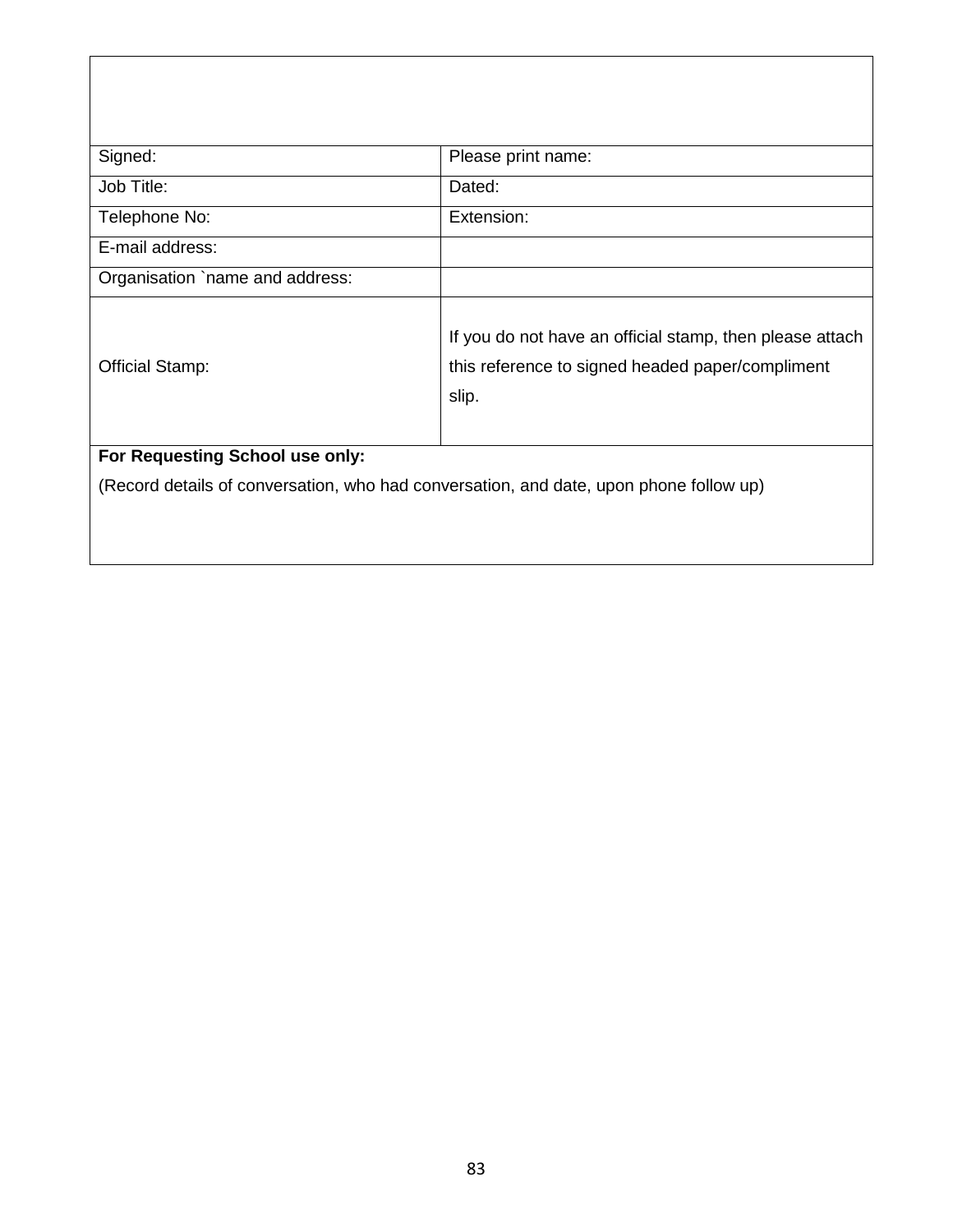| | |
|---|---|
| Signed: | Please print name: |
| Job Title: | Dated: |
| Telephone No: | Extension: |
| E-mail address: | |
| Organisation `name and address: | |
| Official Stamp: | If you do not have an official stamp, then please attach this reference to signed headed paper/compliment slip. |
| **For Requesting School use only:**<br>(Record details of conversation, who had conversation, and date, upon phone follow up) | |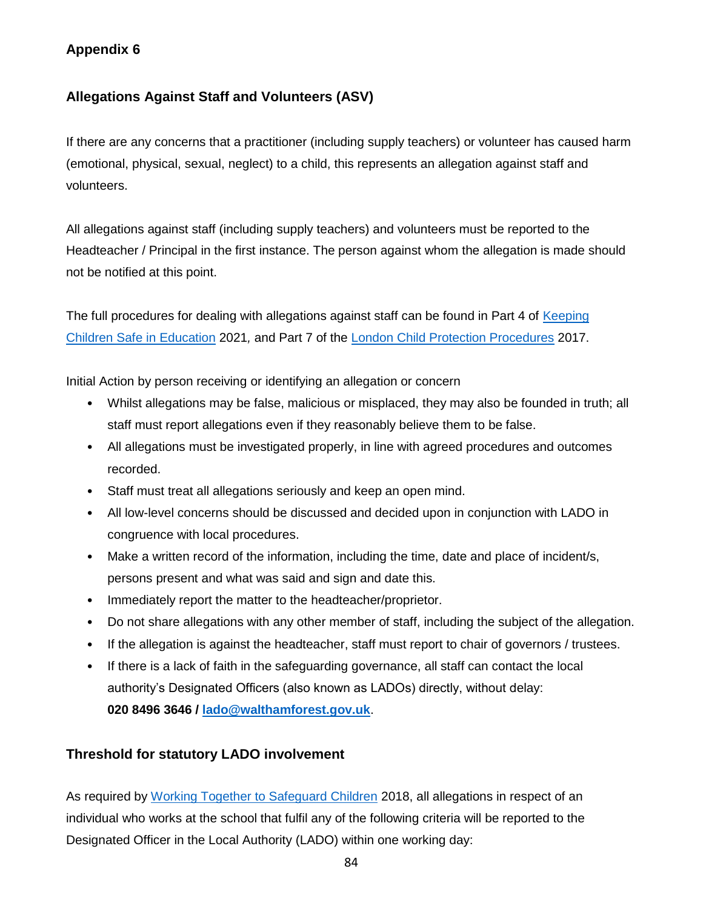## Appendix 6

### Allegations Against Staff and Volunteers (ASV)

If there are any concerns that a practitioner (including supply teachers) or volunteer has caused harm (emotional, physical, sexual, neglect) to a child, this represents an allegation against staff and volunteers.

All allegations against staff (including supply teachers) and volunteers must be reported to the Headteacher / Principal in the first instance. The person against whom the allegation is made should not be notified at this point.

The full procedures for dealing with allegations against staff can be found in Part 4 of [Keeping Children Safe in Education](#) 2021*,* and Part 7 of the [London Child Protection Procedures](#) 2017.

Initial Action by person receiving or identifying an allegation or concern

- Whilst allegations may be false, malicious or misplaced, they may also be founded in truth; all staff must report allegations even if they reasonably believe them to be false.
- All allegations must be investigated properly, in line with agreed procedures and outcomes recorded.
- Staff must treat all allegations seriously and keep an open mind.
- All low-level concerns should be discussed and decided upon in conjunction with LADO in congruence with local procedures.
- Make a written record of the information, including the time, date and place of incident/s, persons present and what was said and sign and date this.
- Immediately report the matter to the headteacher/proprietor.
- Do not share allegations with any other member of staff, including the subject of the allegation.
- If the allegation is against the headteacher, staff must report to chair of governors / trustees.
- If there is a lack of faith in the safeguarding governance, all staff can contact the local authority's Designated Officers (also known as LADOs) directly, without delay: **020 8496 3646 / [lado@walthamforest.gov.uk](mailto:lado@walthamforest.gov.uk)**.

### Threshold for statutory LADO involvement

As required by [Working Together to Safeguard Children](#) 2018, all allegations in respect of an individual who works at the school that fulfil any of the following criteria will be reported to the Designated Officer in the Local Authority (LADO) within one working day: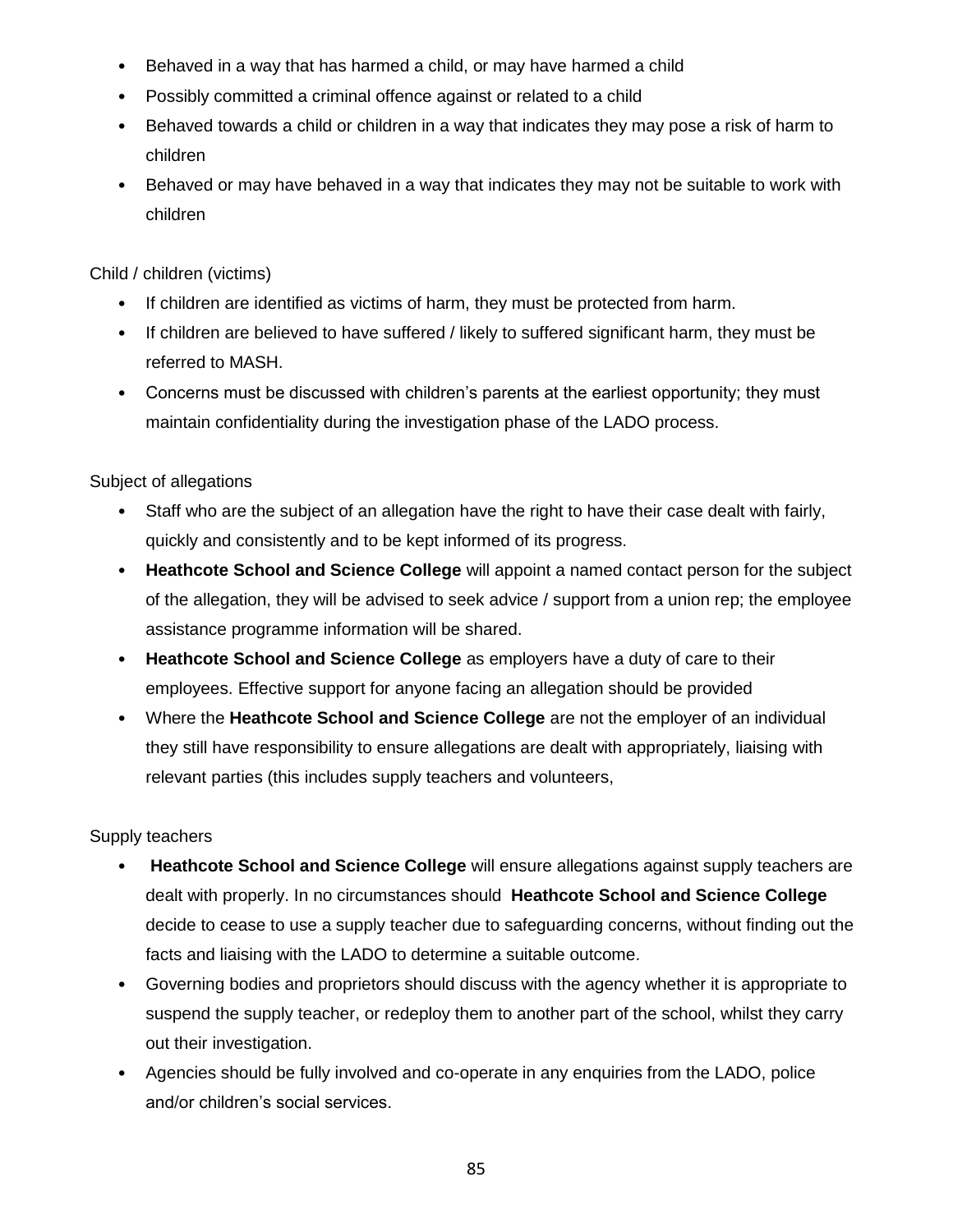- Behaved in a way that has harmed a child, or may have harmed a child
- Possibly committed a criminal offence against or related to a child
- Behaved towards a child or children in a way that indicates they may pose a risk of harm to children
- Behaved or may have behaved in a way that indicates they may not be suitable to work with children

Child / children (victims)

- If children are identified as victims of harm, they must be protected from harm.
- If children are believed to have suffered / likely to suffered significant harm, they must be referred to MASH.
- Concerns must be discussed with children's parents at the earliest opportunity; they must maintain confidentiality during the investigation phase of the LADO process.

Subject of allegations

- Staff who are the subject of an allegation have the right to have their case dealt with fairly, quickly and consistently and to be kept informed of its progress.
- **Heathcote School and Science College** will appoint a named contact person for the subject of the allegation, they will be advised to seek advice / support from a union rep; the employee assistance programme information will be shared.
- **Heathcote School and Science College** as employers have a duty of care to their employees. Effective support for anyone facing an allegation should be provided
- Where the **Heathcote School and Science College** are not the employer of an individual they still have responsibility to ensure allegations are dealt with appropriately, liaising with relevant parties (this includes supply teachers and volunteers,

Supply teachers

- **Heathcote School and Science College** will ensure allegations against supply teachers are dealt with properly. In no circumstances should **Heathcote School and Science College** decide to cease to use a supply teacher due to safeguarding concerns, without finding out the facts and liaising with the LADO to determine a suitable outcome.
- Governing bodies and proprietors should discuss with the agency whether it is appropriate to suspend the supply teacher, or redeploy them to another part of the school, whilst they carry out their investigation.
- Agencies should be fully involved and co-operate in any enquiries from the LADO, police and/or children's social services.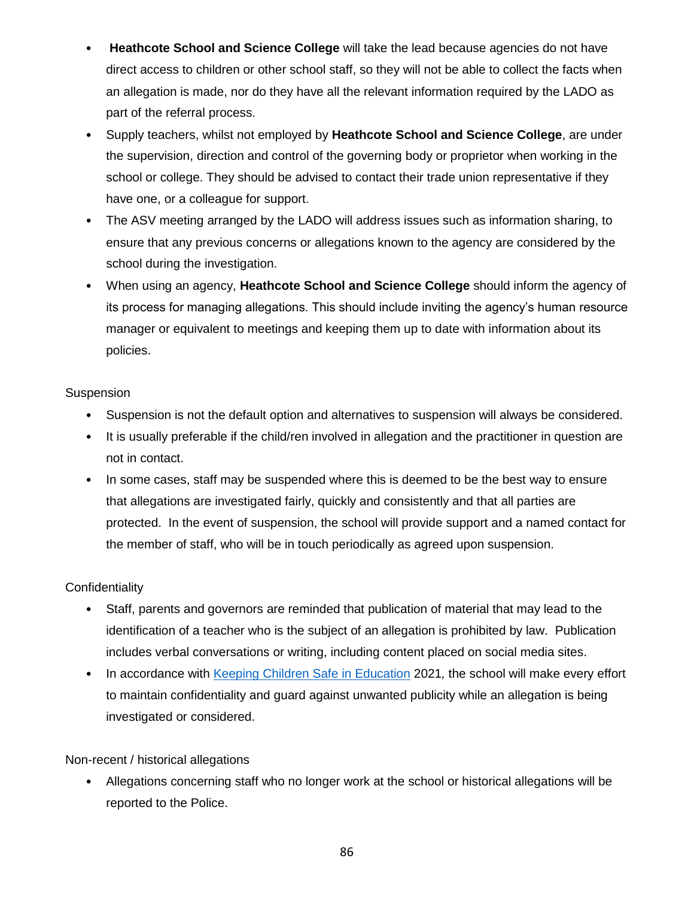- **Heathcote School and Science College** will take the lead because agencies do not have direct access to children or other school staff, so they will not be able to collect the facts when an allegation is made, nor do they have all the relevant information required by the LADO as part of the referral process.
- Supply teachers, whilst not employed by **Heathcote School and Science College**, are under the supervision, direction and control of the governing body or proprietor when working in the school or college. They should be advised to contact their trade union representative if they have one, or a colleague for support.
- The ASV meeting arranged by the LADO will address issues such as information sharing, to ensure that any previous concerns or allegations known to the agency are considered by the school during the investigation.
- When using an agency, **Heathcote School and Science College** should inform the agency of its process for managing allegations. This should include inviting the agency's human resource manager or equivalent to meetings and keeping them up to date with information about its policies.

Suspension

- Suspension is not the default option and alternatives to suspension will always be considered.
- It is usually preferable if the child/ren involved in allegation and the practitioner in question are not in contact.
- In some cases, staff may be suspended where this is deemed to be the best way to ensure that allegations are investigated fairly, quickly and consistently and that all parties are protected. In the event of suspension, the school will provide support and a named contact for the member of staff, who will be in touch periodically as agreed upon suspension.

Confidentiality

- Staff, parents and governors are reminded that publication of material that may lead to the identification of a teacher who is the subject of an allegation is prohibited by law. Publication includes verbal conversations or writing, including content placed on social media sites.
- In accordance with Keeping Children Safe in Education 2021*,* the school will make every effort to maintain confidentiality and guard against unwanted publicity while an allegation is being investigated or considered.

Non-recent / historical allegations

- Allegations concerning staff who no longer work at the school or historical allegations will be reported to the Police.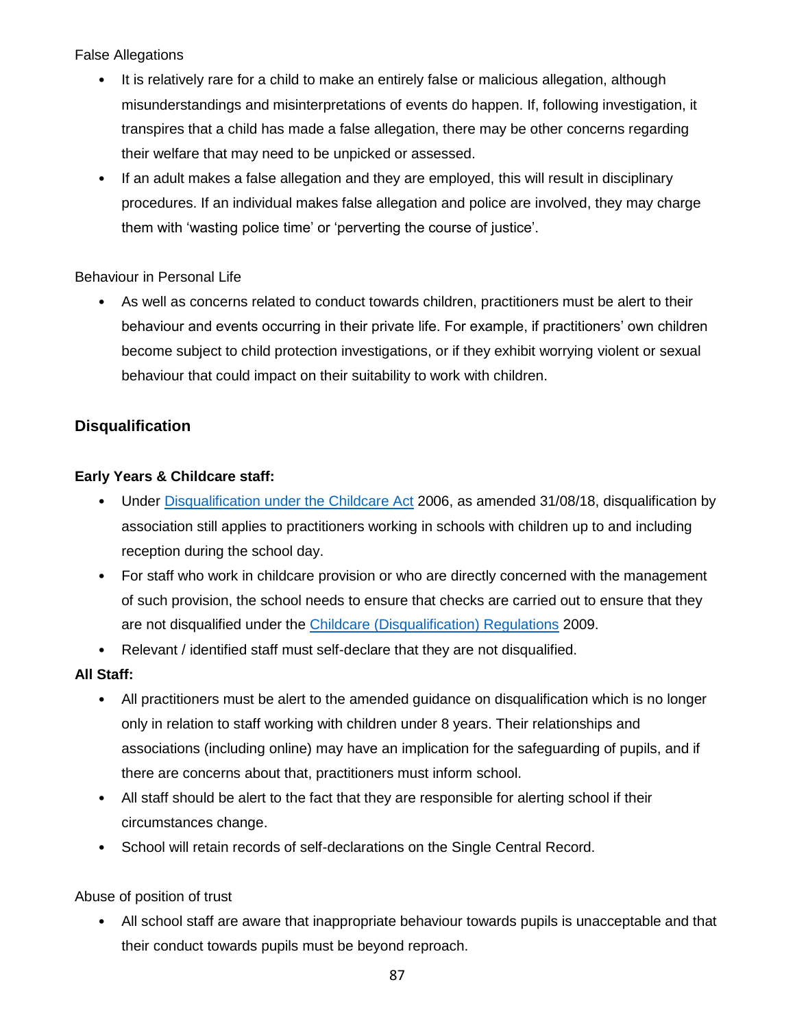False Allegations

- It is relatively rare for a child to make an entirely false or malicious allegation, although misunderstandings and misinterpretations of events do happen. If, following investigation, it transpires that a child has made a false allegation, there may be other concerns regarding their welfare that may need to be unpicked or assessed.
- If an adult makes a false allegation and they are employed, this will result in disciplinary procedures. If an individual makes false allegation and police are involved, they may charge them with 'wasting police time' or 'perverting the course of justice'.

Behaviour in Personal Life

- As well as concerns related to conduct towards children, practitioners must be alert to their behaviour and events occurring in their private life. For example, if practitioners' own children become subject to child protection investigations, or if they exhibit worrying violent or sexual behaviour that could impact on their suitability to work with children.

## Disqualification

**Early Years & Childcare staff:**

- Under Disqualification under the Childcare Act 2006, as amended 31/08/18, disqualification by association still applies to practitioners working in schools with children up to and including reception during the school day.
- For staff who work in childcare provision or who are directly concerned with the management of such provision, the school needs to ensure that checks are carried out to ensure that they are not disqualified under the Childcare (Disqualification) Regulations 2009.
- Relevant / identified staff must self-declare that they are not disqualified.

**All Staff:**

- All practitioners must be alert to the amended guidance on disqualification which is no longer only in relation to staff working with children under 8 years. Their relationships and associations (including online) may have an implication for the safeguarding of pupils, and if there are concerns about that, practitioners must inform school.
- All staff should be alert to the fact that they are responsible for alerting school if their circumstances change.
- School will retain records of self-declarations on the Single Central Record.

Abuse of position of trust

- All school staff are aware that inappropriate behaviour towards pupils is unacceptable and that their conduct towards pupils must be beyond reproach.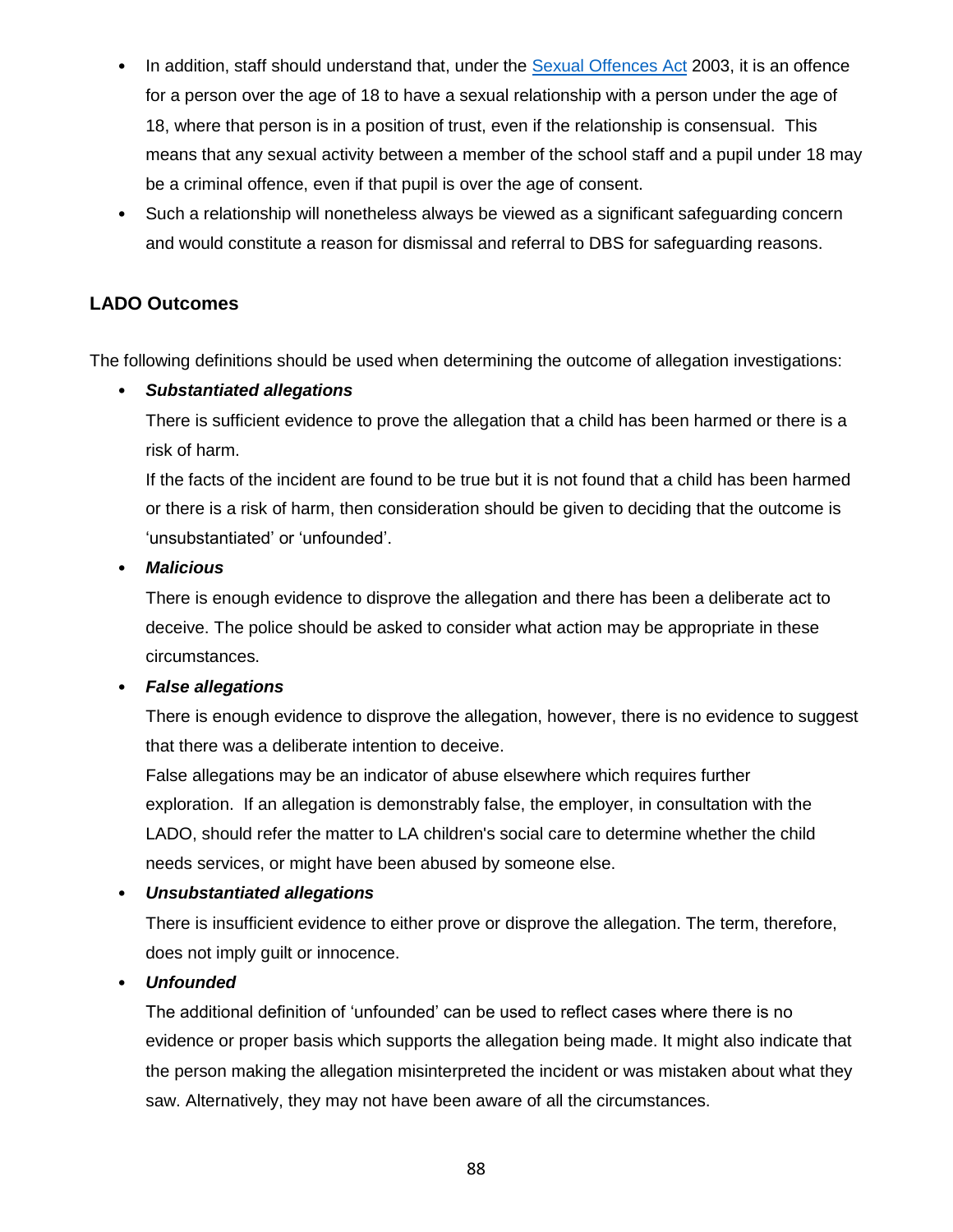- In addition, staff should understand that, under the [Sexual Offences Act](#) 2003, it is an offence for a person over the age of 18 to have a sexual relationship with a person under the age of 18, where that person is in a position of trust, even if the relationship is consensual. This means that any sexual activity between a member of the school staff and a pupil under 18 may be a criminal offence, even if that pupil is over the age of consent.
- Such a relationship will nonetheless always be viewed as a significant safeguarding concern and would constitute a reason for dismissal and referral to DBS for safeguarding reasons.

## LADO Outcomes

The following definitions should be used when determining the outcome of allegation investigations:

- ***Substantiated allegations***

  There is sufficient evidence to prove the allegation that a child has been harmed or there is a risk of harm.

  If the facts of the incident are found to be true but it is not found that a child has been harmed or there is a risk of harm, then consideration should be given to deciding that the outcome is 'unsubstantiated' or 'unfounded'.

- ***Malicious***

  There is enough evidence to disprove the allegation and there has been a deliberate act to deceive. The police should be asked to consider what action may be appropriate in these circumstances.

- ***False allegations***

  There is enough evidence to disprove the allegation, however, there is no evidence to suggest that there was a deliberate intention to deceive.

  False allegations may be an indicator of abuse elsewhere which requires further exploration. If an allegation is demonstrably false, the employer, in consultation with the LADO, should refer the matter to LA children's social care to determine whether the child needs services, or might have been abused by someone else.

- ***Unsubstantiated allegations***

  There is insufficient evidence to either prove or disprove the allegation. The term, therefore, does not imply guilt or innocence.

- ***Unfounded***

  The additional definition of 'unfounded' can be used to reflect cases where there is no evidence or proper basis which supports the allegation being made. It might also indicate that the person making the allegation misinterpreted the incident or was mistaken about what they saw. Alternatively, they may not have been aware of all the circumstances.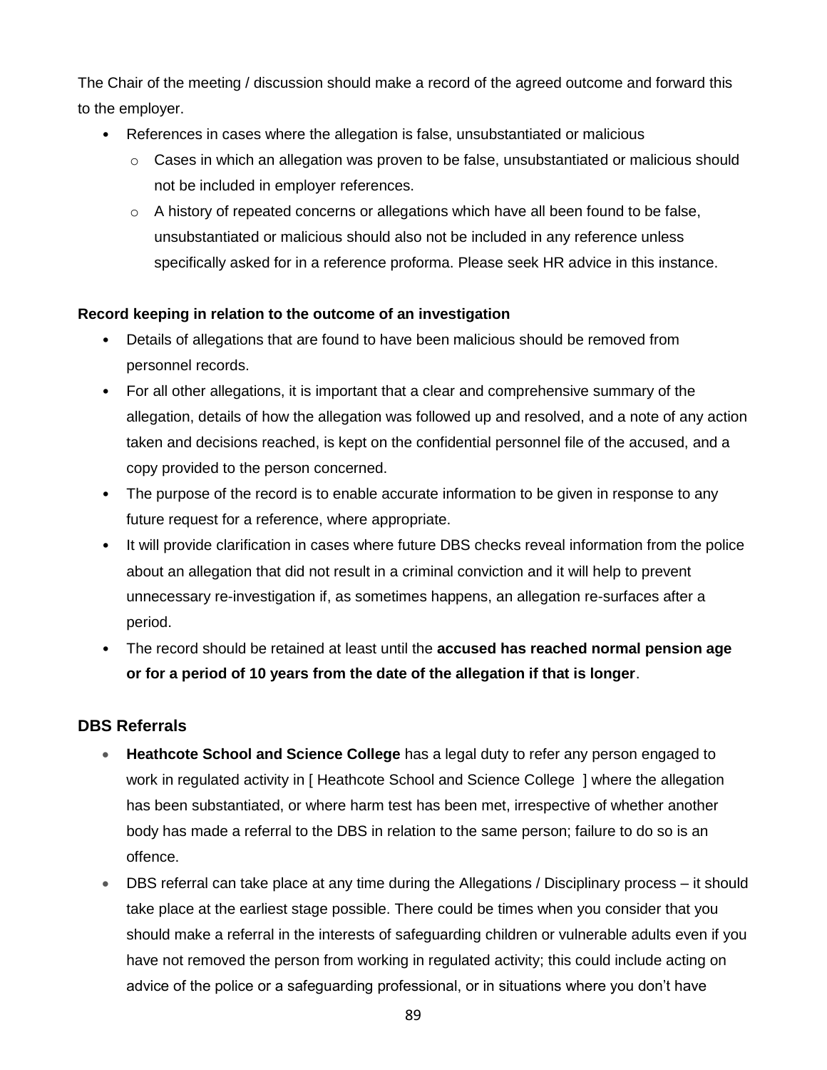The Chair of the meeting / discussion should make a record of the agreed outcome and forward this to the employer.

- References in cases where the allegation is false, unsubstantiated or malicious
  - Cases in which an allegation was proven to be false, unsubstantiated or malicious should not be included in employer references.
  - A history of repeated concerns or allegations which have all been found to be false, unsubstantiated or malicious should also not be included in any reference unless specifically asked for in a reference proforma. Please seek HR advice in this instance.

**Record keeping in relation to the outcome of an investigation**

- Details of allegations that are found to have been malicious should be removed from personnel records.
- For all other allegations, it is important that a clear and comprehensive summary of the allegation, details of how the allegation was followed up and resolved, and a note of any action taken and decisions reached, is kept on the confidential personnel file of the accused, and a copy provided to the person concerned.
- The purpose of the record is to enable accurate information to be given in response to any future request for a reference, where appropriate.
- It will provide clarification in cases where future DBS checks reveal information from the police about an allegation that did not result in a criminal conviction and it will help to prevent unnecessary re-investigation if, as sometimes happens, an allegation re-surfaces after a period.
- The record should be retained at least until the **accused has reached normal pension age or for a period of 10 years from the date of the allegation if that is longer**.

## DBS Referrals

- **Heathcote School and Science College** has a legal duty to refer any person engaged to work in regulated activity in [ Heathcote School and Science College ] where the allegation has been substantiated, or where harm test has been met, irrespective of whether another body has made a referral to the DBS in relation to the same person; failure to do so is an offence.
- DBS referral can take place at any time during the Allegations / Disciplinary process – it should take place at the earliest stage possible. There could be times when you consider that you should make a referral in the interests of safeguarding children or vulnerable adults even if you have not removed the person from working in regulated activity; this could include acting on advice of the police or a safeguarding professional, or in situations where you don't have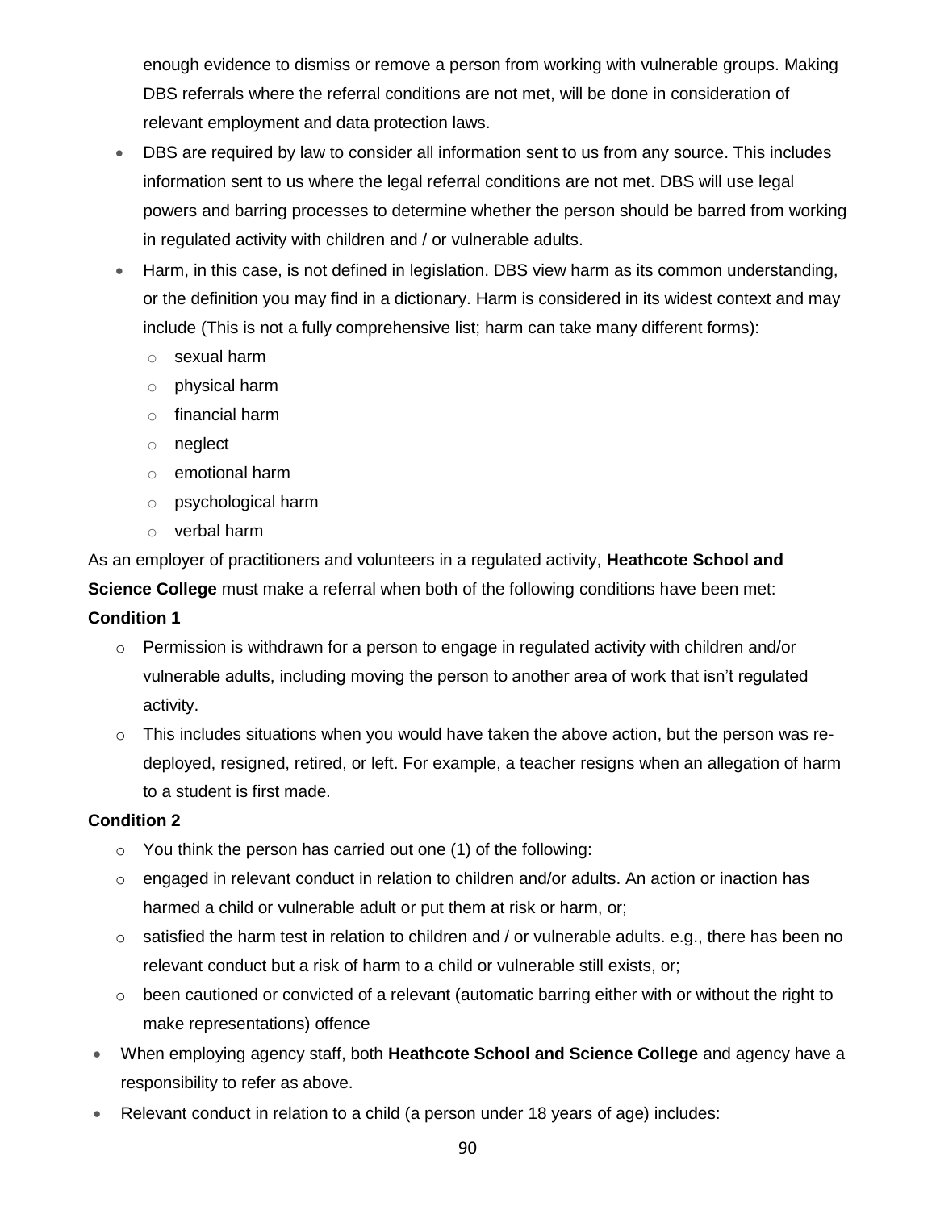enough evidence to dismiss or remove a person from working with vulnerable groups. Making DBS referrals where the referral conditions are not met, will be done in consideration of relevant employment and data protection laws.

- DBS are required by law to consider all information sent to us from any source. This includes information sent to us where the legal referral conditions are not met. DBS will use legal powers and barring processes to determine whether the person should be barred from working in regulated activity with children and / or vulnerable adults.
- Harm, in this case, is not defined in legislation. DBS view harm as its common understanding, or the definition you may find in a dictionary. Harm is considered in its widest context and may include (This is not a fully comprehensive list; harm can take many different forms):
  - sexual harm
  - physical harm
  - financial harm
  - neglect
  - emotional harm
  - psychological harm
  - verbal harm

As an employer of practitioners and volunteers in a regulated activity, **Heathcote School and Science College** must make a referral when both of the following conditions have been met:

**Condition 1**

- Permission is withdrawn for a person to engage in regulated activity with children and/or vulnerable adults, including moving the person to another area of work that isn't regulated activity.
- This includes situations when you would have taken the above action, but the person was re-deployed, resigned, retired, or left. For example, a teacher resigns when an allegation of harm to a student is first made.

**Condition 2**

- You think the person has carried out one (1) of the following:
- engaged in relevant conduct in relation to children and/or adults. An action or inaction has harmed a child or vulnerable adult or put them at risk or harm, or;
- satisfied the harm test in relation to children and / or vulnerable adults. e.g., there has been no relevant conduct but a risk of harm to a child or vulnerable still exists, or;
- been cautioned or convicted of a relevant (automatic barring either with or without the right to make representations) offence

- When employing agency staff, both **Heathcote School and Science College** and agency have a responsibility to refer as above.
- Relevant conduct in relation to a child (a person under 18 years of age) includes: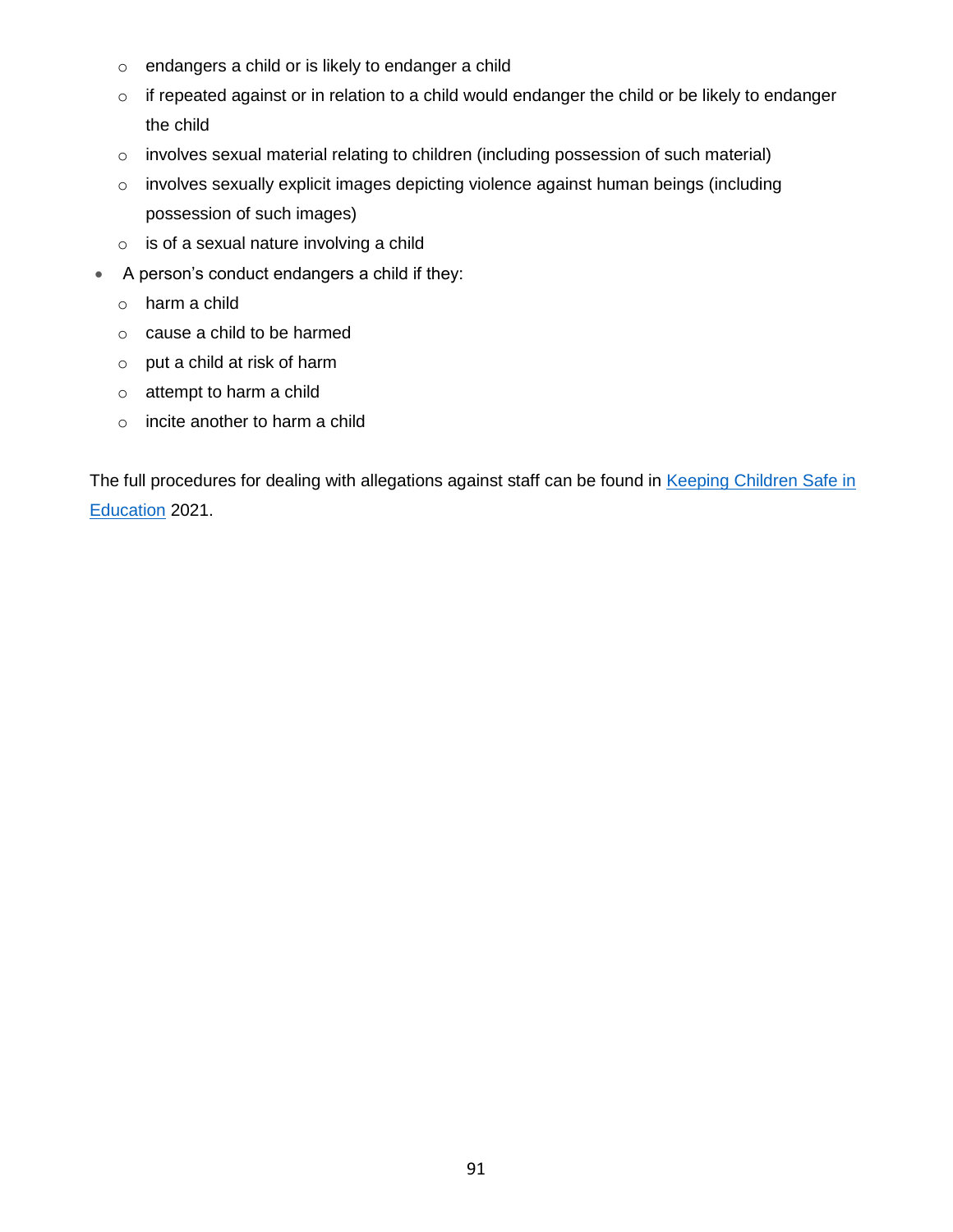- endangers a child or is likely to endanger a child
    - if repeated against or in relation to a child would endanger the child or be likely to endanger the child
    - involves sexual material relating to children (including possession of such material)
    - involves sexually explicit images depicting violence against human beings (including possession of such images)
    - is of a sexual nature involving a child
- A person's conduct endangers a child if they:
    - harm a child
    - cause a child to be harmed
    - put a child at risk of harm
    - attempt to harm a child
    - incite another to harm a child

The full procedures for dealing with allegations against staff can be found in Keeping Children Safe in Education 2021.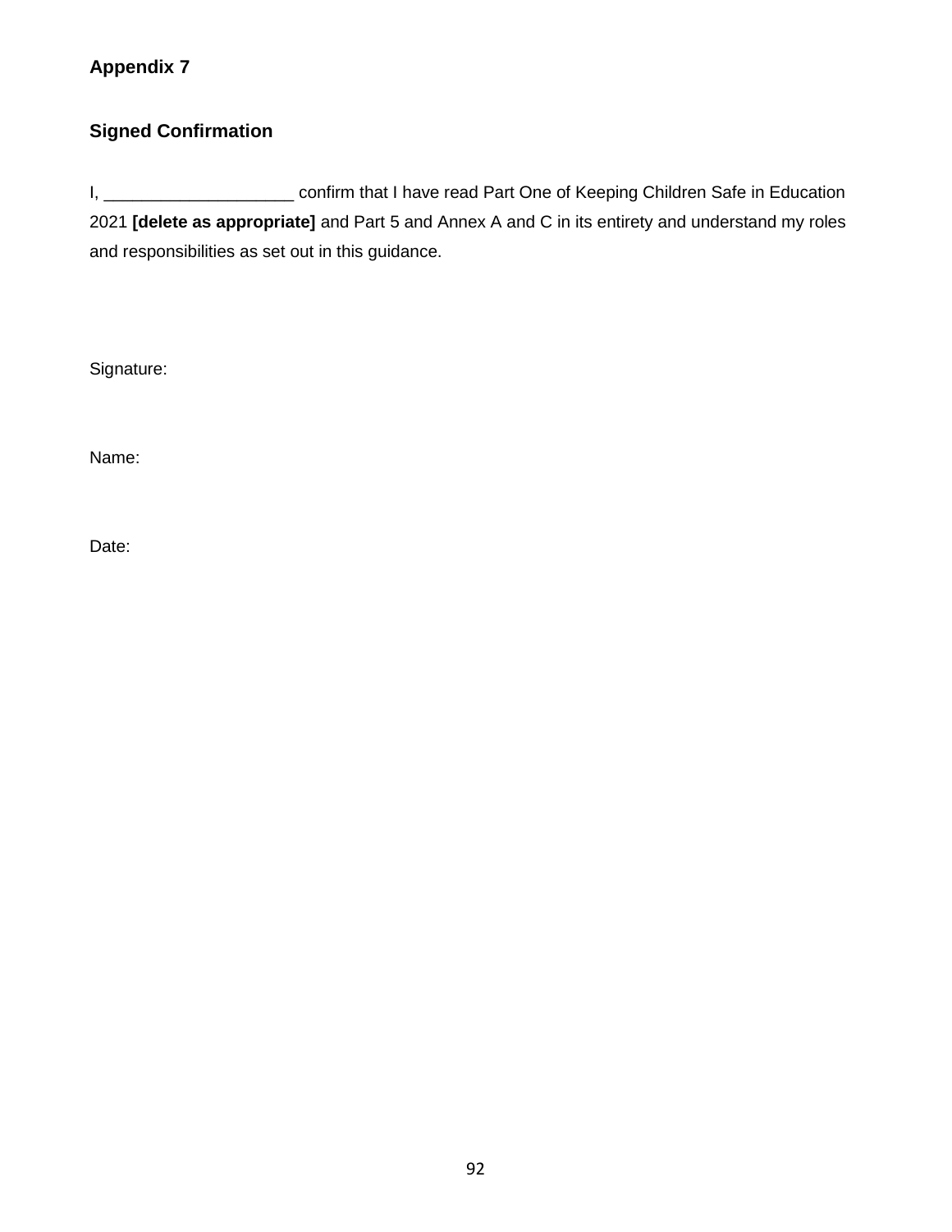**Appendix 7**

**Signed Confirmation**

I, ____________________ confirm that I have read Part One of Keeping Children Safe in Education 2021 **[delete as appropriate]** and Part 5 and Annex A and C in its entirety and understand my roles and responsibilities as set out in this guidance.

Signature:

Name:

Date: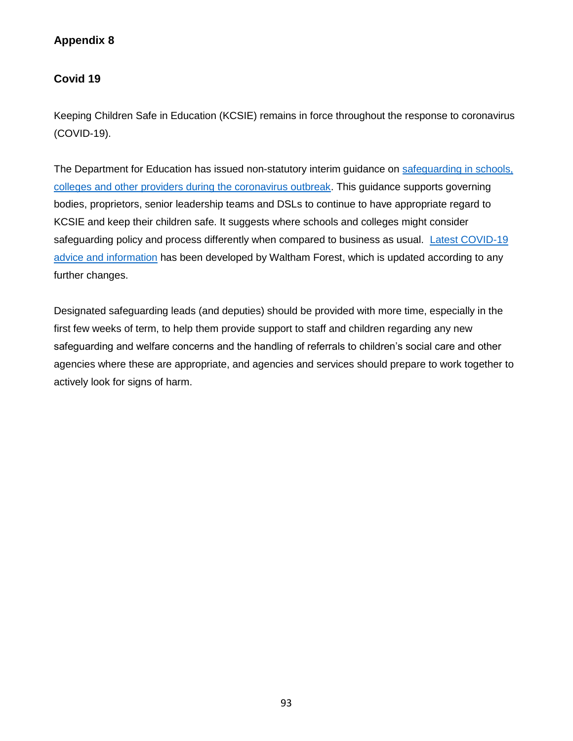## Appendix 8

## Covid 19

Keeping Children Safe in Education (KCSIE) remains in force throughout the response to coronavirus (COVID-19).

The Department for Education has issued non-statutory interim guidance on [safeguarding in schools, colleges and other providers during the coronavirus outbreak](). This guidance supports governing bodies, proprietors, senior leadership teams and DSLs to continue to have appropriate regard to KCSIE and keep their children safe. It suggests where schools and colleges might consider safeguarding policy and process differently when compared to business as usual. [Latest COVID-19 advice and information]() has been developed by Waltham Forest, which is updated according to any further changes.

Designated safeguarding leads (and deputies) should be provided with more time, especially in the first few weeks of term, to help them provide support to staff and children regarding any new safeguarding and welfare concerns and the handling of referrals to children's social care and other agencies where these are appropriate, and agencies and services should prepare to work together to actively look for signs of harm.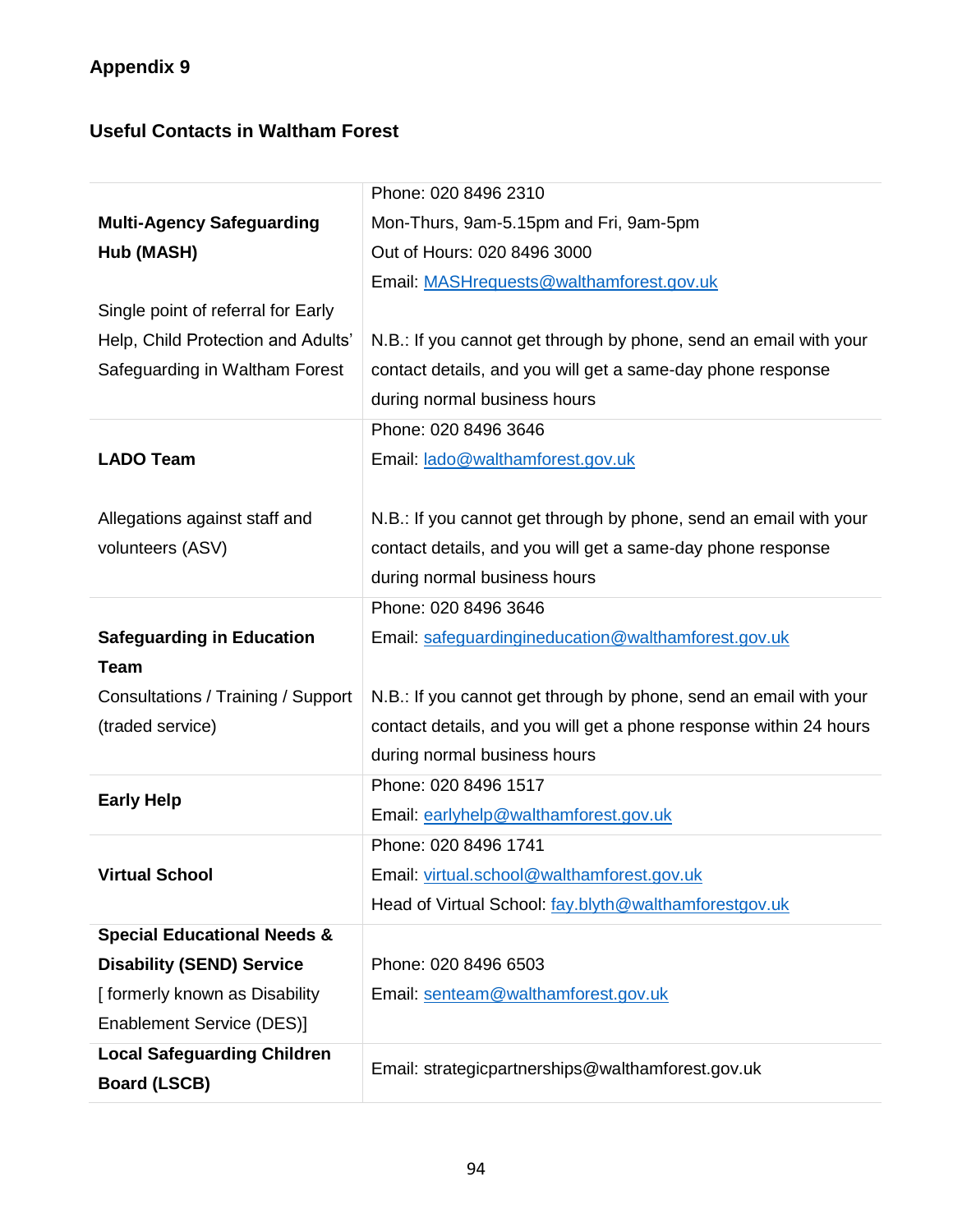## Appendix 9

### Useful Contacts in Waltham Forest

| | |
|---|---|
| **Multi-Agency Safeguarding Hub (MASH)**<br><br>Single point of referral for Early Help, Child Protection and Adults' Safeguarding in Waltham Forest | Phone: 020 8496 2310<br>Mon-Thurs, 9am-5.15pm and Fri, 9am-5pm<br>Out of Hours: 020 8496 3000<br>Email: MASHrequests@walthamforest.gov.uk<br><br>N.B.: If you cannot get through by phone, send an email with your contact details, and you will get a same-day phone response during normal business hours |
| **LADO Team**<br><br>Allegations against staff and volunteers (ASV) | Phone: 020 8496 3646<br>Email: lado@walthamforest.gov.uk<br><br>N.B.: If you cannot get through by phone, send an email with your contact details, and you will get a same-day phone response during normal business hours |
| **Safeguarding in Education Team**<br>Consultations / Training / Support (traded service) | Phone: 020 8496 3646<br>Email: safeguardingineducation@walthamforest.gov.uk<br><br>N.B.: If you cannot get through by phone, send an email with your contact details, and you will get a phone response within 24 hours during normal business hours |
| **Early Help** | Phone: 020 8496 1517<br>Email: earlyhelp@walthamforest.gov.uk |
| **Virtual School** | Phone: 020 8496 1741<br>Email: virtual.school@walthamforest.gov.uk<br>Head of Virtual School: fay.blyth@walthamforestgov.uk |
| **Special Educational Needs & Disability (SEND) Service**<br>[ formerly known as Disability Enablement Service (DES)] | Phone: 020 8496 6503<br>Email: senteam@walthamforest.gov.uk |
| **Local Safeguarding Children Board (LSCB)** | Email: strategicpartnerships@walthamforest.gov.uk |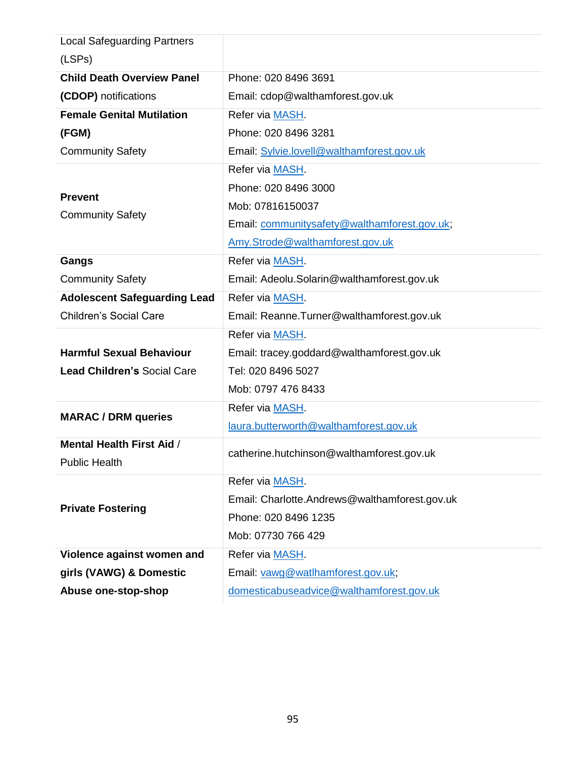| | |
|---|---|
| Local Safeguarding Partners (LSPs) | |
| **Child Death Overview Panel (CDOP)** notifications | Phone: 020 8496 3691<br>Email: cdop@walthamforest.gov.uk |
| **Female Genital Mutilation (FGM)**<br>Community Safety | Refer via MASH.<br>Phone: 020 8496 3281<br>Email: Sylvie.lovell@walthamforest.gov.uk |
| **Prevent**<br>Community Safety | Refer via MASH.<br>Phone: 020 8496 3000<br>Mob: 07816150037<br>Email: communitysafety@walthamforest.gov.uk;<br>Amy.Strode@walthamforest.gov.uk |
| **Gangs**<br>Community Safety | Refer via MASH.<br>Email: Adeolu.Solarin@walthamforest.gov.uk |
| **Adolescent Safeguarding Lead**<br>Children's Social Care | Refer via MASH.<br>Email: Reanne.Turner@walthamforest.gov.uk |
| **Harmful Sexual Behaviour Lead Children's** Social Care | Refer via MASH.<br>Email: tracey.goddard@walthamforest.gov.uk<br>Tel: 020 8496 5027<br>Mob: 0797 476 8433 |
| **MARAC / DRM queries** | Refer via MASH.<br>laura.butterworth@walthamforest.gov.uk |
| **Mental Health First Aid** /<br>Public Health | catherine.hutchinson@walthamforest.gov.uk |
| **Private Fostering** | Refer via MASH.<br>Email: Charlotte.Andrews@walthamforest.gov.uk<br>Phone: 020 8496 1235<br>Mob: 07730 766 429 |
| **Violence against women and girls (VAWG) & Domestic Abuse one-stop-shop** | Refer via MASH.<br>Email: vawg@watlhamforest.gov.uk;<br>domesticabuseadvice@walthamforest.gov.uk |